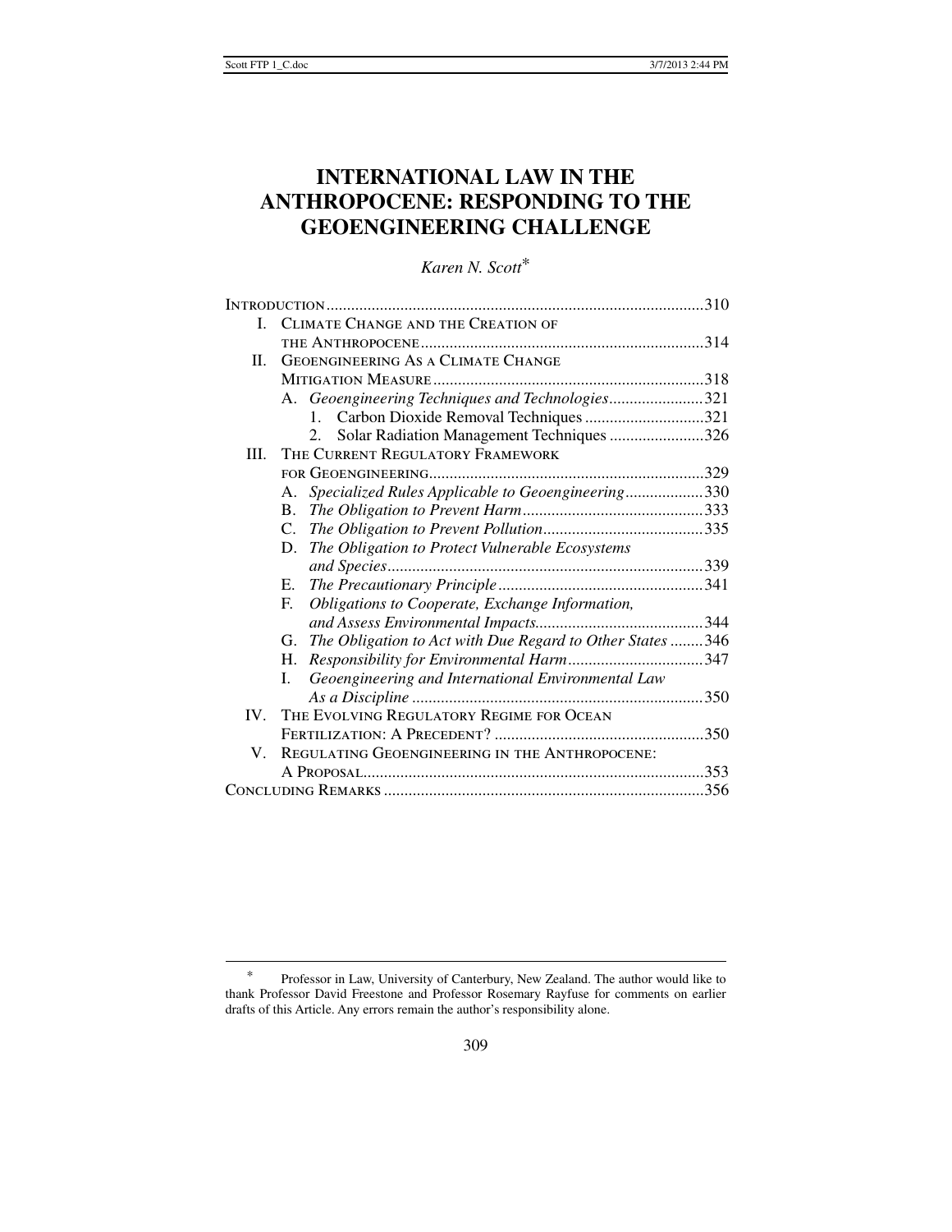# INTERNATIONAL LAW IN THE ANTHROPOCENE: RESPONDING TO THE GEOENGINEERING CHALLENGE

*Karen N. Scott*[*]

Introduction ..... 310

I. Climate Change and the Creation of the Anthropocene ..... 314

II. Geoengineering As a Climate Change Mitigation Measure ..... 318

- A. *Geoengineering Techniques and Technologies* ..... 321
  1. Carbon Dioxide Removal Techniques ..... 321
  2. Solar Radiation Management Techniques ..... 326

III. The Current Regulatory Framework for Geoengineering ..... 329

- A. *Specialized Rules Applicable to Geoengineering* ..... 330
- B. *The Obligation to Prevent Harm* ..... 333
- C. *The Obligation to Prevent Pollution* ..... 335
- D. *The Obligation to Protect Vulnerable Ecosystems and Species* ..... 339
- E. *The Precautionary Principle* ..... 341
- F. *Obligations to Cooperate, Exchange Information, and Assess Environmental Impacts* ..... 344
- G. *The Obligation to Act with Due Regard to Other States* ..... 346
- H. *Responsibility for Environmental Harm* ..... 347
- I. *Geoengineering and International Environmental Law As a Discipline* ..... 350

IV. The Evolving Regulatory Regime for Ocean Fertilization: A Precedent? ..... 350

V. Regulating Geoengineering in the Anthropocene: A Proposal ..... 353

Concluding Remarks ..... 356

---

[*] Professor in Law, University of Canterbury, New Zealand. The author would like to thank Professor David Freestone and Professor Rosemary Rayfuse for comments on earlier drafts of this Article. Any errors remain the author's responsibility alone.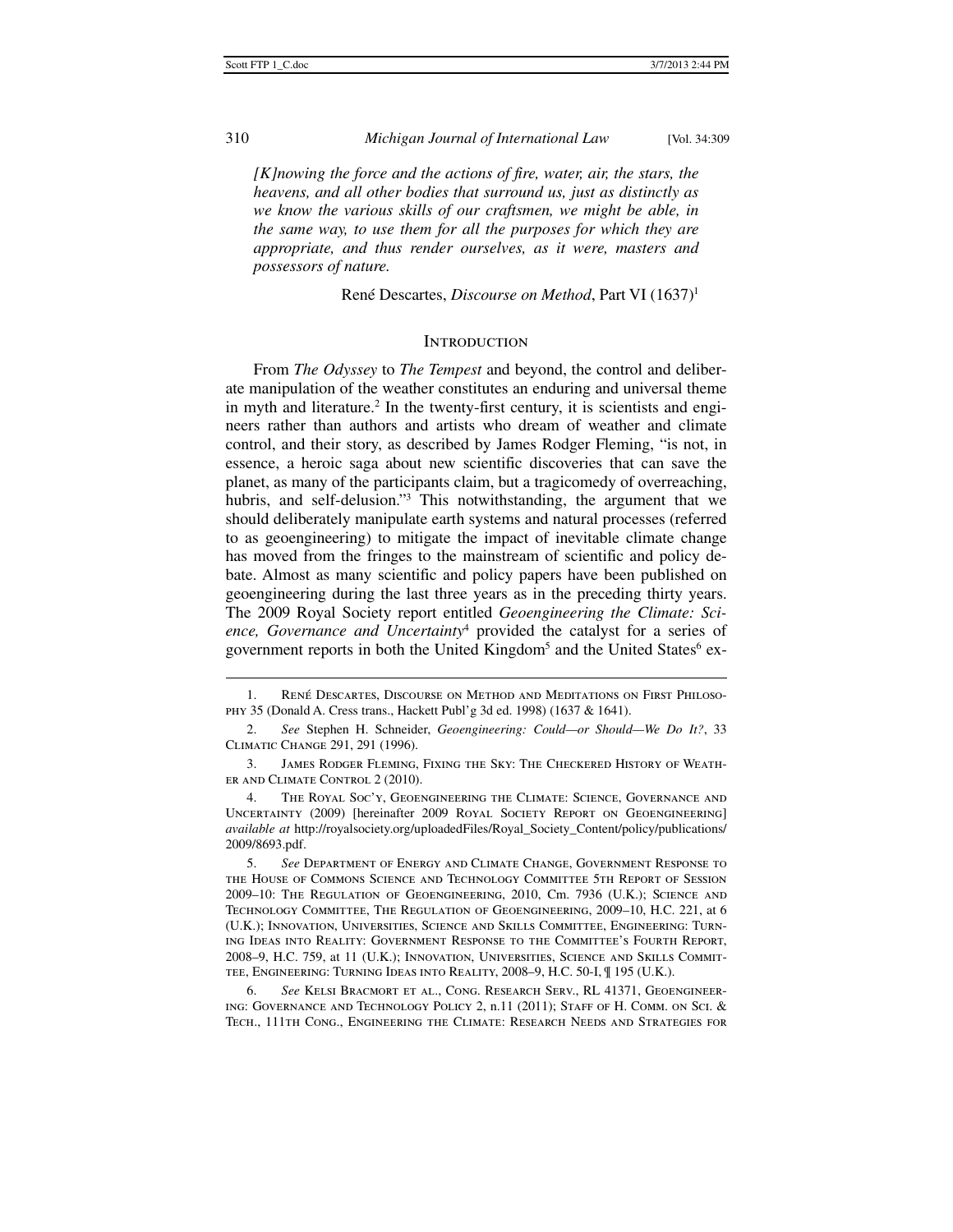*[K]nowing the force and the actions of fire, water, air, the stars, the heavens, and all other bodies that surround us, just as distinctly as we know the various skills of our craftsmen, we might be able, in the same way, to use them for all the purposes for which they are appropriate, and thus render ourselves, as it were, masters and possessors of nature.*

René Descartes, *Discourse on Method*, Part VI (1637)[1]

## Introduction

From *The Odyssey* to *The Tempest* and beyond, the control and deliberate manipulation of the weather constitutes an enduring and universal theme in myth and literature.[2] In the twenty-first century, it is scientists and engineers rather than authors and artists who dream of weather and climate control, and their story, as described by James Rodger Fleming, "is not, in essence, a heroic saga about new scientific discoveries that can save the planet, as many of the participants claim, but a tragicomedy of overreaching, hubris, and self-delusion."[3] This notwithstanding, the argument that we should deliberately manipulate earth systems and natural processes (referred to as geoengineering) to mitigate the impact of inevitable climate change has moved from the fringes to the mainstream of scientific and policy debate. Almost as many scientific and policy papers have been published on geoengineering during the last three years as in the preceding thirty years. The 2009 Royal Society report entitled *Geoengineering the Climate: Science, Governance and Uncertainty*[4] provided the catalyst for a series of government reports in both the United Kingdom[5] and the United States[6] ex-

---

1. René Descartes, Discourse on Method and Meditations on First Philosophy 35 (Donald A. Cress trans., Hackett Publ'g 3d ed. 1998) (1637 & 1641).

2. *See* Stephen H. Schneider, *Geoengineering: Could—or Should—We Do It?*, 33 Climatic Change 291, 291 (1996).

3. James Rodger Fleming, Fixing the Sky: The Checkered History of Weather and Climate Control 2 (2010).

4. The Royal Soc'y, Geoengineering the Climate: Science, Governance and Uncertainty (2009) [hereinafter 2009 Royal Society Report on Geoengineering] *available at* http://royalsociety.org/uploadedFiles/Royal_Society_Content/policy/publications/2009/8693.pdf.

5. *See* Department of Energy and Climate Change, Government Response to the House of Commons Science and Technology Committee 5th Report of Session 2009–10: The Regulation of Geoengineering, 2010, Cm. 7936 (U.K.); Science and Technology Committee, The Regulation of Geoengineering, 2009–10, H.C. 221, at 6 (U.K.); Innovation, Universities, Science and Skills Committee, Engineering: Turning Ideas into Reality: Government Response to the Committee's Fourth Report, 2008–9, H.C. 759, at 11 (U.K.); Innovation, Universities, Science and Skills Committee, Engineering: Turning Ideas into Reality, 2008–9, H.C. 50-I, ¶ 195 (U.K.).

6. *See* Kelsi Bracmort et al., Cong. Research Serv., RL 41371, Geoengineering: Governance and Technology Policy 2, n.11 (2011); Staff of H. Comm. on Sci. & Tech., 111th Cong., Engineering the Climate: Research Needs and Strategies for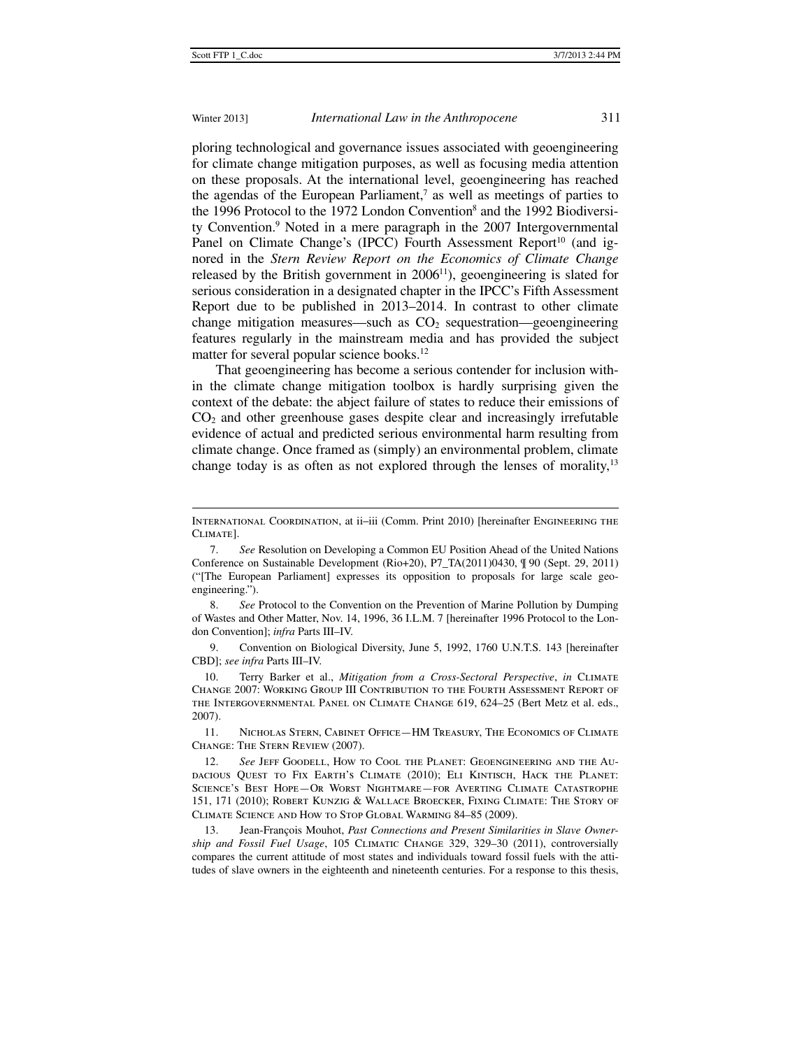ploring technological and governance issues associated with geoengineering for climate change mitigation purposes, as well as focusing media attention on these proposals. At the international level, geoengineering has reached the agendas of the European Parliament,[7] as well as meetings of parties to the 1996 Protocol to the 1972 London Convention[8] and the 1992 Biodiversity Convention.[9] Noted in a mere paragraph in the 2007 Intergovernmental Panel on Climate Change's (IPCC) Fourth Assessment Report[10] (and ignored in the *Stern Review Report on the Economics of Climate Change* released by the British government in 2006[11]), geoengineering is slated for serious consideration in a designated chapter in the IPCC's Fifth Assessment Report due to be published in 2013–2014. In contrast to other climate change mitigation measures—such as $CO_2$ sequestration—geoengineering features regularly in the mainstream media and has provided the subject matter for several popular science books.[12]

That geoengineering has become a serious contender for inclusion within the climate change mitigation toolbox is hardly surprising given the context of the debate: the abject failure of states to reduce their emissions of $CO_2$ and other greenhouse gases despite clear and increasingly irrefutable evidence of actual and predicted serious environmental harm resulting from climate change. Once framed as (simply) an environmental problem, climate change today is as often as not explored through the lenses of morality,[13]

---

International Coordination, at ii–iii (Comm. Print 2010) [hereinafter Engineering the Climate].

7. *See* Resolution on Developing a Common EU Position Ahead of the United Nations Conference on Sustainable Development (Rio+20), P7_TA(2011)0430, ¶ 90 (Sept. 29, 2011) ("[The European Parliament] expresses its opposition to proposals for large scale geo-engineering.").

8. *See* Protocol to the Convention on the Prevention of Marine Pollution by Dumping of Wastes and Other Matter, Nov. 14, 1996, 36 I.L.M. 7 [hereinafter 1996 Protocol to the London Convention]; *infra* Parts III–IV.

9. Convention on Biological Diversity, June 5, 1992, 1760 U.N.T.S. 143 [hereinafter CBD]; *see infra* Parts III–IV.

10. Terry Barker et al., *Mitigation from a Cross-Sectoral Perspective*, *in* Climate Change 2007: Working Group III Contribution to the Fourth Assessment Report of the Intergovernmental Panel on Climate Change 619, 624–25 (Bert Metz et al. eds., 2007).

11. Nicholas Stern, Cabinet Office—HM Treasury, The Economics of Climate Change: The Stern Review (2007).

12. *See* Jeff Goodell, How to Cool the Planet: Geoengineering and the Audacious Quest to Fix Earth's Climate (2010); Eli Kintisch, Hack the Planet: Science's Best Hope—Or Worst Nightmare—for Averting Climate Catastrophe 151, 171 (2010); Robert Kunzig & Wallace Broecker, Fixing Climate: The Story of Climate Science and How to Stop Global Warming 84–85 (2009).

13. Jean-François Mouhot, *Past Connections and Present Similarities in Slave Ownership and Fossil Fuel Usage*, 105 Climatic Change 329, 329–30 (2011), controversially compares the current attitude of most states and individuals toward fossil fuels with the attitudes of slave owners in the eighteenth and nineteenth centuries. For a response to this thesis,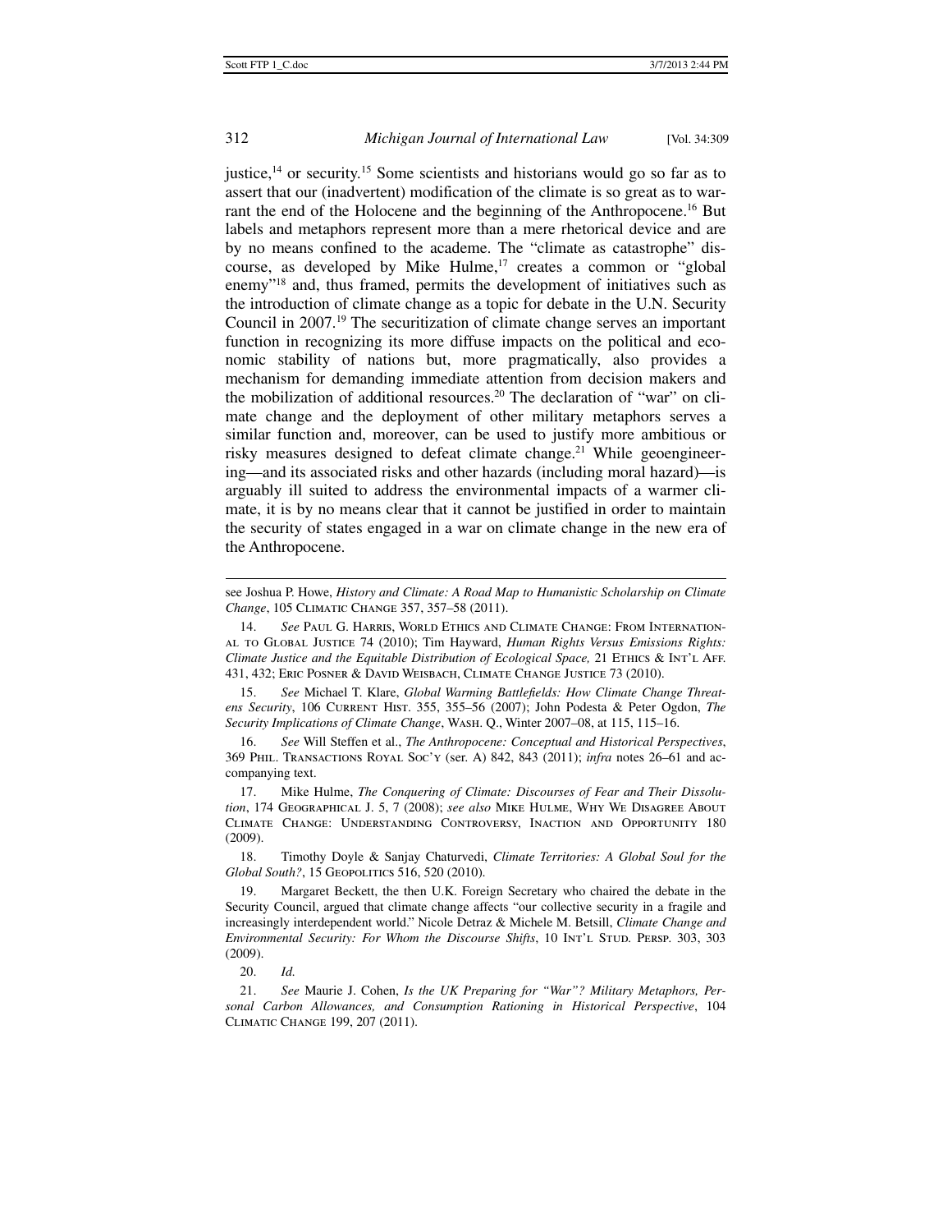justice,[14] or security.[15] Some scientists and historians would go so far as to assert that our (inadvertent) modification of the climate is so great as to warrant the end of the Holocene and the beginning of the Anthropocene.[16] But labels and metaphors represent more than a mere rhetorical device and are by no means confined to the academe. The "climate as catastrophe" discourse, as developed by Mike Hulme,[17] creates a common or "global enemy"[18] and, thus framed, permits the development of initiatives such as the introduction of climate change as a topic for debate in the U.N. Security Council in 2007.[19] The securitization of climate change serves an important function in recognizing its more diffuse impacts on the political and economic stability of nations but, more pragmatically, also provides a mechanism for demanding immediate attention from decision makers and the mobilization of additional resources.[20] The declaration of "war" on climate change and the deployment of other military metaphors serves a similar function and, moreover, can be used to justify more ambitious or risky measures designed to defeat climate change.[21] While geoengineering—and its associated risks and other hazards (including moral hazard)—is arguably ill suited to address the environmental impacts of a warmer climate, it is by no means clear that it cannot be justified in order to maintain the security of states engaged in a war on climate change in the new era of the Anthropocene.

---

see Joshua P. Howe, *History and Climate: A Road Map to Humanistic Scholarship on Climate Change*, 105 Climatic Change 357, 357–58 (2011).

14. *See* Paul G. Harris, World Ethics and Climate Change: From International to Global Justice 74 (2010); Tim Hayward, *Human Rights Versus Emissions Rights: Climate Justice and the Equitable Distribution of Ecological Space,* 21 Ethics & Int'l Aff. 431, 432; Eric Posner & David Weisbach, Climate Change Justice 73 (2010).

15. *See* Michael T. Klare, *Global Warming Battlefields: How Climate Change Threatens Security*, 106 Current Hist. 355, 355–56 (2007); John Podesta & Peter Ogdon, *The Security Implications of Climate Change*, Wash. Q., Winter 2007–08, at 115, 115–16.

16. *See* Will Steffen et al., *The Anthropocene: Conceptual and Historical Perspectives*, 369 Phil. Transactions Royal Soc'y (ser. A) 842, 843 (2011); *infra* notes 26–61 and accompanying text.

17. Mike Hulme, *The Conquering of Climate: Discourses of Fear and Their Dissolution*, 174 Geographical J. 5, 7 (2008); *see also* Mike Hulme, Why We Disagree About Climate Change: Understanding Controversy, Inaction and Opportunity 180 (2009).

18. Timothy Doyle & Sanjay Chaturvedi, *Climate Territories: A Global Soul for the Global South?*, 15 Geopolitics 516, 520 (2010).

19. Margaret Beckett, the then U.K. Foreign Secretary who chaired the debate in the Security Council, argued that climate change affects "our collective security in a fragile and increasingly interdependent world." Nicole Detraz & Michele M. Betsill, *Climate Change and Environmental Security: For Whom the Discourse Shifts*, 10 Int'l Stud. Persp. 303, 303 (2009).

20. *Id.*

21. *See* Maurie J. Cohen, *Is the UK Preparing for "War"? Military Metaphors, Personal Carbon Allowances, and Consumption Rationing in Historical Perspective*, 104 Climatic Change 199, 207 (2011).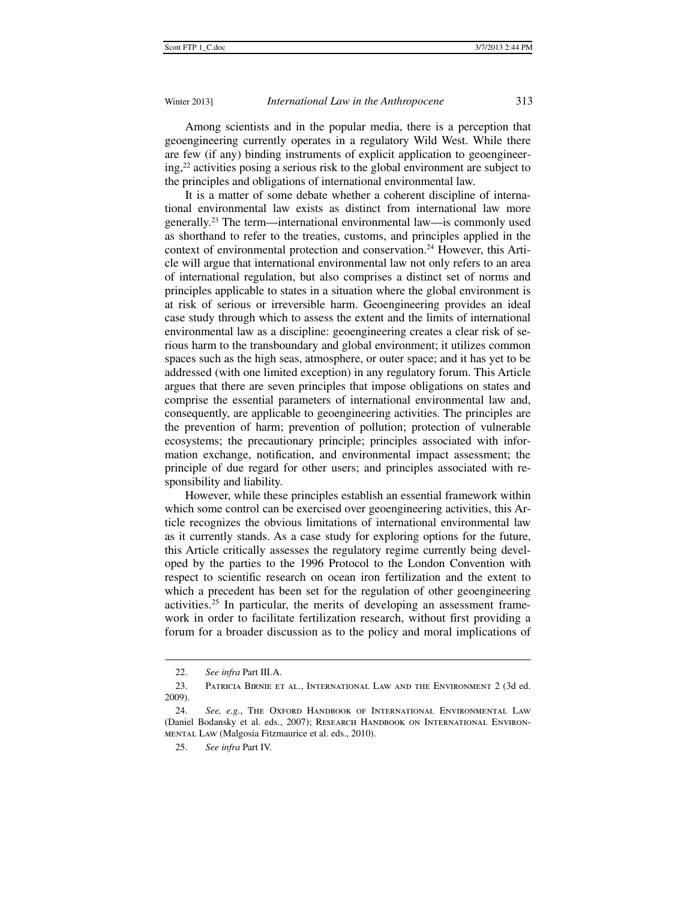Among scientists and in the popular media, there is a perception that geoengineering currently operates in a regulatory Wild West. While there are few (if any) binding instruments of explicit application to geoengineering,[22] activities posing a serious risk to the global environment are subject to the principles and obligations of international environmental law.

It is a matter of some debate whether a coherent discipline of international environmental law exists as distinct from international law more generally.[23] The term—international environmental law—is commonly used as shorthand to refer to the treaties, customs, and principles applied in the context of environmental protection and conservation.[24] However, this Article will argue that international environmental law not only refers to an area of international regulation, but also comprises a distinct set of norms and principles applicable to states in a situation where the global environment is at risk of serious or irreversible harm. Geoengineering provides an ideal case study through which to assess the extent and the limits of international environmental law as a discipline: geoengineering creates a clear risk of serious harm to the transboundary and global environment; it utilizes common spaces such as the high seas, atmosphere, or outer space; and it has yet to be addressed (with one limited exception) in any regulatory forum. This Article argues that there are seven principles that impose obligations on states and comprise the essential parameters of international environmental law and, consequently, are applicable to geoengineering activities. The principles are the prevention of harm; prevention of pollution; protection of vulnerable ecosystems; the precautionary principle; principles associated with information exchange, notification, and environmental impact assessment; the principle of due regard for other users; and principles associated with responsibility and liability.

However, while these principles establish an essential framework within which some control can be exercised over geoengineering activities, this Article recognizes the obvious limitations of international environmental law as it currently stands. As a case study for exploring options for the future, this Article critically assesses the regulatory regime currently being developed by the parties to the 1996 Protocol to the London Convention with respect to scientific research on ocean iron fertilization and the extent to which a precedent has been set for the regulation of other geoengineering activities.[25] In particular, the merits of developing an assessment framework in order to facilitate fertilization research, without first providing a forum for a broader discussion as to the policy and moral implications of

---

22. *See infra* Part III.A.

23. Patricia Birnie et al., International Law and the Environment 2 (3d ed. 2009).

24. *See, e.g.*, The Oxford Handbook of International Environmental Law (Daniel Bodansky et al. eds., 2007); Research Handbook on International Environmental Law (Malgosia Fitzmaurice et al. eds., 2010).

25. *See infra* Part IV.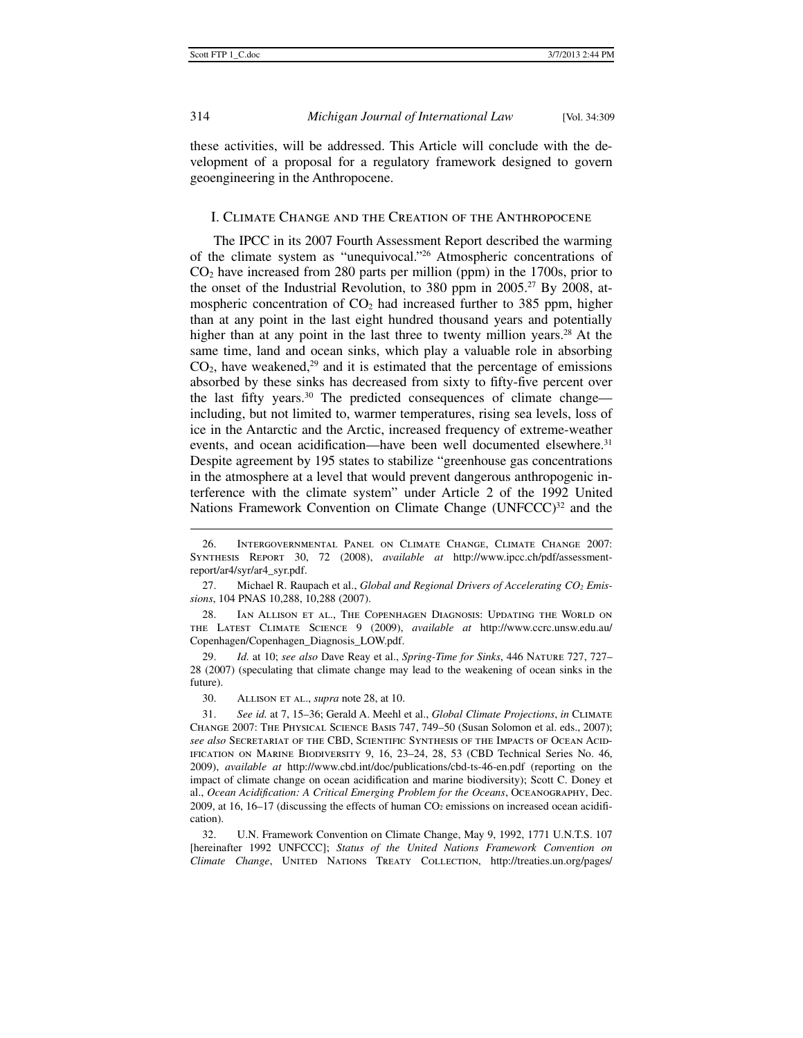these activities, will be addressed. This Article will conclude with the development of a proposal for a regulatory framework designed to govern geoengineering in the Anthropocene.

## I. Climate Change and the Creation of the Anthropocene

The IPCC in its 2007 Fourth Assessment Report described the warming of the climate system as "unequivocal."[26] Atmospheric concentrations of $CO_2$ have increased from 280 parts per million (ppm) in the 1700s, prior to the onset of the Industrial Revolution, to 380 ppm in 2005.[27] By 2008, atmospheric concentration of $CO_2$ had increased further to 385 ppm, higher than at any point in the last eight hundred thousand years and potentially higher than at any point in the last three to twenty million years.[28] At the same time, land and ocean sinks, which play a valuable role in absorbing $CO_2$, have weakened,[29] and it is estimated that the percentage of emissions absorbed by these sinks has decreased from sixty to fifty-five percent over the last fifty years.[30] The predicted consequences of climate change—including, but not limited to, warmer temperatures, rising sea levels, loss of ice in the Antarctic and the Arctic, increased frequency of extreme-weather events, and ocean acidification—have been well documented elsewhere.[31] Despite agreement by 195 states to stabilize "greenhouse gas concentrations in the atmosphere at a level that would prevent dangerous anthropogenic interference with the climate system" under Article 2 of the 1992 United Nations Framework Convention on Climate Change (UNFCCC)[32] and the

---

26. Intergovernmental Panel on Climate Change, Climate Change 2007: Synthesis Report 30, 72 (2008), *available at* http://www.ipcc.ch/pdf/assessment-report/ar4/syr/ar4_syr.pdf.

27. Michael R. Raupach et al., *Global and Regional Drivers of Accelerating $CO_2$ Emissions*, 104 PNAS 10,288, 10,288 (2007).

28. Ian Allison et al., The Copenhagen Diagnosis: Updating the World on the Latest Climate Science 9 (2009), *available at* http://www.ccrc.unsw.edu.au/Copenhagen/Copenhagen_Diagnosis_LOW.pdf.

29. *Id.* at 10; *see also* Dave Reay et al., *Spring-Time for Sinks*, 446 Nature 727, 727–28 (2007) (speculating that climate change may lead to the weakening of ocean sinks in the future).

30. Allison et al., *supra* note 28, at 10.

31. *See id.* at 7, 15–36; Gerald A. Meehl et al., *Global Climate Projections*, *in* Climate Change 2007: The Physical Science Basis 747, 749–50 (Susan Solomon et al. eds., 2007); *see also* Secretariat of the CBD, Scientific Synthesis of the Impacts of Ocean Acidification on Marine Biodiversity 9, 16, 23–24, 28, 53 (CBD Technical Series No. 46, 2009), *available at* http://www.cbd.int/doc/publications/cbd-ts-46-en.pdf (reporting on the impact of climate change on ocean acidification and marine biodiversity); Scott C. Doney et al., *Ocean Acidification: A Critical Emerging Problem for the Oceans*, Oceanography, Dec. 2009, at 16, 16–17 (discussing the effects of human $CO_2$ emissions on increased ocean acidification).

32. U.N. Framework Convention on Climate Change, May 9, 1992, 1771 U.N.T.S. 107 [hereinafter 1992 UNFCCC]; *Status of the United Nations Framework Convention on Climate Change*, United Nations Treaty Collection, http://treaties.un.org/pages/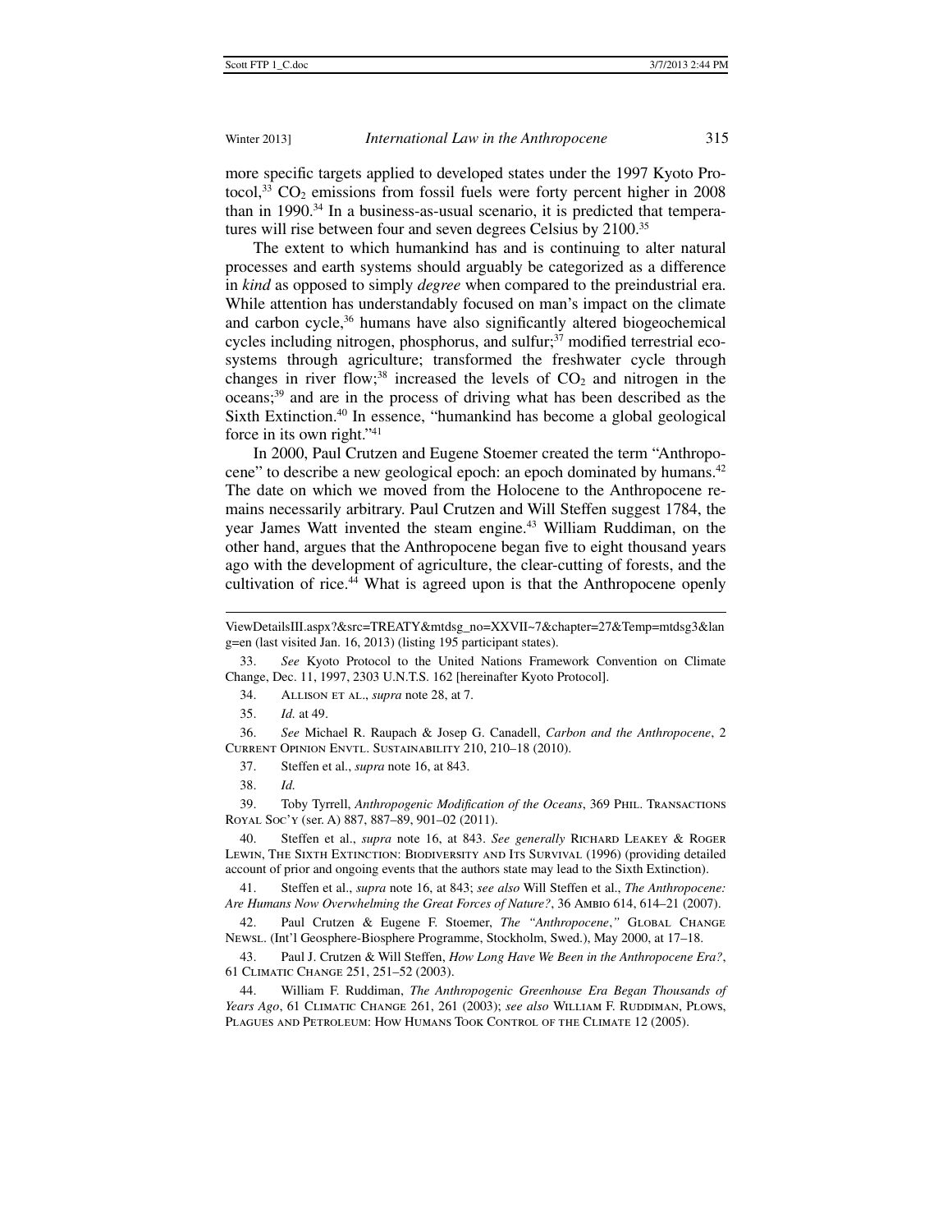more specific targets applied to developed states under the 1997 Kyoto Protocol,[33] $CO_2$ emissions from fossil fuels were forty percent higher in 2008 than in 1990.[34] In a business-as-usual scenario, it is predicted that temperatures will rise between four and seven degrees Celsius by 2100.[35]

The extent to which humankind has and is continuing to alter natural processes and earth systems should arguably be categorized as a difference in *kind* as opposed to simply *degree* when compared to the preindustrial era. While attention has understandably focused on man's impact on the climate and carbon cycle,[36] humans have also significantly altered biogeochemical cycles including nitrogen, phosphorus, and sulfur;[37] modified terrestrial ecosystems through agriculture; transformed the freshwater cycle through changes in river flow;[38] increased the levels of $CO_2$ and nitrogen in the oceans;[39] and are in the process of driving what has been described as the Sixth Extinction.[40] In essence, "humankind has become a global geological force in its own right."[41]

In 2000, Paul Crutzen and Eugene Stoemer created the term "Anthropocene" to describe a new geological epoch: an epoch dominated by humans.[42] The date on which we moved from the Holocene to the Anthropocene remains necessarily arbitrary. Paul Crutzen and Will Steffen suggest 1784, the year James Watt invented the steam engine.[43] William Ruddiman, on the other hand, argues that the Anthropocene began five to eight thousand years ago with the development of agriculture, the clear-cutting of forests, and the cultivation of rice.[44] What is agreed upon is that the Anthropocene openly

---

ViewDetailsIII.aspx?&src=TREATY&mtdsg_no=XXVII~7&chapter=27&Temp=mtdsg3&lang=en (last visited Jan. 16, 2013) (listing 195 participant states).

33. *See* Kyoto Protocol to the United Nations Framework Convention on Climate Change, Dec. 11, 1997, 2303 U.N.T.S. 162 [hereinafter Kyoto Protocol].

34. Allison et al., *supra* note 28, at 7.

35. *Id.* at 49.

36. *See* Michael R. Raupach & Josep G. Canadell, *Carbon and the Anthropocene*, 2 Current Opinion Envtl. Sustainability 210, 210–18 (2010).

37. Steffen et al., *supra* note 16, at 843.

38. *Id.*

39. Toby Tyrrell, *Anthropogenic Modification of the Oceans*, 369 Phil. Transactions Royal Soc'y (ser. A) 887, 887–89, 901–02 (2011).

40. Steffen et al., *supra* note 16, at 843. *See generally* Richard Leakey & Roger Lewin, The Sixth Extinction: Biodiversity and Its Survival (1996) (providing detailed account of prior and ongoing events that the authors state may lead to the Sixth Extinction).

41. Steffen et al., *supra* note 16, at 843; *see also* Will Steffen et al., *The Anthropocene: Are Humans Now Overwhelming the Great Forces of Nature?*, 36 Ambio 614, 614–21 (2007).

42. Paul Crutzen & Eugene F. Stoemer, *The "Anthropocene*,*"* Global Change Newsl. (Int'l Geosphere-Biosphere Programme, Stockholm, Swed.), May 2000, at 17–18.

43. Paul J. Crutzen & Will Steffen, *How Long Have We Been in the Anthropocene Era?*, 61 Climatic Change 251, 251–52 (2003).

44. William F. Ruddiman, *The Anthropogenic Greenhouse Era Began Thousands of Years Ago*, 61 Climatic Change 261, 261 (2003); *see also* William F. Ruddiman, Plows, Plagues and Petroleum: How Humans Took Control of the Climate 12 (2005).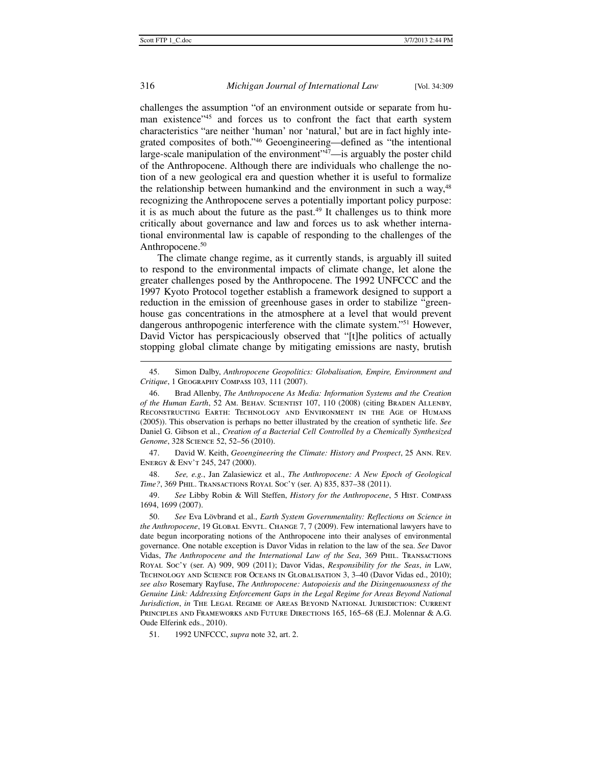challenges the assumption "of an environment outside or separate from human existence"[45] and forces us to confront the fact that earth system characteristics "are neither 'human' nor 'natural,' but are in fact highly integrated composites of both."[46] Geoengineering—defined as "the intentional large-scale manipulation of the environment"[47]—is arguably the poster child of the Anthropocene. Although there are individuals who challenge the notion of a new geological era and question whether it is useful to formalize the relationship between humankind and the environment in such a way,[48] recognizing the Anthropocene serves a potentially important policy purpose: it is as much about the future as the past.[49] It challenges us to think more critically about governance and law and forces us to ask whether international environmental law is capable of responding to the challenges of the Anthropocene.[50]

The climate change regime, as it currently stands, is arguably ill suited to respond to the environmental impacts of climate change, let alone the greater challenges posed by the Anthropocene. The 1992 UNFCCC and the 1997 Kyoto Protocol together establish a framework designed to support a reduction in the emission of greenhouse gases in order to stabilize "greenhouse gas concentrations in the atmosphere at a level that would prevent dangerous anthropogenic interference with the climate system."[51] However, David Victor has perspicaciously observed that "[t]he politics of actually stopping global climate change by mitigating emissions are nasty, brutish

---

45. Simon Dalby, *Anthropocene Geopolitics: Globalisation, Empire, Environment and Critique*, 1 Geography Compass 103, 111 (2007).

46. Brad Allenby, *The Anthropocene As Media: Information Systems and the Creation of the Human Earth*, 52 Am. Behav. Scientist 107, 110 (2008) (citing Braden Allenby, Reconstructing Earth: Technology and Environment in the Age of Humans (2005)). This observation is perhaps no better illustrated by the creation of synthetic life. *See* Daniel G. Gibson et al., *Creation of a Bacterial Cell Controlled by a Chemically Synthesized Genome*, 328 Science 52, 52–56 (2010).

47. David W. Keith, *Geoengineering the Climate: History and Prospect*, 25 Ann. Rev. Energy & Env't 245, 247 (2000).

48. *See, e.g.*, Jan Zalasiewicz et al., *The Anthropocene: A New Epoch of Geological Time?*, 369 Phil. Transactions Royal Soc'y (ser. A) 835, 837–38 (2011).

49. *See* Libby Robin & Will Steffen, *History for the Anthropocene*, 5 Hist. Compass 1694, 1699 (2007).

50. *See* Eva Lövbrand et al., *Earth System Governmentality: Reflections on Science in the Anthropocene*, 19 Global Envtl. Change 7, 7 (2009). Few international lawyers have to date begun incorporating notions of the Anthropocene into their analyses of environmental governance. One notable exception is Davor Vidas in relation to the law of the sea. *See* Davor Vidas, *The Anthropocene and the International Law of the Sea*, 369 Phil. Transactions Royal Soc'y (ser. A) 909, 909 (2011); Davor Vidas, *Responsibility for the Seas*, *in* Law, Technology and Science for Oceans in Globalisation 3, 3–40 (Davor Vidas ed., 2010); *see also* Rosemary Rayfuse, *The Anthropocene: Autopoiesis and the Disingenuousness of the Genuine Link: Addressing Enforcement Gaps in the Legal Regime for Areas Beyond National Jurisdiction*, *in* The Legal Regime of Areas Beyond National Jurisdiction: Current Principles and Frameworks and Future Directions 165, 165–68 (E.J. Molennar & A.G. Oude Elferink eds., 2010).

51. 1992 UNFCCC, *supra* note 32, art. 2.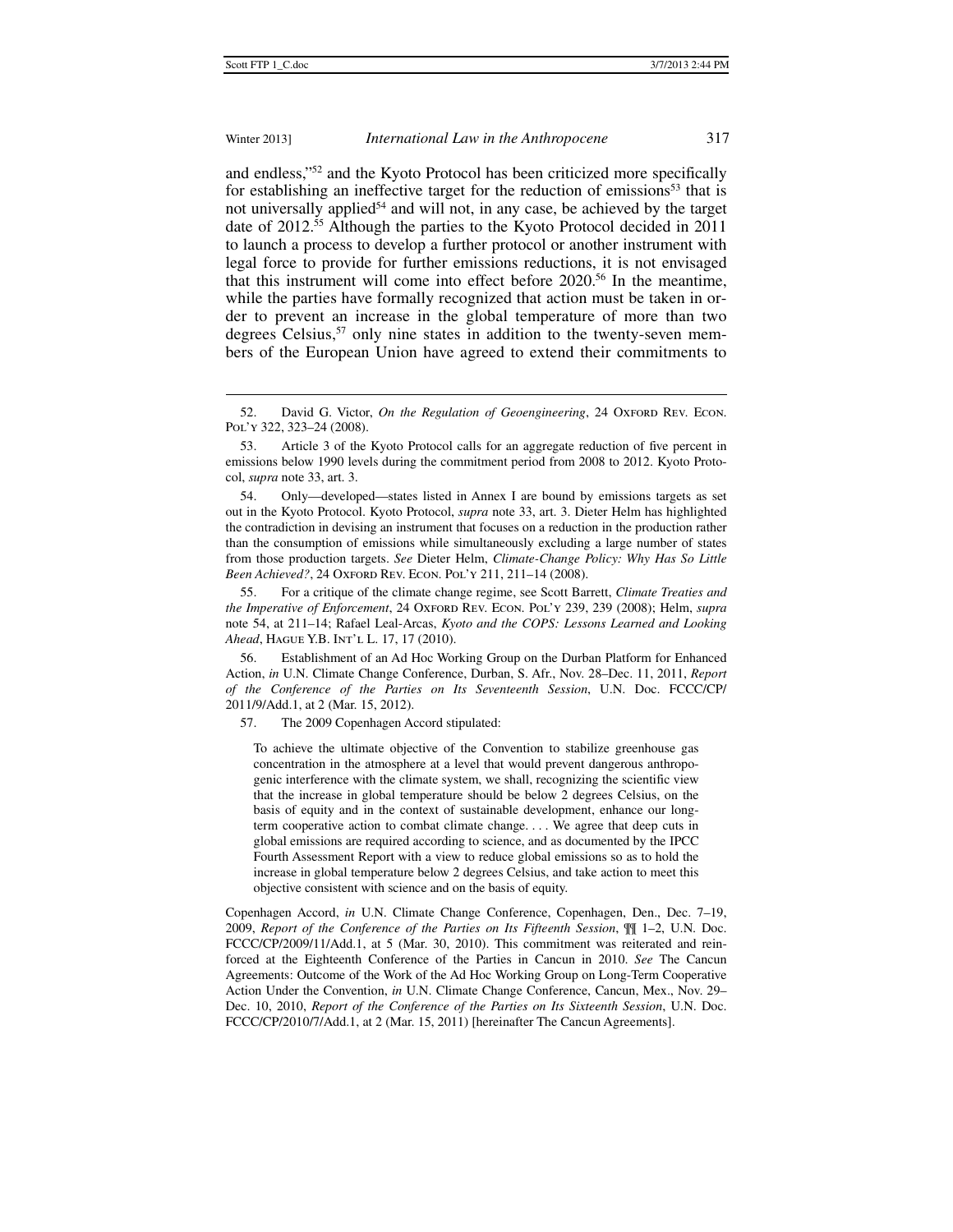and endless,"[52] and the Kyoto Protocol has been criticized more specifically for establishing an ineffective target for the reduction of emissions[53] that is not universally applied[54] and will not, in any case, be achieved by the target date of 2012.[55] Although the parties to the Kyoto Protocol decided in 2011 to launch a process to develop a further protocol or another instrument with legal force to provide for further emissions reductions, it is not envisaged that this instrument will come into effect before 2020.[56] In the meantime, while the parties have formally recognized that action must be taken in order to prevent an increase in the global temperature of more than two degrees Celsius,[57] only nine states in addition to the twenty-seven members of the European Union have agreed to extend their commitments to

---

52. David G. Victor, *On the Regulation of Geoengineering*, 24 Oxford Rev. Econ. Pol'y 322, 323–24 (2008).

53. Article 3 of the Kyoto Protocol calls for an aggregate reduction of five percent in emissions below 1990 levels during the commitment period from 2008 to 2012. Kyoto Protocol, *supra* note 33, art. 3.

54. Only—developed—states listed in Annex I are bound by emissions targets as set out in the Kyoto Protocol. Kyoto Protocol, *supra* note 33, art. 3. Dieter Helm has highlighted the contradiction in devising an instrument that focuses on a reduction in the production rather than the consumption of emissions while simultaneously excluding a large number of states from those production targets. *See* Dieter Helm, *Climate-Change Policy: Why Has So Little Been Achieved?*, 24 Oxford Rev. Econ. Pol'y 211, 211–14 (2008).

55. For a critique of the climate change regime, see Scott Barrett, *Climate Treaties and the Imperative of Enforcement*, 24 Oxford Rev. Econ. Pol'y 239, 239 (2008); Helm, *supra* note 54, at 211–14; Rafael Leal-Arcas, *Kyoto and the COPS: Lessons Learned and Looking Ahead*, Hague Y.B. Int'l L. 17, 17 (2010).

56. Establishment of an Ad Hoc Working Group on the Durban Platform for Enhanced Action, *in* U.N. Climate Change Conference, Durban, S. Afr., Nov. 28–Dec. 11, 2011, *Report of the Conference of the Parties on Its Seventeenth Session*, U.N. Doc. FCCC/CP/2011/9/Add.1, at 2 (Mar. 15, 2012).

57. The 2009 Copenhagen Accord stipulated:

> To achieve the ultimate objective of the Convention to stabilize greenhouse gas concentration in the atmosphere at a level that would prevent dangerous anthropogenic interference with the climate system, we shall, recognizing the scientific view that the increase in global temperature should be below 2 degrees Celsius, on the basis of equity and in the context of sustainable development, enhance our long-term cooperative action to combat climate change. . . . We agree that deep cuts in global emissions are required according to science, and as documented by the IPCC Fourth Assessment Report with a view to reduce global emissions so as to hold the increase in global temperature below 2 degrees Celsius, and take action to meet this objective consistent with science and on the basis of equity.

Copenhagen Accord, *in* U.N. Climate Change Conference, Copenhagen, Den., Dec. 7–19, 2009, *Report of the Conference of the Parties on Its Fifteenth Session*, ¶¶ 1–2, U.N. Doc. FCCC/CP/2009/11/Add.1, at 5 (Mar. 30, 2010). This commitment was reiterated and reinforced at the Eighteenth Conference of the Parties in Cancun in 2010. *See* The Cancun Agreements: Outcome of the Work of the Ad Hoc Working Group on Long-Term Cooperative Action Under the Convention, *in* U.N. Climate Change Conference, Cancun, Mex., Nov. 29–Dec. 10, 2010, *Report of the Conference of the Parties on Its Sixteenth Session*, U.N. Doc. FCCC/CP/2010/7/Add.1, at 2 (Mar. 15, 2011) [hereinafter The Cancun Agreements].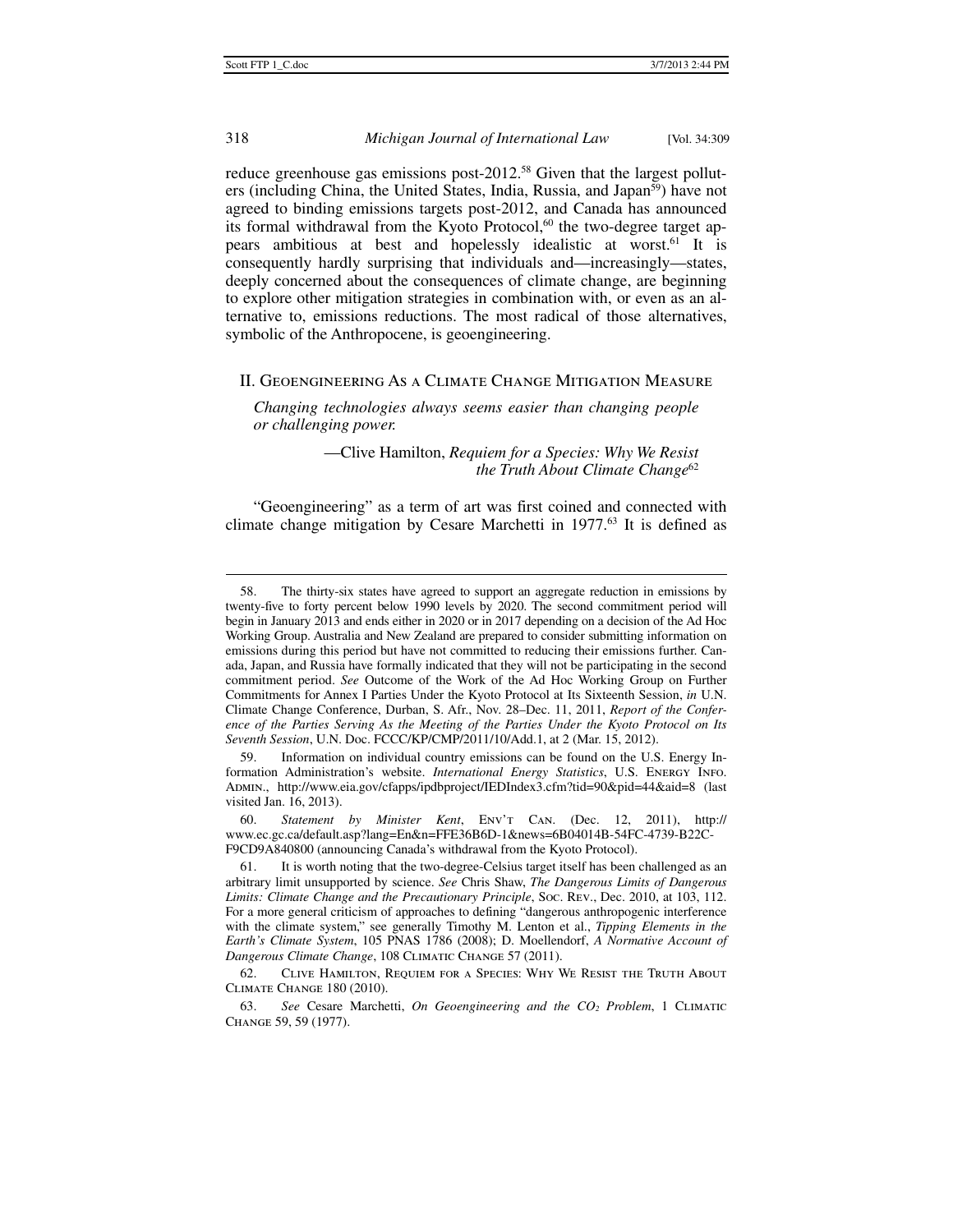reduce greenhouse gas emissions post-2012.[58] Given that the largest polluters (including China, the United States, India, Russia, and Japan[59]) have not agreed to binding emissions targets post-2012, and Canada has announced its formal withdrawal from the Kyoto Protocol,[60] the two-degree target appears ambitious at best and hopelessly idealistic at worst.[61] It is consequently hardly surprising that individuals and—increasingly—states, deeply concerned about the consequences of climate change, are beginning to explore other mitigation strategies in combination with, or even as an alternative to, emissions reductions. The most radical of those alternatives, symbolic of the Anthropocene, is geoengineering.

## II. Geoengineering As a Climate Change Mitigation Measure

> *Changing technologies always seems easier than changing people or challenging power.*
>
> —Clive Hamilton, *Requiem for a Species: Why We Resist the Truth About Climate Change*[62]

"Geoengineering" as a term of art was first coined and connected with climate change mitigation by Cesare Marchetti in 1977.[63] It is defined as

---

58. The thirty-six states have agreed to support an aggregate reduction in emissions by twenty-five to forty percent below 1990 levels by 2020. The second commitment period will begin in January 2013 and ends either in 2020 or in 2017 depending on a decision of the Ad Hoc Working Group. Australia and New Zealand are prepared to consider submitting information on emissions during this period but have not committed to reducing their emissions further. Canada, Japan, and Russia have formally indicated that they will not be participating in the second commitment period. *See* Outcome of the Work of the Ad Hoc Working Group on Further Commitments for Annex I Parties Under the Kyoto Protocol at Its Sixteenth Session, *in* U.N. Climate Change Conference, Durban, S. Afr., Nov. 28–Dec. 11, 2011, *Report of the Conference of the Parties Serving As the Meeting of the Parties Under the Kyoto Protocol on Its Seventh Session*, U.N. Doc. FCCC/KP/CMP/2011/10/Add.1, at 2 (Mar. 15, 2012).

59. Information on individual country emissions can be found on the U.S. Energy Information Administration's website. *International Energy Statistics*, U.S. Energy Info. Admin., http://www.eia.gov/cfapps/ipdbproject/IEDIndex3.cfm?tid=90&pid=44&aid=8 (last visited Jan. 16, 2013).

60. *Statement by Minister Kent*, Env't Can. (Dec. 12, 2011), http://www.ec.gc.ca/default.asp?lang=En&n=FFE36B6D-1&news=6B04014B-54FC-4739-B22C-F9CD9A840800 (announcing Canada's withdrawal from the Kyoto Protocol).

61. It is worth noting that the two-degree-Celsius target itself has been challenged as an arbitrary limit unsupported by science. *See* Chris Shaw, *The Dangerous Limits of Dangerous Limits: Climate Change and the Precautionary Principle*, Soc. Rev., Dec. 2010, at 103, 112. For a more general criticism of approaches to defining "dangerous anthropogenic interference with the climate system," see generally Timothy M. Lenton et al., *Tipping Elements in the Earth's Climate System*, 105 PNAS 1786 (2008); D. Moellendorf, *A Normative Account of Dangerous Climate Change*, 108 Climatic Change 57 (2011).

62. Clive Hamilton, Requiem for a Species: Why We Resist the Truth About Climate Change 180 (2010).

63. *See* Cesare Marchetti, *On Geoengineering and the $CO_2$ Problem*, 1 Climatic Change 59, 59 (1977).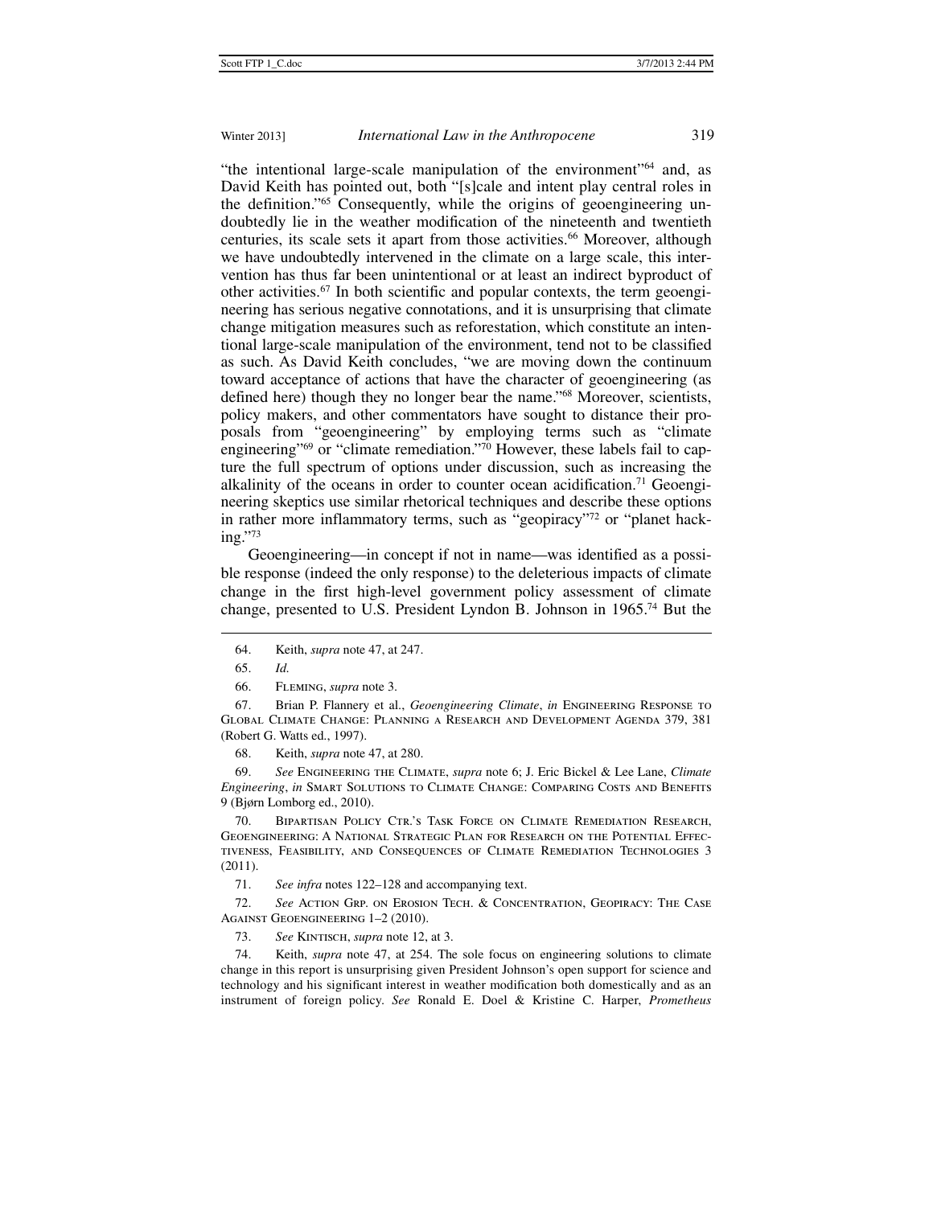"the intentional large-scale manipulation of the environment"[64] and, as David Keith has pointed out, both "[s]cale and intent play central roles in the definition."[65] Consequently, while the origins of geoengineering undoubtedly lie in the weather modification of the nineteenth and twentieth centuries, its scale sets it apart from those activities.[66] Moreover, although we have undoubtedly intervened in the climate on a large scale, this intervention has thus far been unintentional or at least an indirect byproduct of other activities.[67] In both scientific and popular contexts, the term geoengineering has serious negative connotations, and it is unsurprising that climate change mitigation measures such as reforestation, which constitute an intentional large-scale manipulation of the environment, tend not to be classified as such. As David Keith concludes, "we are moving down the continuum toward acceptance of actions that have the character of geoengineering (as defined here) though they no longer bear the name."[68] Moreover, scientists, policy makers, and other commentators have sought to distance their proposals from "geoengineering" by employing terms such as "climate engineering"[69] or "climate remediation."[70] However, these labels fail to capture the full spectrum of options under discussion, such as increasing the alkalinity of the oceans in order to counter ocean acidification.[71] Geoengineering skeptics use similar rhetorical techniques and describe these options in rather more inflammatory terms, such as "geopiracy"[72] or "planet hacking."[73]

Geoengineering—in concept if not in name—was identified as a possible response (indeed the only response) to the deleterious impacts of climate change in the first high-level government policy assessment of climate change, presented to U.S. President Lyndon B. Johnson in 1965.[74] But the

---

64. Keith, *supra* note 47, at 247.

65. *Id.*

66. Fleming, *supra* note 3.

67. Brian P. Flannery et al., *Geoengineering Climate*, *in* Engineering Response to Global Climate Change: Planning a Research and Development Agenda 379, 381 (Robert G. Watts ed., 1997).

68. Keith, *supra* note 47, at 280.

69. *See* Engineering the Climate, *supra* note 6; J. Eric Bickel & Lee Lane, *Climate Engineering*, *in* Smart Solutions to Climate Change: Comparing Costs and Benefits 9 (Bjørn Lomborg ed., 2010).

70. Bipartisan Policy Ctr.'s Task Force on Climate Remediation Research, Geoengineering: A National Strategic Plan for Research on the Potential Effectiveness, Feasibility, and Consequences of Climate Remediation Technologies 3 (2011).

71. *See infra* notes 122–128 and accompanying text.

72. *See* Action Grp. on Erosion Tech. & Concentration, Geopiracy: The Case Against Geoengineering 1–2 (2010).

73. *See* Kintisch, *supra* note 12, at 3.

74. Keith, *supra* note 47, at 254. The sole focus on engineering solutions to climate change in this report is unsurprising given President Johnson's open support for science and technology and his significant interest in weather modification both domestically and as an instrument of foreign policy. *See* Ronald E. Doel & Kristine C. Harper, *Prometheus*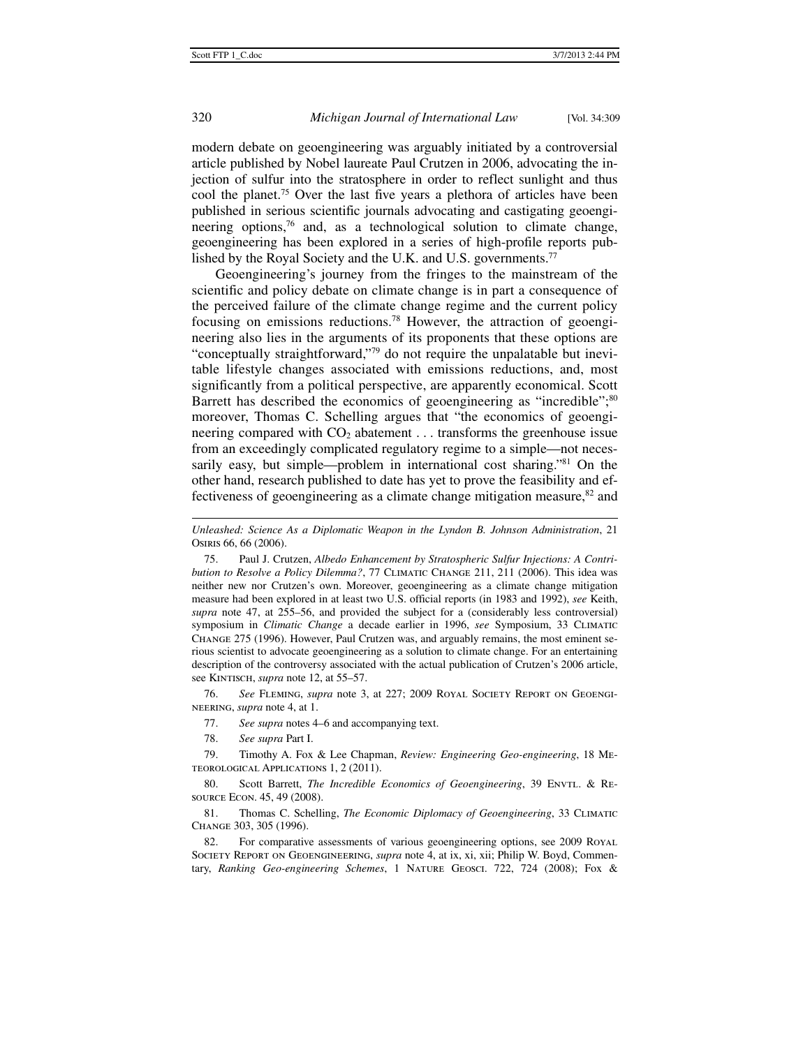modern debate on geoengineering was arguably initiated by a controversial article published by Nobel laureate Paul Crutzen in 2006, advocating the injection of sulfur into the stratosphere in order to reflect sunlight and thus cool the planet.[75] Over the last five years a plethora of articles have been published in serious scientific journals advocating and castigating geoengineering options,[76] and, as a technological solution to climate change, geoengineering has been explored in a series of high-profile reports published by the Royal Society and the U.K. and U.S. governments.[77]

Geoengineering's journey from the fringes to the mainstream of the scientific and policy debate on climate change is in part a consequence of the perceived failure of the climate change regime and the current policy focusing on emissions reductions.[78] However, the attraction of geoengineering also lies in the arguments of its proponents that these options are "conceptually straightforward,"[79] do not require the unpalatable but inevitable lifestyle changes associated with emissions reductions, and, most significantly from a political perspective, are apparently economical. Scott Barrett has described the economics of geoengineering as "incredible";[80] moreover, Thomas C. Schelling argues that "the economics of geoengineering compared with $CO_2$ abatement . . . transforms the greenhouse issue from an exceedingly complicated regulatory regime to a simple—not necessarily easy, but simple—problem in international cost sharing."[81] On the other hand, research published to date has yet to prove the feasibility and effectiveness of geoengineering as a climate change mitigation measure,[82] and

---

*Unleashed: Science As a Diplomatic Weapon in the Lyndon B. Johnson Administration*, 21 Osiris 66, 66 (2006).

75. Paul J. Crutzen, *Albedo Enhancement by Stratospheric Sulfur Injections: A Contribution to Resolve a Policy Dilemma?*, 77 Climatic Change 211, 211 (2006). This idea was neither new nor Crutzen's own. Moreover, geoengineering as a climate change mitigation measure had been explored in at least two U.S. official reports (in 1983 and 1992), *see* Keith, *supra* note 47, at 255–56, and provided the subject for a (considerably less controversial) symposium in *Climatic Change* a decade earlier in 1996, *see* Symposium, 33 Climatic Change 275 (1996). However, Paul Crutzen was, and arguably remains, the most eminent serious scientist to advocate geoengineering as a solution to climate change. For an entertaining description of the controversy associated with the actual publication of Crutzen's 2006 article, see Kintisch, *supra* note 12, at 55–57.

76. *See* Fleming, *supra* note 3, at 227; 2009 Royal Society Report on Geoengineering, *supra* note 4, at 1.

77. *See supra* notes 4–6 and accompanying text.

78. *See supra* Part I.

79. Timothy A. Fox & Lee Chapman, *Review: Engineering Geo-engineering*, 18 Meteorological Applications 1, 2 (2011).

80. Scott Barrett, *The Incredible Economics of Geoengineering*, 39 Envtl. & Resource Econ. 45, 49 (2008).

81. Thomas C. Schelling, *The Economic Diplomacy of Geoengineering*, 33 Climatic Change 303, 305 (1996).

82. For comparative assessments of various geoengineering options, see 2009 Royal Society Report on Geoengineering, *supra* note 4, at ix, xi, xii; Philip W. Boyd, Commentary, *Ranking Geo-engineering Schemes*, 1 Nature Geosci. 722, 724 (2008); Fox &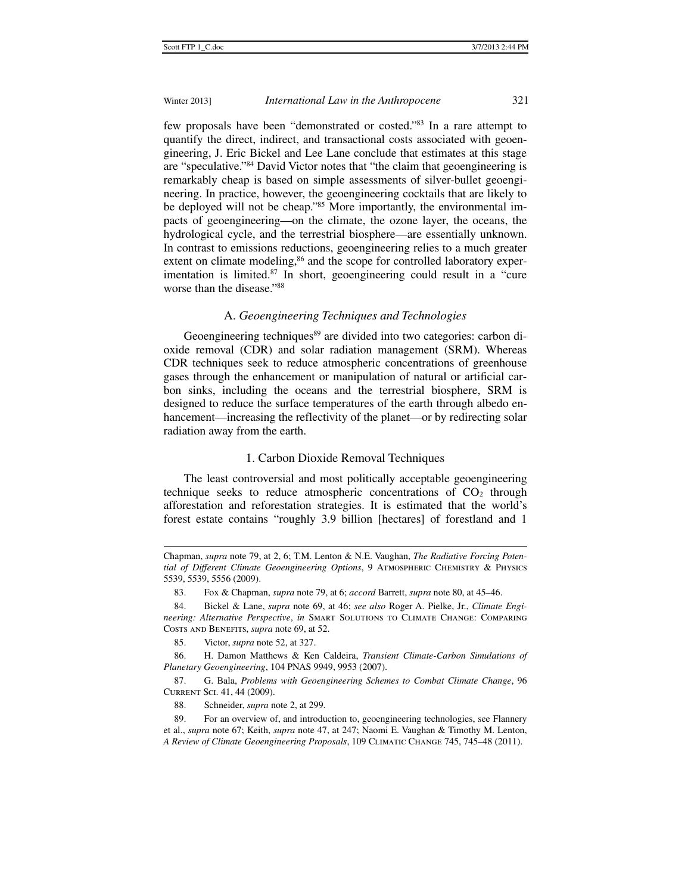few proposals have been "demonstrated or costed."[83] In a rare attempt to quantify the direct, indirect, and transactional costs associated with geoengineering, J. Eric Bickel and Lee Lane conclude that estimates at this stage are "speculative."[84] David Victor notes that "the claim that geoengineering is remarkably cheap is based on simple assessments of silver-bullet geoengineering. In practice, however, the geoengineering cocktails that are likely to be deployed will not be cheap."[85] More importantly, the environmental impacts of geoengineering—on the climate, the ozone layer, the oceans, the hydrological cycle, and the terrestrial biosphere—are essentially unknown. In contrast to emissions reductions, geoengineering relies to a much greater extent on climate modeling,[86] and the scope for controlled laboratory experimentation is limited.[87] In short, geoengineering could result in a "cure worse than the disease."[88]

### A. *Geoengineering Techniques and Technologies*

Geoengineering techniques[89] are divided into two categories: carbon dioxide removal (CDR) and solar radiation management (SRM). Whereas CDR techniques seek to reduce atmospheric concentrations of greenhouse gases through the enhancement or manipulation of natural or artificial carbon sinks, including the oceans and the terrestrial biosphere, SRM is designed to reduce the surface temperatures of the earth through albedo enhancement—increasing the reflectivity of the planet—or by redirecting solar radiation away from the earth.

#### 1. Carbon Dioxide Removal Techniques

The least controversial and most politically acceptable geoengineering technique seeks to reduce atmospheric concentrations of $CO_2$ through afforestation and reforestation strategies. It is estimated that the world's forest estate contains "roughly 3.9 billion [hectares] of forestland and 1

---

Chapman, *supra* note 79, at 2, 6; T.M. Lenton & N.E. Vaughan, *The Radiative Forcing Potential of Different Climate Geoengineering Options*, 9 Atmospheric Chemistry & Physics 5539, 5539, 5556 (2009).

83. Fox & Chapman, *supra* note 79, at 6; *accord* Barrett, *supra* note 80, at 45–46.

84. Bickel & Lane, *supra* note 69, at 46; *see also* Roger A. Pielke, Jr., *Climate Engineering: Alternative Perspective*, *in* Smart Solutions to Climate Change: Comparing Costs and Benefits, *supra* note 69, at 52.

85. Victor, *supra* note 52, at 327.

86. H. Damon Matthews & Ken Caldeira, *Transient Climate-Carbon Simulations of Planetary Geoengineering*, 104 PNAS 9949, 9953 (2007).

87. G. Bala, *Problems with Geoengineering Schemes to Combat Climate Change*, 96 Current Sci. 41, 44 (2009).

88. Schneider, *supra* note 2, at 299.

89. For an overview of, and introduction to, geoengineering technologies, see Flannery et al., *supra* note 67; Keith, *supra* note 47, at 247; Naomi E. Vaughan & Timothy M. Lenton, *A Review of Climate Geoengineering Proposals*, 109 Climatic Change 745, 745–48 (2011).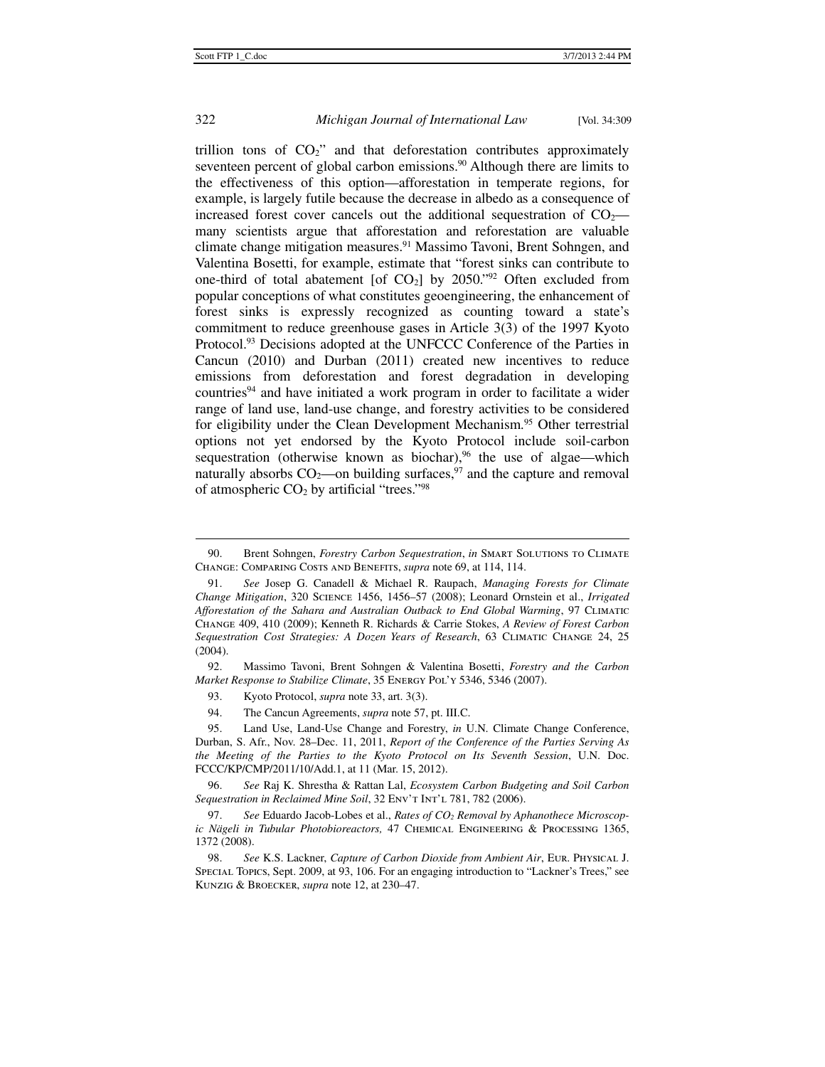trillion tons of $CO_2$" and that deforestation contributes approximately seventeen percent of global carbon emissions.[90] Although there are limits to the effectiveness of this option—afforestation in temperate regions, for example, is largely futile because the decrease in albedo as a consequence of increased forest cover cancels out the additional sequestration of $CO_2$—many scientists argue that afforestation and reforestation are valuable climate change mitigation measures.[91] Massimo Tavoni, Brent Sohngen, and Valentina Bosetti, for example, estimate that "forest sinks can contribute to one-third of total abatement [of $CO_2$] by 2050."[92] Often excluded from popular conceptions of what constitutes geoengineering, the enhancement of forest sinks is expressly recognized as counting toward a state's commitment to reduce greenhouse gases in Article 3(3) of the 1997 Kyoto Protocol.[93] Decisions adopted at the UNFCCC Conference of the Parties in Cancun (2010) and Durban (2011) created new incentives to reduce emissions from deforestation and forest degradation in developing countries[94] and have initiated a work program in order to facilitate a wider range of land use, land-use change, and forestry activities to be considered for eligibility under the Clean Development Mechanism.[95] Other terrestrial options not yet endorsed by the Kyoto Protocol include soil-carbon sequestration (otherwise known as biochar),[96] the use of algae—which naturally absorbs $CO_2$—on building surfaces,[97] and the capture and removal of atmospheric $CO_2$ by artificial "trees."[98]

---

90. Brent Sohngen, *Forestry Carbon Sequestration*, *in* Smart Solutions to Climate Change: Comparing Costs and Benefits, *supra* note 69, at 114, 114.

91. *See* Josep G. Canadell & Michael R. Raupach, *Managing Forests for Climate Change Mitigation*, 320 Science 1456, 1456–57 (2008); Leonard Ornstein et al., *Irrigated Afforestation of the Sahara and Australian Outback to End Global Warming*, 97 Climatic Change 409, 410 (2009); Kenneth R. Richards & Carrie Stokes, *A Review of Forest Carbon Sequestration Cost Strategies: A Dozen Years of Research*, 63 Climatic Change 24, 25 (2004).

92. Massimo Tavoni, Brent Sohngen & Valentina Bosetti, *Forestry and the Carbon Market Response to Stabilize Climate*, 35 Energy Pol'y 5346, 5346 (2007).

93. Kyoto Protocol, *supra* note 33, art. 3(3).

94. The Cancun Agreements, *supra* note 57, pt. III.C.

95. Land Use, Land-Use Change and Forestry, *in* U.N. Climate Change Conference, Durban, S. Afr., Nov. 28–Dec. 11, 2011, *Report of the Conference of the Parties Serving As the Meeting of the Parties to the Kyoto Protocol on Its Seventh Session*, U.N. Doc. FCCC/KP/CMP/2011/10/Add.1, at 11 (Mar. 15, 2012).

96. *See* Raj K. Shrestha & Rattan Lal, *Ecosystem Carbon Budgeting and Soil Carbon Sequestration in Reclaimed Mine Soil*, 32 Env't Int'l 781, 782 (2006).

97. *See* Eduardo Jacob-Lobes et al., *Rates of $CO_2$ Removal by Aphanothece Microscopic Nägeli in Tubular Photobioreactors,* 47 Chemical Engineering & Processing 1365, 1372 (2008).

98. *See* K.S. Lackner, *Capture of Carbon Dioxide from Ambient Air*, Eur. Physical J. Special Topics, Sept. 2009, at 93, 106. For an engaging introduction to "Lackner's Trees," see Kunzig & Broecker, *supra* note 12, at 230–47.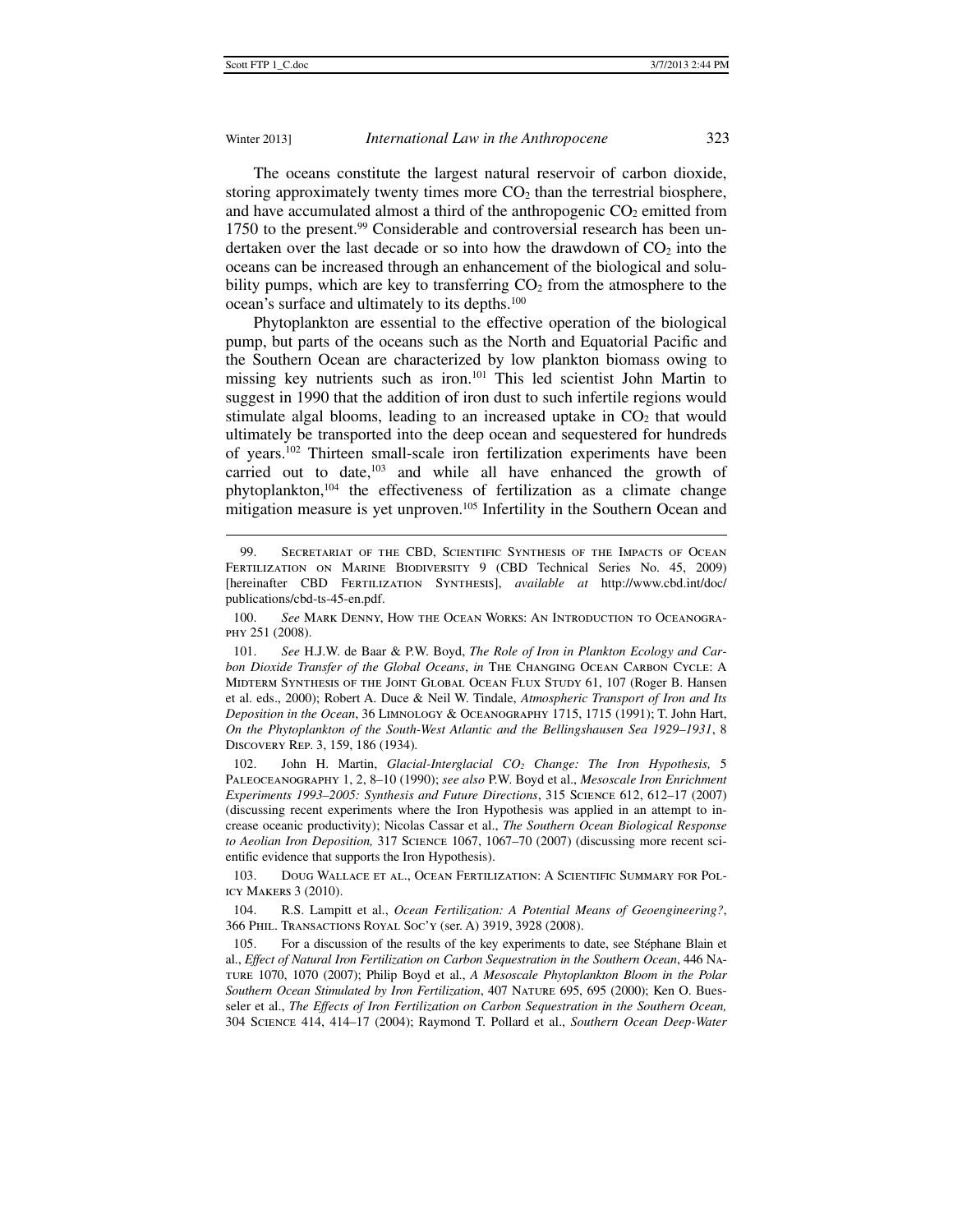The oceans constitute the largest natural reservoir of carbon dioxide, storing approximately twenty times more $CO_2$ than the terrestrial biosphere, and have accumulated almost a third of the anthropogenic $CO_2$ emitted from 1750 to the present.[99] Considerable and controversial research has been undertaken over the last decade or so into how the drawdown of $CO_2$ into the oceans can be increased through an enhancement of the biological and solubility pumps, which are key to transferring $CO_2$ from the atmosphere to the ocean's surface and ultimately to its depths.[100]

Phytoplankton are essential to the effective operation of the biological pump, but parts of the oceans such as the North and Equatorial Pacific and the Southern Ocean are characterized by low plankton biomass owing to missing key nutrients such as iron.[101] This led scientist John Martin to suggest in 1990 that the addition of iron dust to such infertile regions would stimulate algal blooms, leading to an increased uptake in $CO_2$ that would ultimately be transported into the deep ocean and sequestered for hundreds of years.[102] Thirteen small-scale iron fertilization experiments have been carried out to date,[103] and while all have enhanced the growth of phytoplankton,[104] the effectiveness of fertilization as a climate change mitigation measure is yet unproven.[105] Infertility in the Southern Ocean and

---

99. Secretariat of the CBD, Scientific Synthesis of the Impacts of Ocean Fertilization on Marine Biodiversity 9 (CBD Technical Series No. 45, 2009) [hereinafter CBD Fertilization Synthesis], *available at* http://www.cbd.int/doc/publications/cbd-ts-45-en.pdf.

100. *See* Mark Denny, How the Ocean Works: An Introduction to Oceanography 251 (2008).

101. *See* H.J.W. de Baar & P.W. Boyd, *The Role of Iron in Plankton Ecology and Carbon Dioxide Transfer of the Global Oceans*, *in* The Changing Ocean Carbon Cycle: A Midterm Synthesis of the Joint Global Ocean Flux Study 61, 107 (Roger B. Hansen et al. eds., 2000); Robert A. Duce & Neil W. Tindale, *Atmospheric Transport of Iron and Its Deposition in the Ocean*, 36 Limnology & Oceanography 1715, 1715 (1991); T. John Hart, *On the Phytoplankton of the South-West Atlantic and the Bellingshausen Sea 1929–1931*, 8 Discovery Rep. 3, 159, 186 (1934).

102. John H. Martin, *Glacial-Interglacial $CO_2$ Change: The Iron Hypothesis,* 5 Paleoceanography 1, 2, 8–10 (1990); *see also* P.W. Boyd et al., *Mesoscale Iron Enrichment Experiments 1993–2005: Synthesis and Future Directions*, 315 Science 612, 612–17 (2007) (discussing recent experiments where the Iron Hypothesis was applied in an attempt to increase oceanic productivity); Nicolas Cassar et al., *The Southern Ocean Biological Response to Aeolian Iron Deposition,* 317 Science 1067, 1067–70 (2007) (discussing more recent scientific evidence that supports the Iron Hypothesis).

103. Doug Wallace et al., Ocean Fertilization: A Scientific Summary for Policy Makers 3 (2010).

104. R.S. Lampitt et al., *Ocean Fertilization: A Potential Means of Geoengineering?*, 366 Phil. Transactions Royal Soc'y (ser. A) 3919, 3928 (2008).

105. For a discussion of the results of the key experiments to date, see Stéphane Blain et al., *Effect of Natural Iron Fertilization on Carbon Sequestration in the Southern Ocean*, 446 Nature 1070, 1070 (2007); Philip Boyd et al., *A Mesoscale Phytoplankton Bloom in the Polar Southern Ocean Stimulated by Iron Fertilization*, 407 Nature 695, 695 (2000); Ken O. Buesseler et al., *The Effects of Iron Fertilization on Carbon Sequestration in the Southern Ocean,* 304 Science 414, 414–17 (2004); Raymond T. Pollard et al., *Southern Ocean Deep-Water*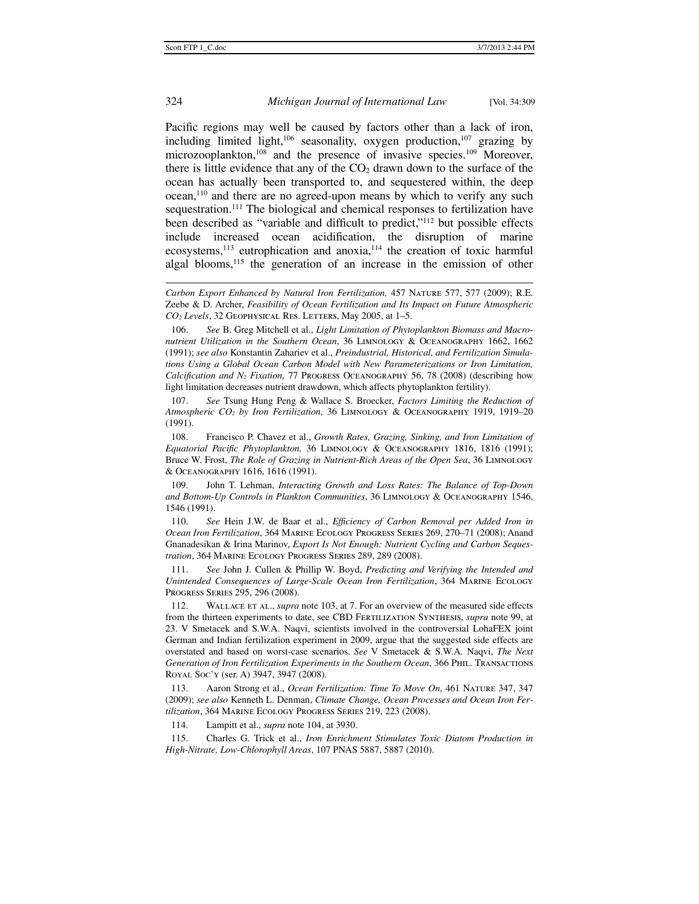Pacific regions may well be caused by factors other than a lack of iron, including limited light,[106] seasonality, oxygen production,[107] grazing by microzooplankton,[108] and the presence of invasive species.[109] Moreover, there is little evidence that any of the $CO_2$ drawn down to the surface of the ocean has actually been transported to, and sequestered within, the deep ocean,[110] and there are no agreed-upon means by which to verify any such sequestration.[111] The biological and chemical responses to fertilization have been described as "variable and difficult to predict,"[112] but possible effects include increased ocean acidification, the disruption of marine ecosystems,[113] eutrophication and anoxia,[114] the creation of toxic harmful algal blooms,[115] the generation of an increase in the emission of other

---

*Carbon Export Enhanced by Natural Iron Fertilization,* 457 NATURE 577, 577 (2009); R.E. Zeebe & D. Archer, *Feasibility of Ocean Fertilization and Its Impact on Future Atmospheric $CO_2$ Levels*, 32 GEOPHYSICAL RES. LETTERS, May 2005, at 1–5.

106. *See* B. Greg Mitchell et al., *Light Limitation of Phytoplankton Biomass and Macronutrient Utilization in the Southern Ocean*, 36 LIMNOLOGY & OCEANOGRAPHY 1662, 1662 (1991); *see also* Konstantin Zahariev et al., *Preindustrial, Historical, and Fertilization Simulations Using a Global Ocean Carbon Model with New Parameterizations or Iron Limitation, Calcification and $N_2$ Fixation,* 77 PROGRESS OCEANOGRAPHY 56, 78 (2008) (describing how light limitation decreases nutrient drawdown, which affects phytoplankton fertility).

107. *See* Tsung Hung Peng & Wallace S. Broecker, *Factors Limiting the Reduction of Atmospheric $CO_2$ by Iron Fertilization,* 36 LIMNOLOGY & OCEANOGRAPHY 1919, 1919–20 (1991).

108. Francisco P. Chavez et al., *Growth Rates, Grazing, Sinking, and Iron Limitation of Equatorial Pacific Phytoplankton,* 36 LIMNOLOGY & OCEANOGRAPHY 1816, 1816 (1991); Bruce W. Frost, *The Role of Grazing in Nutrient-Rich Areas of the Open Sea*, 36 LIMNOLOGY & OCEANOGRAPHY 1616, 1616 (1991).

109. John T. Lehman, *Interacting Growth and Loss Rates: The Balance of Top-Down and Bottom-Up Controls in Plankton Communities*, 36 LIMNOLOGY & OCEANOGRAPHY 1546, 1546 (1991).

110. *See* Hein J.W. de Baar et al., *Efficiency of Carbon Removal per Added Iron in Ocean Iron Fertilization*, 364 MARINE ECOLOGY PROGRESS SERIES 269, 270–71 (2008); Anand Gnanadesikan & Irina Marinov, *Export Is Not Enough: Nutrient Cycling and Carbon Sequestration*, 364 MARINE ECOLOGY PROGRESS SERIES 289, 289 (2008).

111. *See* John J. Cullen & Phillip W. Boyd, *Predicting and Verifying the Intended and Unintended Consequences of Large-Scale Ocean Iron Fertilization*, 364 MARINE ECOLOGY PROGRESS SERIES 295, 296 (2008).

112. WALLACE ET AL., *supra* note 103, at 7. For an overview of the measured side effects from the thirteen experiments to date, see CBD FERTILIZATION SYNTHESIS, *supra* note 99, at 23. V Smetacek and S.W.A. Naqvi, scientists involved in the controversial LohaFEX joint German and Indian fertilization experiment in 2009, argue that the suggested side effects are overstated and based on worst-case scenarios. *See* V Smetacek & S.W.A. Naqvi, *The Next Generation of Iron Fertilization Experiments in the Southern Ocean*, 366 PHIL. TRANSACTIONS ROYAL SOC'Y (ser. A) 3947, 3947 (2008).

113. Aaron Strong et al., *Ocean Fertilization: Time To Move On*, 461 NATURE 347, 347 (2009); *see also* Kenneth L. Denman, *Climate Change, Ocean Processes and Ocean Iron Fertilization*, 364 MARINE ECOLOGY PROGRESS SERIES 219, 223 (2008).

114. Lampitt et al., *supra* note 104, at 3930.

115. Charles G. Trick et al., *Iron Enrichment Stimulates Toxic Diatom Production in High-Nitrate, Low-Chlorophyll Areas*, 107 PNAS 5887, 5887 (2010).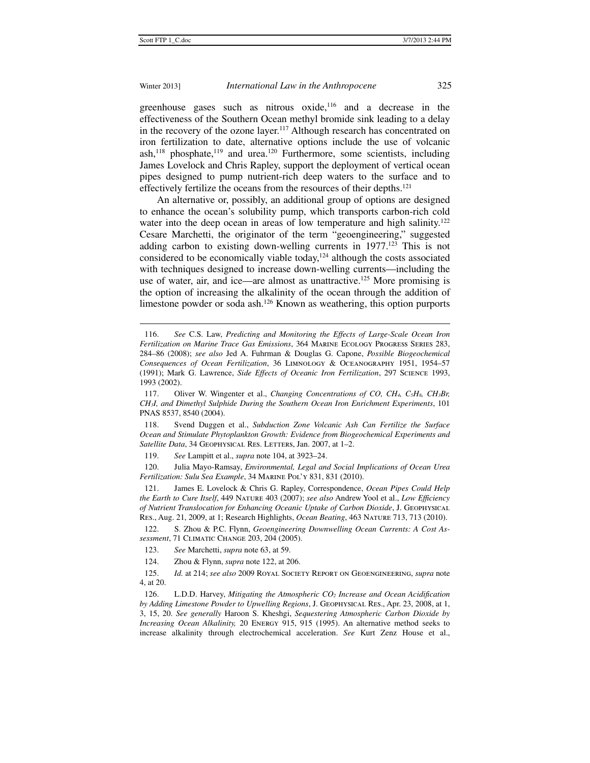greenhouse gases such as nitrous oxide,[116] and a decrease in the effectiveness of the Southern Ocean methyl bromide sink leading to a delay in the recovery of the ozone layer.[117] Although research has concentrated on iron fertilization to date, alternative options include the use of volcanic ash,[118] phosphate,[119] and urea.[120] Furthermore, some scientists, including James Lovelock and Chris Rapley, support the deployment of vertical ocean pipes designed to pump nutrient-rich deep waters to the surface and to effectively fertilize the oceans from the resources of their depths.[121]

An alternative or, possibly, an additional group of options are designed to enhance the ocean's solubility pump, which transports carbon-rich cold water into the deep ocean in areas of low temperature and high salinity.[122] Cesare Marchetti, the originator of the term "geoengineering," suggested adding carbon to existing down-welling currents in 1977.[123] This is not considered to be economically viable today,[124] although the costs associated with techniques designed to increase down-welling currents—including the use of water, air, and ice—are almost as unattractive.[125] More promising is the option of increasing the alkalinity of the ocean through the addition of limestone powder or soda ash.[126] Known as weathering, this option purports

---

116. *See* C.S. Law, *Predicting and Monitoring the Effects of Large-Scale Ocean Iron Fertilization on Marine Trace Gas Emissions*, 364 Marine Ecology Progress Series 283, 284–86 (2008); *see also* Jed A. Fuhrman & Douglas G. Capone, *Possible Biogeochemical Consequences of Ocean Fertilization*, 36 Limnology & Oceanography 1951, 1954–57 (1991); Mark G. Lawrence, *Side Effects of Oceanic Iron Fertilization*, 297 Science 1993, 1993 (2002).

117. Oliver W. Wingenter et al., *Changing Concentrations of CO, $CH_4$, $C_5H_8$, $CH_3Br$, $CH_3I$, and Dimethyl Sulphide During the Southern Ocean Iron Enrichment Experiments*, 101 PNAS 8537, 8540 (2004).

118. Svend Duggen et al., *Subduction Zone Volcanic Ash Can Fertilize the Surface Ocean and Stimulate Phytoplankton Growth: Evidence from Biogeochemical Experiments and Satellite Data*, 34 Geophysical Res. Letters, Jan. 2007, at 1–2.

119. *See* Lampitt et al., *supra* note 104, at 3923–24.

120. Julia Mayo-Ramsay, *Environmental, Legal and Social Implications of Ocean Urea Fertilization: Sulu Sea Example*, 34 Marine Pol'y 831, 831 (2010).

121. James E. Lovelock & Chris G. Rapley, Correspondence, *Ocean Pipes Could Help the Earth to Cure Itself*, 449 Nature 403 (2007); *see also* Andrew Yool et al., *Low Efficiency of Nutrient Translocation for Enhancing Oceanic Uptake of Carbon Dioxide*, J. Geophysical Res., Aug. 21, 2009, at 1; Research Highlights, *Ocean Beating*, 463 Nature 713, 713 (2010).

122. S. Zhou & P.C. Flynn, *Geoengineering Downwelling Ocean Currents: A Cost Assessment*, 71 Climatic Change 203, 204 (2005).

123. *See* Marchetti, *supra* note 63, at 59.

124. Zhou & Flynn, *supra* note 122, at 206.

125. *Id.* at 214; *see also* 2009 Royal Society Report on Geoengineering, *supra* note 4, at 20.

126. L.D.D. Harvey, *Mitigating the Atmospheric $CO_2$ Increase and Ocean Acidification by Adding Limestone Powder to Upwelling Regions*, J. Geophysical Res., Apr. 23, 2008, at 1, 3, 15, 20. *See generally* Haroon S. Kheshgi, *Sequestering Atmospheric Carbon Dioxide by Increasing Ocean Alkalinity,* 20 Energy 915, 915 (1995). An alternative method seeks to increase alkalinity through electrochemical acceleration. *See* Kurt Zenz House et al.,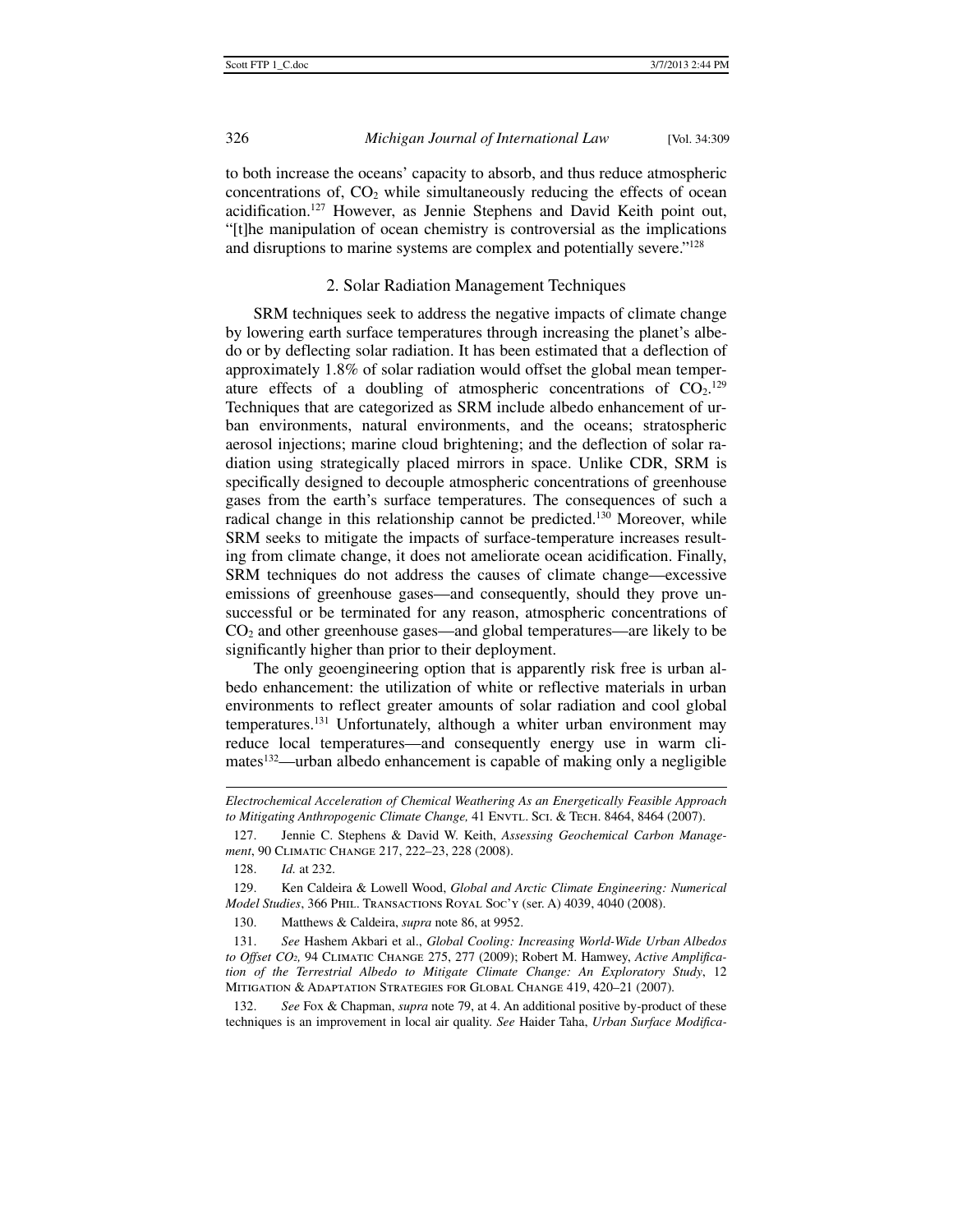to both increase the oceans' capacity to absorb, and thus reduce atmospheric concentrations of, $CO_2$ while simultaneously reducing the effects of ocean acidification.[127] However, as Jennie Stephens and David Keith point out, "[t]he manipulation of ocean chemistry is controversial as the implications and disruptions to marine systems are complex and potentially severe."[128]

### 2. Solar Radiation Management Techniques

SRM techniques seek to address the negative impacts of climate change by lowering earth surface temperatures through increasing the planet's albedo or by deflecting solar radiation. It has been estimated that a deflection of approximately 1.8% of solar radiation would offset the global mean temperature effects of a doubling of atmospheric concentrations of $CO_2$.[129] Techniques that are categorized as SRM include albedo enhancement of urban environments, natural environments, and the oceans; stratospheric aerosol injections; marine cloud brightening; and the deflection of solar radiation using strategically placed mirrors in space. Unlike CDR, SRM is specifically designed to decouple atmospheric concentrations of greenhouse gases from the earth's surface temperatures. The consequences of such a radical change in this relationship cannot be predicted.[130] Moreover, while SRM seeks to mitigate the impacts of surface-temperature increases resulting from climate change, it does not ameliorate ocean acidification. Finally, SRM techniques do not address the causes of climate change—excessive emissions of greenhouse gases—and consequently, should they prove unsuccessful or be terminated for any reason, atmospheric concentrations of $CO_2$ and other greenhouse gases—and global temperatures—are likely to be significantly higher than prior to their deployment.

The only geoengineering option that is apparently risk free is urban albedo enhancement: the utilization of white or reflective materials in urban environments to reflect greater amounts of solar radiation and cool global temperatures.[131] Unfortunately, although a whiter urban environment may reduce local temperatures—and consequently energy use in warm climates[132]—urban albedo enhancement is capable of making only a negligible

---

*Electrochemical Acceleration of Chemical Weathering As an Energetically Feasible Approach to Mitigating Anthropogenic Climate Change,* 41 ENVTL. SCI. & TECH. 8464, 8464 (2007).

127. Jennie C. Stephens & David W. Keith, *Assessing Geochemical Carbon Management*, 90 CLIMATIC CHANGE 217, 222–23, 228 (2008).

128. *Id.* at 232.

129. Ken Caldeira & Lowell Wood, *Global and Arctic Climate Engineering: Numerical Model Studies*, 366 PHIL. TRANSACTIONS ROYAL SOC'Y (ser. A) 4039, 4040 (2008).

130. Matthews & Caldeira, *supra* note 86, at 9952.

131. *See* Hashem Akbari et al., *Global Cooling: Increasing World-Wide Urban Albedos to Offset $CO_2$,* 94 CLIMATIC CHANGE 275, 277 (2009); Robert M. Hamwey, *Active Amplification of the Terrestrial Albedo to Mitigate Climate Change: An Exploratory Study*, 12 MITIGATION & ADAPTATION STRATEGIES FOR GLOBAL CHANGE 419, 420–21 (2007).

132. *See* Fox & Chapman, *supra* note 79, at 4. An additional positive by-product of these techniques is an improvement in local air quality. *See* Haider Taha, *Urban Surface Modifica-*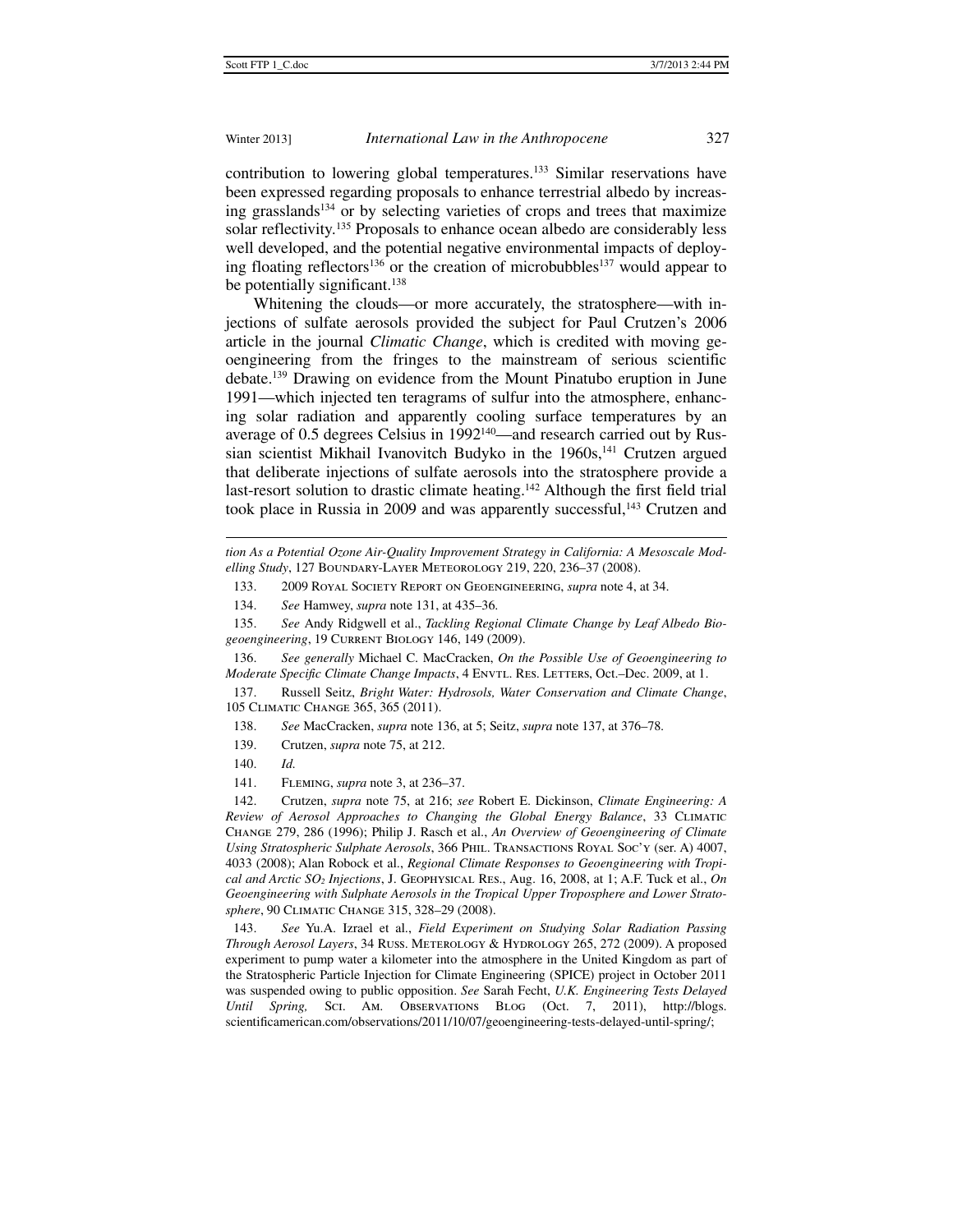contribution to lowering global temperatures.[133] Similar reservations have been expressed regarding proposals to enhance terrestrial albedo by increasing grasslands[134] or by selecting varieties of crops and trees that maximize solar reflectivity.[135] Proposals to enhance ocean albedo are considerably less well developed, and the potential negative environmental impacts of deploying floating reflectors[136] or the creation of microbubbles[137] would appear to be potentially significant.[138]

Whitening the clouds—or more accurately, the stratosphere—with injections of sulfate aerosols provided the subject for Paul Crutzen's 2006 article in the journal *Climatic Change*, which is credited with moving geoengineering from the fringes to the mainstream of serious scientific debate.[139] Drawing on evidence from the Mount Pinatubo eruption in June 1991—which injected ten teragrams of sulfur into the atmosphere, enhancing solar radiation and apparently cooling surface temperatures by an average of 0.5 degrees Celsius in 1992[140]—and research carried out by Russian scientist Mikhail Ivanovitch Budyko in the 1960s,[141] Crutzen argued that deliberate injections of sulfate aerosols into the stratosphere provide a last-resort solution to drastic climate heating.[142] Although the first field trial took place in Russia in 2009 and was apparently successful,[143] Crutzen and

---

*tion As a Potential Ozone Air-Quality Improvement Strategy in California: A Mesoscale Modelling Study*, 127 Boundary-Layer Meteorology 219, 220, 236–37 (2008).

133. 2009 Royal Society Report on Geoengineering, *supra* note 4, at 34.

134. *See* Hamwey, *supra* note 131, at 435–36.

135. *See* Andy Ridgwell et al., *Tackling Regional Climate Change by Leaf Albedo Biogeoengineering*, 19 Current Biology 146, 149 (2009).

136. *See generally* Michael C. MacCracken, *On the Possible Use of Geoengineering to Moderate Specific Climate Change Impacts*, 4 Envtl. Res. Letters, Oct.–Dec. 2009, at 1.

137. Russell Seitz, *Bright Water: Hydrosols, Water Conservation and Climate Change*, 105 Climatic Change 365, 365 (2011).

138. *See* MacCracken, *supra* note 136, at 5; Seitz, *supra* note 137, at 376–78.

139. Crutzen, *supra* note 75, at 212.

140. *Id.*

141. Fleming, *supra* note 3, at 236–37.

142. Crutzen, *supra* note 75, at 216; *see* Robert E. Dickinson, *Climate Engineering: A Review of Aerosol Approaches to Changing the Global Energy Balance*, 33 Climatic Change 279, 286 (1996); Philip J. Rasch et al., *An Overview of Geoengineering of Climate Using Stratospheric Sulphate Aerosols*, 366 Phil. Transactions Royal Soc'y (ser. A) 4007, 4033 (2008); Alan Robock et al., *Regional Climate Responses to Geoengineering with Tropical and Arctic $SO_2$ Injections*, J. Geophysical Res., Aug. 16, 2008, at 1; A.F. Tuck et al., *On Geoengineering with Sulphate Aerosols in the Tropical Upper Troposphere and Lower Stratosphere*, 90 Climatic Change 315, 328–29 (2008).

143. *See* Yu.A. Izrael et al., *Field Experiment on Studying Solar Radiation Passing Through Aerosol Layers*, 34 Russ. Meterology & Hydrology 265, 272 (2009). A proposed experiment to pump water a kilometer into the atmosphere in the United Kingdom as part of the Stratospheric Particle Injection for Climate Engineering (SPICE) project in October 2011 was suspended owing to public opposition. *See* Sarah Fecht, *U.K. Engineering Tests Delayed Until Spring,* Sci. Am. Observations Blog (Oct. 7, 2011), http://blogs.scientificamerican.com/observations/2011/10/07/geoengineering-tests-delayed-until-spring/;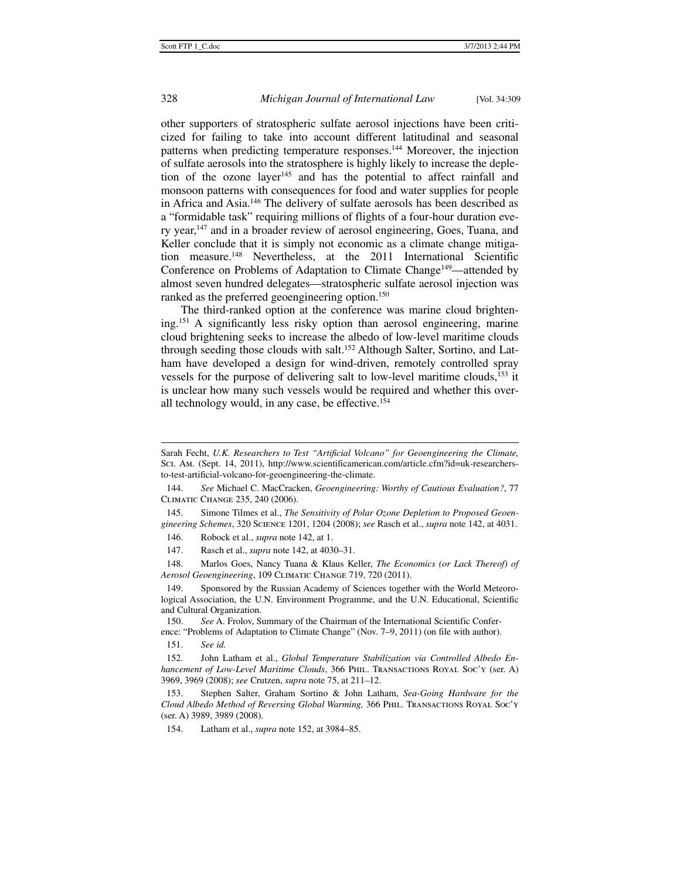other supporters of stratospheric sulfate aerosol injections have been criticized for failing to take into account different latitudinal and seasonal patterns when predicting temperature responses.[144] Moreover, the injection of sulfate aerosols into the stratosphere is highly likely to increase the depletion of the ozone layer[145] and has the potential to affect rainfall and monsoon patterns with consequences for food and water supplies for people in Africa and Asia.[146] The delivery of sulfate aerosols has been described as a "formidable task" requiring millions of flights of a four-hour duration every year,[147] and in a broader review of aerosol engineering, Goes, Tuana, and Keller conclude that it is simply not economic as a climate change mitigation measure.[148] Nevertheless, at the 2011 International Scientific Conference on Problems of Adaptation to Climate Change[149]—attended by almost seven hundred delegates—stratospheric sulfate aerosol injection was ranked as the preferred geoengineering option.[150]

The third-ranked option at the conference was marine cloud brightening.[151] A significantly less risky option than aerosol engineering, marine cloud brightening seeks to increase the albedo of low-level maritime clouds through seeding those clouds with salt.[152] Although Salter, Sortino, and Latham have developed a design for wind-driven, remotely controlled spray vessels for the purpose of delivering salt to low-level maritime clouds,[153] it is unclear how many such vessels would be required and whether this overall technology would, in any case, be effective.[154]

---

Sarah Fecht, *U.K. Researchers to Test "Artificial Volcano" for Geoengineering the Climate,* Sci. Am. (Sept. 14, 2011), http://www.scientificamerican.com/article.cfm?id=uk-researchers-to-test-artificial-volcano-for-geoengineering-the-climate.

144. *See* Michael C. MacCracken, *Geoengineering: Worthy of Cautious Evaluation?*, 77 Climatic Change 235, 240 (2006).

145. Simone Tilmes et al., *The Sensitivity of Polar Ozone Depletion to Proposed Geoengineering Schemes*, 320 Science 1201, 1204 (2008); *see* Rasch et al., *supra* note 142, at 4031.

146. Robock et al., *supra* note 142, at 1.

147. Rasch et al., *supra* note 142, at 4030–31.

148. Marlos Goes, Nancy Tuana & Klaus Keller, *The Economics (or Lack Thereof) of Aerosol Geoengineering*, 109 Climatic Change 719, 720 (2011).

149. Sponsored by the Russian Academy of Sciences together with the World Meteorological Association, the U.N. Environment Programme, and the U.N. Educational, Scientific and Cultural Organization.

150. *See* A. Frolov, Summary of the Chairman of the International Scientific Conference: "Problems of Adaptation to Climate Change" (Nov. 7–9, 2011) (on file with author).

151. *See id.*

152. John Latham et al., *Global Temperature Stabilization via Controlled Albedo Enhancement of Low-Level Maritime Clouds*, 366 Phil. Transactions Royal Soc'y (ser. A) 3969, 3969 (2008); *see* Crutzen, *supra* note 75, at 211–12.

153. Stephen Salter, Graham Sortino & John Latham, *Sea-Going Hardware for the Cloud Albedo Method of Reversing Global Warming,* 366 Phil. Transactions Royal Soc'y (ser. A) 3989, 3989 (2008).

154. Latham et al., *supra* note 152, at 3984–85.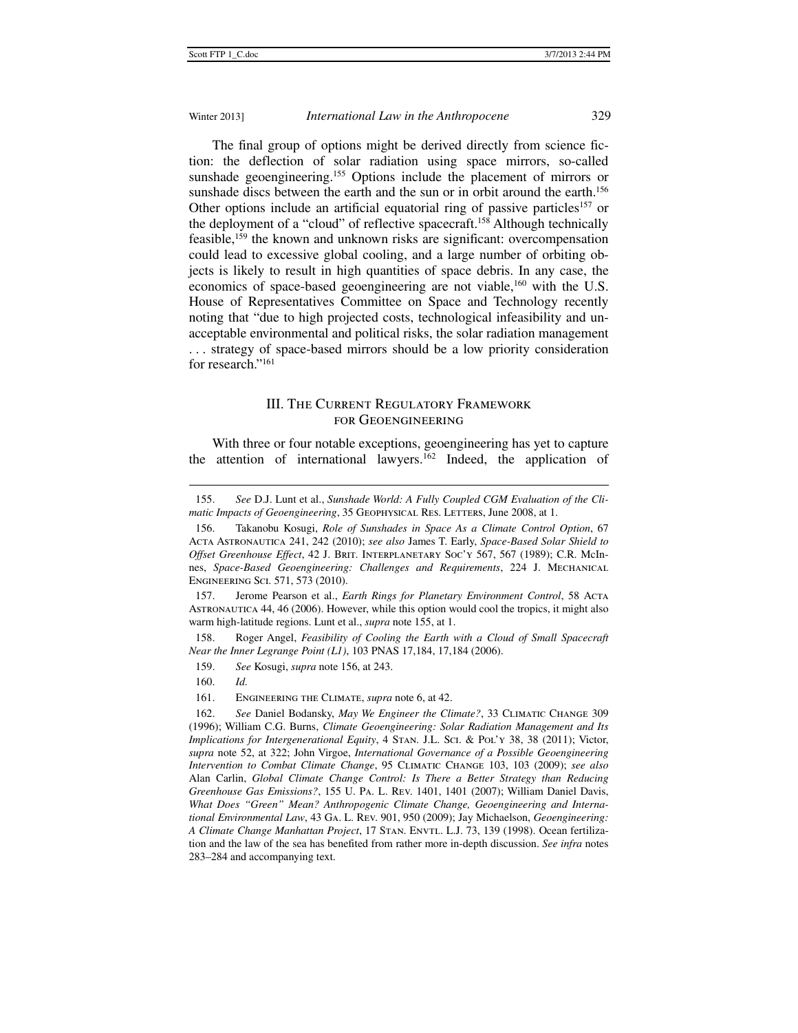The final group of options might be derived directly from science fiction: the deflection of solar radiation using space mirrors, so-called sunshade geoengineering.[155] Options include the placement of mirrors or sunshade discs between the earth and the sun or in orbit around the earth.[156] Other options include an artificial equatorial ring of passive particles[157] or the deployment of a "cloud" of reflective spacecraft.[158] Although technically feasible,[159] the known and unknown risks are significant: overcompensation could lead to excessive global cooling, and a large number of orbiting objects is likely to result in high quantities of space debris. In any case, the economics of space-based geoengineering are not viable,[160] with the U.S. House of Representatives Committee on Space and Technology recently noting that "due to high projected costs, technological infeasibility and unacceptable environmental and political risks, the solar radiation management . . . strategy of space-based mirrors should be a low priority consideration for research."[161]

## III. The Current Regulatory Framework for Geoengineering

With three or four notable exceptions, geoengineering has yet to capture the attention of international lawyers.[162] Indeed, the application of

---

155. *See* D.J. Lunt et al., *Sunshade World: A Fully Coupled CGM Evaluation of the Climatic Impacts of Geoengineering*, 35 Geophysical Res. Letters, June 2008, at 1.

156. Takanobu Kosugi, *Role of Sunshades in Space As a Climate Control Option*, 67 Acta Astronautica 241, 242 (2010); *see also* James T. Early, *Space-Based Solar Shield to Offset Greenhouse Effect*, 42 J. Brit. Interplanetary Soc'y 567, 567 (1989); C.R. McInnes, *Space-Based Geoengineering: Challenges and Requirements*, 224 J. Mechanical Engineering Sci. 571, 573 (2010).

157. Jerome Pearson et al., *Earth Rings for Planetary Environment Control*, 58 Acta Astronautica 44, 46 (2006). However, while this option would cool the tropics, it might also warm high-latitude regions. Lunt et al., *supra* note 155, at 1.

158. Roger Angel, *Feasibility of Cooling the Earth with a Cloud of Small Spacecraft Near the Inner Legrange Point (L1)*, 103 PNAS 17,184, 17,184 (2006).

159. *See* Kosugi, *supra* note 156, at 243.

160. *Id.*

161. Engineering the Climate, *supra* note 6, at 42.

162. *See* Daniel Bodansky, *May We Engineer the Climate?*, 33 Climatic Change 309 (1996); William C.G. Burns, *Climate Geoengineering: Solar Radiation Management and Its Implications for Intergenerational Equity*, 4 Stan. J.L. Sci. & Pol'y 38, 38 (2011); Victor, *supra* note 52, at 322; John Virgoe, *International Governance of a Possible Geoengineering Intervention to Combat Climate Change*, 95 Climatic Change 103, 103 (2009); *see also* Alan Carlin, *Global Climate Change Control: Is There a Better Strategy than Reducing Greenhouse Gas Emissions?*, 155 U. Pa. L. Rev. 1401, 1401 (2007); William Daniel Davis, *What Does "Green" Mean? Anthropogenic Climate Change, Geoengineering and International Environmental Law*, 43 Ga. L. Rev. 901, 950 (2009); Jay Michaelson, *Geoengineering: A Climate Change Manhattan Project*, 17 Stan. Envtl. L.J. 73, 139 (1998). Ocean fertilization and the law of the sea has benefited from rather more in-depth discussion. *See infra* notes 283–284 and accompanying text.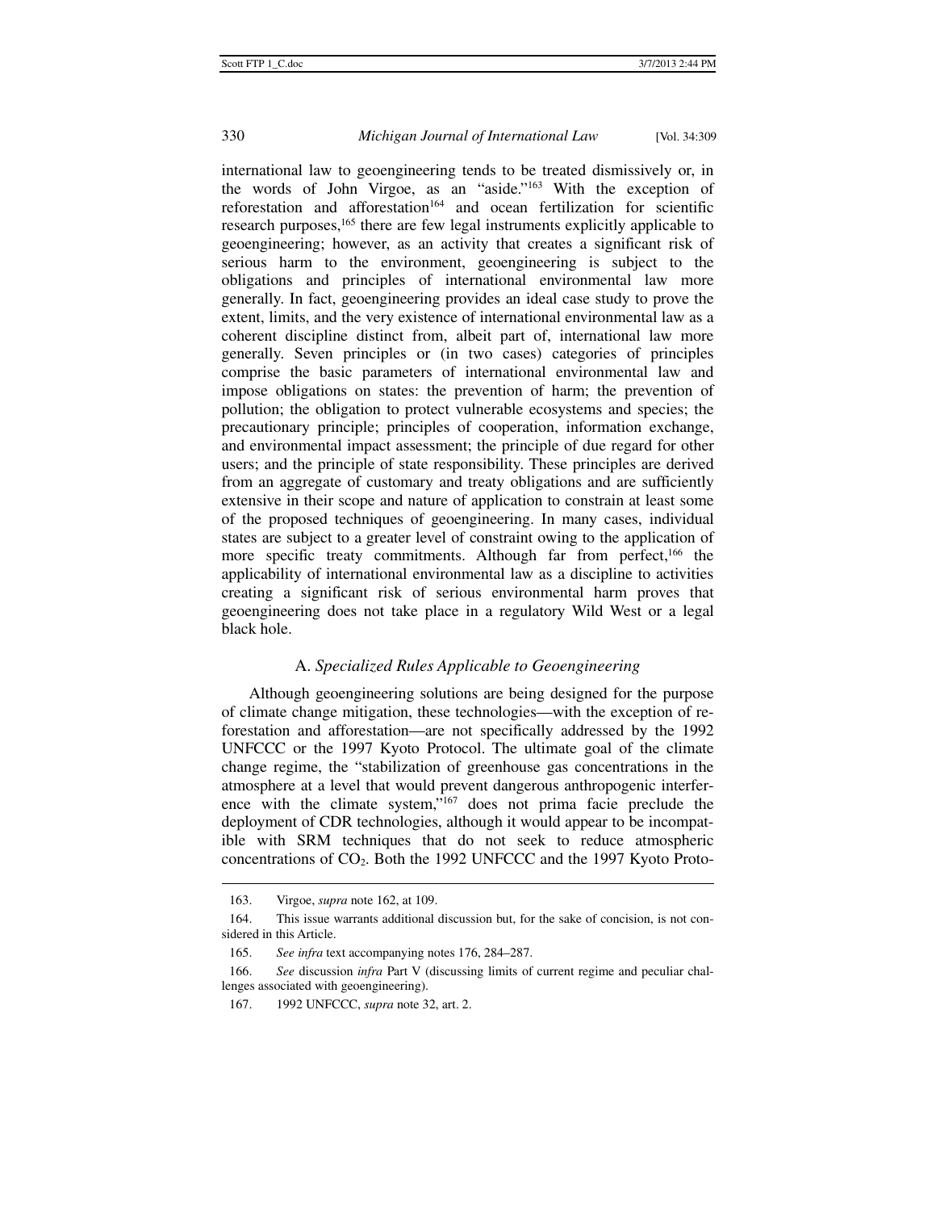international law to geoengineering tends to be treated dismissively or, in the words of John Virgoe, as an "aside."[163] With the exception of reforestation and afforestation[164] and ocean fertilization for scientific research purposes,[165] there are few legal instruments explicitly applicable to geoengineering; however, as an activity that creates a significant risk of serious harm to the environment, geoengineering is subject to the obligations and principles of international environmental law more generally. In fact, geoengineering provides an ideal case study to prove the extent, limits, and the very existence of international environmental law as a coherent discipline distinct from, albeit part of, international law more generally. Seven principles or (in two cases) categories of principles comprise the basic parameters of international environmental law and impose obligations on states: the prevention of harm; the prevention of pollution; the obligation to protect vulnerable ecosystems and species; the precautionary principle; principles of cooperation, information exchange, and environmental impact assessment; the principle of due regard for other users; and the principle of state responsibility. These principles are derived from an aggregate of customary and treaty obligations and are sufficiently extensive in their scope and nature of application to constrain at least some of the proposed techniques of geoengineering. In many cases, individual states are subject to a greater level of constraint owing to the application of more specific treaty commitments. Although far from perfect,[166] the applicability of international environmental law as a discipline to activities creating a significant risk of serious environmental harm proves that geoengineering does not take place in a regulatory Wild West or a legal black hole.

### A. *Specialized Rules Applicable to Geoengineering*

Although geoengineering solutions are being designed for the purpose of climate change mitigation, these technologies—with the exception of reforestation and afforestation—are not specifically addressed by the 1992 UNFCCC or the 1997 Kyoto Protocol. The ultimate goal of the climate change regime, the "stabilization of greenhouse gas concentrations in the atmosphere at a level that would prevent dangerous anthropogenic interference with the climate system,"[167] does not prima facie preclude the deployment of CDR technologies, although it would appear to be incompatible with SRM techniques that do not seek to reduce atmospheric concentrations of $CO_2$. Both the 1992 UNFCCC and the 1997 Kyoto Proto-

---

163. Virgoe, *supra* note 162, at 109.

164. This issue warrants additional discussion but, for the sake of concision, is not considered in this Article.

165. *See infra* text accompanying notes 176, 284–287.

166. *See* discussion *infra* Part V (discussing limits of current regime and peculiar challenges associated with geoengineering).

167. 1992 UNFCCC, *supra* note 32, art. 2.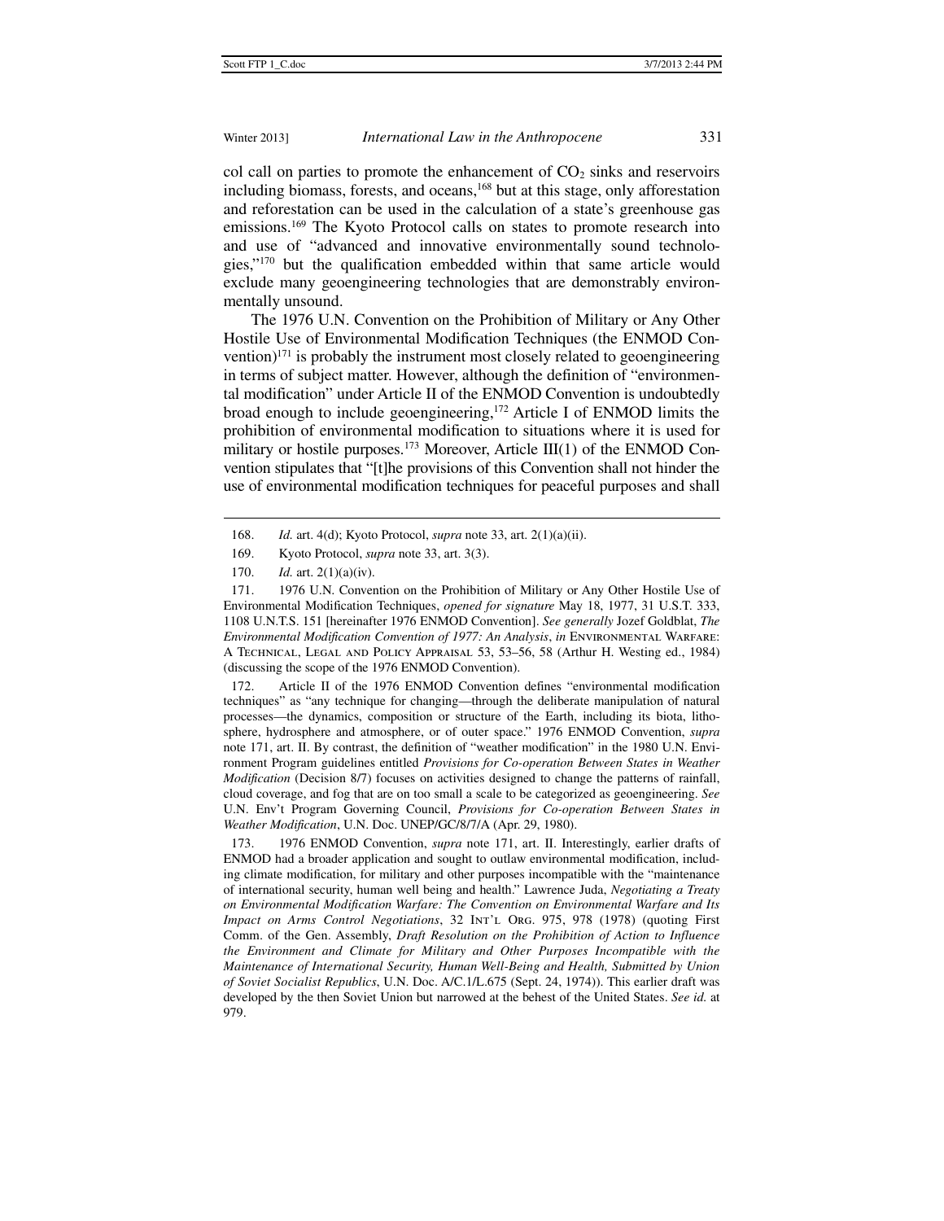col call on parties to promote the enhancement of $CO_2$ sinks and reservoirs including biomass, forests, and oceans,[168] but at this stage, only afforestation and reforestation can be used in the calculation of a state's greenhouse gas emissions.[169] The Kyoto Protocol calls on states to promote research into and use of "advanced and innovative environmentally sound technologies,"[170] but the qualification embedded within that same article would exclude many geoengineering technologies that are demonstrably environmentally unsound.

The 1976 U.N. Convention on the Prohibition of Military or Any Other Hostile Use of Environmental Modification Techniques (the ENMOD Convention)[171] is probably the instrument most closely related to geoengineering in terms of subject matter. However, although the definition of "environmental modification" under Article II of the ENMOD Convention is undoubtedly broad enough to include geoengineering,[172] Article I of ENMOD limits the prohibition of environmental modification to situations where it is used for military or hostile purposes.[173] Moreover, Article III(1) of the ENMOD Convention stipulates that "[t]he provisions of this Convention shall not hinder the use of environmental modification techniques for peaceful purposes and shall

---

168. *Id.* art. 4(d); Kyoto Protocol, *supra* note 33, art. 2(1)(a)(ii).

169. Kyoto Protocol, *supra* note 33, art. 3(3).

170. *Id.* art. 2(1)(a)(iv).

171. 1976 U.N. Convention on the Prohibition of Military or Any Other Hostile Use of Environmental Modification Techniques, *opened for signature* May 18, 1977, 31 U.S.T. 333, 1108 U.N.T.S. 151 [hereinafter 1976 ENMOD Convention]. *See generally* Jozef Goldblat, *The Environmental Modification Convention of 1977: An Analysis*, *in* ENVIRONMENTAL WARFARE: A TECHNICAL, LEGAL AND POLICY APPRAISAL 53, 53–56, 58 (Arthur H. Westing ed., 1984) (discussing the scope of the 1976 ENMOD Convention).

172. Article II of the 1976 ENMOD Convention defines "environmental modification techniques" as "any technique for changing—through the deliberate manipulation of natural processes—the dynamics, composition or structure of the Earth, including its biota, lithosphere, hydrosphere and atmosphere, or of outer space." 1976 ENMOD Convention, *supra* note 171, art. II. By contrast, the definition of "weather modification" in the 1980 U.N. Environment Program guidelines entitled *Provisions for Co-operation Between States in Weather Modification* (Decision 8/7) focuses on activities designed to change the patterns of rainfall, cloud coverage, and fog that are on too small a scale to be categorized as geoengineering. *See* U.N. Env't Program Governing Council, *Provisions for Co-operation Between States in Weather Modification*, U.N. Doc. UNEP/GC/8/7/A (Apr. 29, 1980).

173. 1976 ENMOD Convention, *supra* note 171, art. II. Interestingly, earlier drafts of ENMOD had a broader application and sought to outlaw environmental modification, including climate modification, for military and other purposes incompatible with the "maintenance of international security, human well being and health." Lawrence Juda, *Negotiating a Treaty on Environmental Modification Warfare: The Convention on Environmental Warfare and Its Impact on Arms Control Negotiations*, 32 INT'L ORG. 975, 978 (1978) (quoting First Comm. of the Gen. Assembly, *Draft Resolution on the Prohibition of Action to Influence the Environment and Climate for Military and Other Purposes Incompatible with the Maintenance of International Security, Human Well-Being and Health, Submitted by Union of Soviet Socialist Republics*, U.N. Doc. A/C.1/L.675 (Sept. 24, 1974)). This earlier draft was developed by the then Soviet Union but narrowed at the behest of the United States. *See id.* at 979.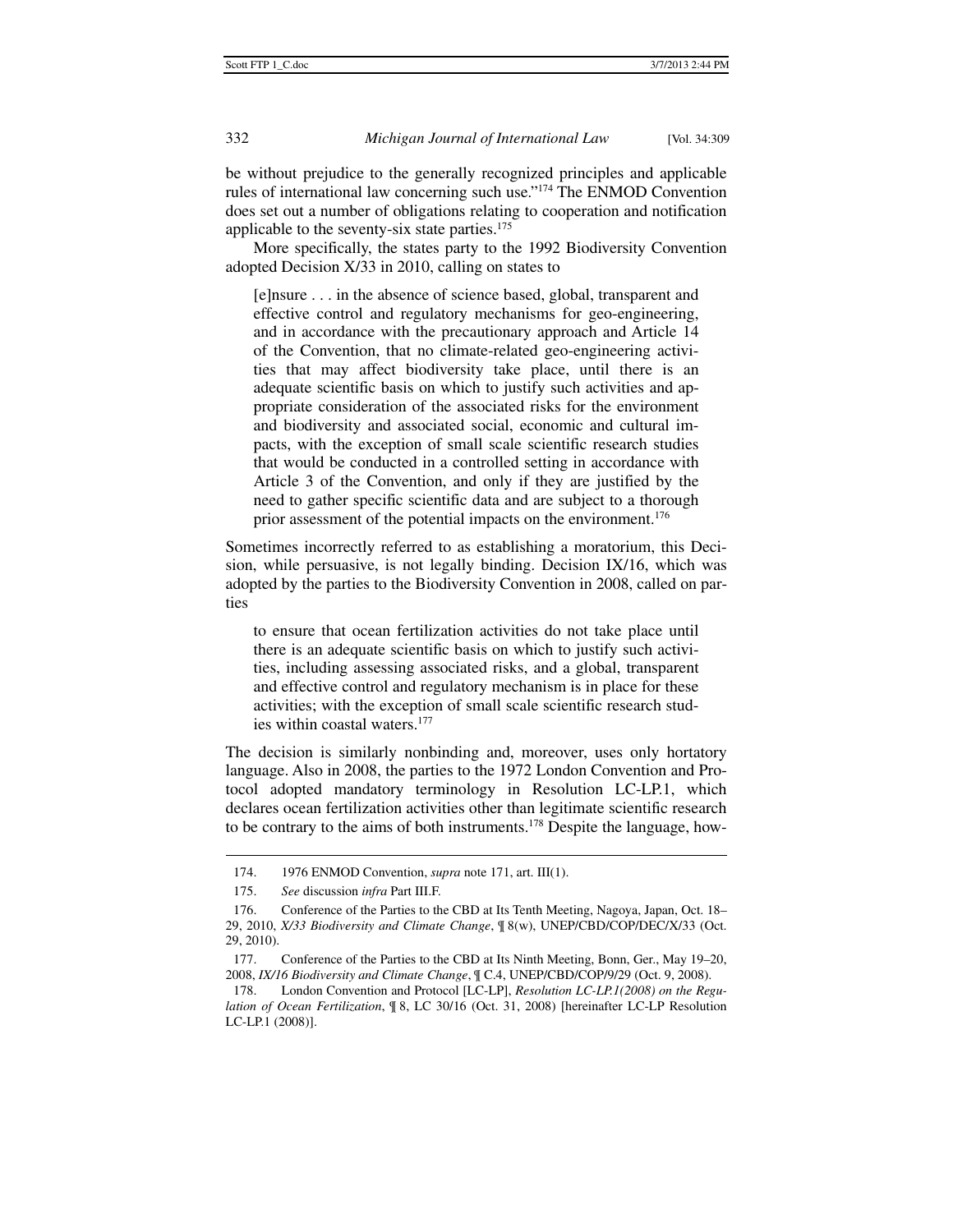be without prejudice to the generally recognized principles and applicable rules of international law concerning such use."[174] The ENMOD Convention does set out a number of obligations relating to cooperation and notification applicable to the seventy-six state parties.[175]

More specifically, the states party to the 1992 Biodiversity Convention adopted Decision X/33 in 2010, calling on states to

> [e]nsure . . . in the absence of science based, global, transparent and effective control and regulatory mechanisms for geo-engineering, and in accordance with the precautionary approach and Article 14 of the Convention, that no climate-related geo-engineering activities that may affect biodiversity take place, until there is an adequate scientific basis on which to justify such activities and appropriate consideration of the associated risks for the environment and biodiversity and associated social, economic and cultural impacts, with the exception of small scale scientific research studies that would be conducted in a controlled setting in accordance with Article 3 of the Convention, and only if they are justified by the need to gather specific scientific data and are subject to a thorough prior assessment of the potential impacts on the environment.[176]

Sometimes incorrectly referred to as establishing a moratorium, this Decision, while persuasive, is not legally binding. Decision IX/16, which was adopted by the parties to the Biodiversity Convention in 2008, called on parties

> to ensure that ocean fertilization activities do not take place until there is an adequate scientific basis on which to justify such activities, including assessing associated risks, and a global, transparent and effective control and regulatory mechanism is in place for these activities; with the exception of small scale scientific research studies within coastal waters.[177]

The decision is similarly nonbinding and, moreover, uses only hortatory language. Also in 2008, the parties to the 1972 London Convention and Protocol adopted mandatory terminology in Resolution LC-LP.1, which declares ocean fertilization activities other than legitimate scientific research to be contrary to the aims of both instruments.[178] Despite the language, how-

---

174. 1976 ENMOD Convention, *supra* note 171, art. III(1).

175. *See* discussion *infra* Part III.F.

176. Conference of the Parties to the CBD at Its Tenth Meeting, Nagoya, Japan, Oct. 18–29, 2010, *X/33 Biodiversity and Climate Change*, ¶ 8(w), UNEP/CBD/COP/DEC/X/33 (Oct. 29, 2010).

177. Conference of the Parties to the CBD at Its Ninth Meeting, Bonn, Ger., May 19–20, 2008, *IX/16 Biodiversity and Climate Change*, ¶ C.4, UNEP/CBD/COP/9/29 (Oct. 9, 2008).

178. London Convention and Protocol [LC-LP], *Resolution LC-LP.1(2008) on the Regulation of Ocean Fertilization*, ¶ 8, LC 30/16 (Oct. 31, 2008) [hereinafter LC-LP Resolution LC-LP.1 (2008)].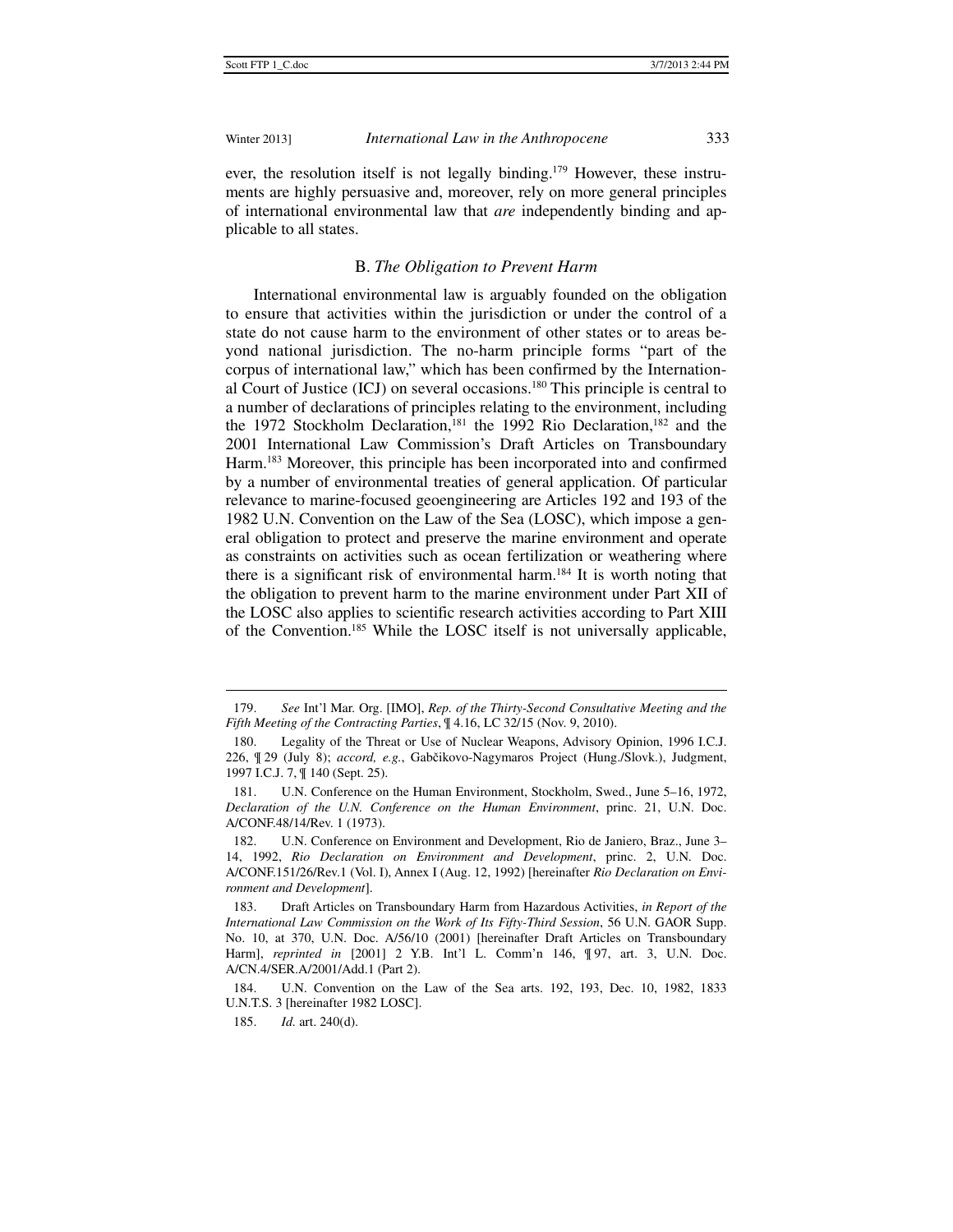ever, the resolution itself is not legally binding.[179] However, these instruments are highly persuasive and, moreover, rely on more general principles of international environmental law that *are* independently binding and applicable to all states.

### B. *The Obligation to Prevent Harm*

International environmental law is arguably founded on the obligation to ensure that activities within the jurisdiction or under the control of a state do not cause harm to the environment of other states or to areas beyond national jurisdiction. The no-harm principle forms "part of the corpus of international law," which has been confirmed by the International Court of Justice (ICJ) on several occasions.[180] This principle is central to a number of declarations of principles relating to the environment, including the 1972 Stockholm Declaration,[181] the 1992 Rio Declaration,[182] and the 2001 International Law Commission's Draft Articles on Transboundary Harm.[183] Moreover, this principle has been incorporated into and confirmed by a number of environmental treaties of general application. Of particular relevance to marine-focused geoengineering are Articles 192 and 193 of the 1982 U.N. Convention on the Law of the Sea (LOSC), which impose a general obligation to protect and preserve the marine environment and operate as constraints on activities such as ocean fertilization or weathering where there is a significant risk of environmental harm.[184] It is worth noting that the obligation to prevent harm to the marine environment under Part XII of the LOSC also applies to scientific research activities according to Part XIII of the Convention.[185] While the LOSC itself is not universally applicable,

---

179. *See* Int'l Mar. Org. [IMO], *Rep. of the Thirty-Second Consultative Meeting and the Fifth Meeting of the Contracting Parties*, ¶ 4.16, LC 32/15 (Nov. 9, 2010).

180. Legality of the Threat or Use of Nuclear Weapons, Advisory Opinion, 1996 I.C.J. 226, ¶ 29 (July 8); *accord, e.g.*, Gabčikovo-Nagymaros Project (Hung./Slovk.), Judgment, 1997 I.C.J. 7, ¶ 140 (Sept. 25).

181. U.N. Conference on the Human Environment, Stockholm, Swed., June 5–16, 1972, *Declaration of the U.N. Conference on the Human Environment*, princ. 21, U.N. Doc. A/CONF.48/14/Rev. 1 (1973).

182. U.N. Conference on Environment and Development, Rio de Janiero, Braz., June 3–14, 1992, *Rio Declaration on Environment and Development*, princ. 2, U.N. Doc. A/CONF.151/26/Rev.1 (Vol. I), Annex I (Aug. 12, 1992) [hereinafter *Rio Declaration on Environment and Development*].

183. Draft Articles on Transboundary Harm from Hazardous Activities, *in Report of the International Law Commission on the Work of Its Fifty-Third Session*, 56 U.N. GAOR Supp. No. 10, at 370, U.N. Doc. A/56/10 (2001) [hereinafter Draft Articles on Transboundary Harm], *reprinted in* [2001] 2 Y.B. Int'l L. Comm'n 146, ¶ 97, art. 3, U.N. Doc. A/CN.4/SER.A/2001/Add.1 (Part 2).

184. U.N. Convention on the Law of the Sea arts. 192, 193, Dec. 10, 1982, 1833 U.N.T.S. 3 [hereinafter 1982 LOSC].

185. *Id.* art. 240(d).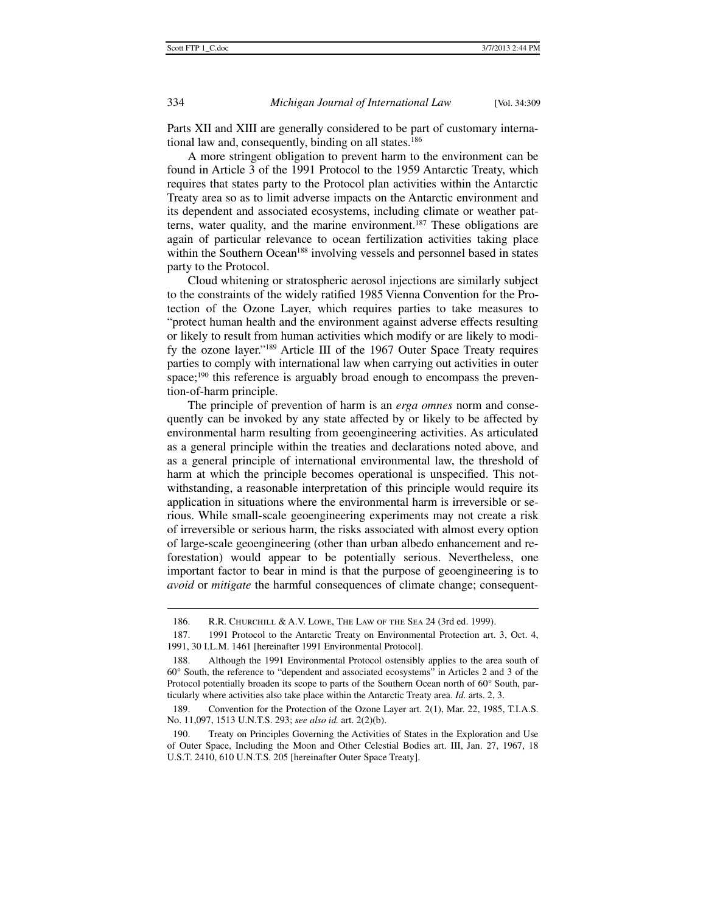Parts XII and XIII are generally considered to be part of customary international law and, consequently, binding on all states.[186]

A more stringent obligation to prevent harm to the environment can be found in Article 3 of the 1991 Protocol to the 1959 Antarctic Treaty, which requires that states party to the Protocol plan activities within the Antarctic Treaty area so as to limit adverse impacts on the Antarctic environment and its dependent and associated ecosystems, including climate or weather patterns, water quality, and the marine environment.[187] These obligations are again of particular relevance to ocean fertilization activities taking place within the Southern Ocean[188] involving vessels and personnel based in states party to the Protocol.

Cloud whitening or stratospheric aerosol injections are similarly subject to the constraints of the widely ratified 1985 Vienna Convention for the Protection of the Ozone Layer, which requires parties to take measures to "protect human health and the environment against adverse effects resulting or likely to result from human activities which modify or are likely to modify the ozone layer."[189] Article III of the 1967 Outer Space Treaty requires parties to comply with international law when carrying out activities in outer space;[190] this reference is arguably broad enough to encompass the prevention-of-harm principle.

The principle of prevention of harm is an *erga omnes* norm and consequently can be invoked by any state affected by or likely to be affected by environmental harm resulting from geoengineering activities. As articulated as a general principle within the treaties and declarations noted above, and as a general principle of international environmental law, the threshold of harm at which the principle becomes operational is unspecified. This notwithstanding, a reasonable interpretation of this principle would require its application in situations where the environmental harm is irreversible or serious. While small-scale geoengineering experiments may not create a risk of irreversible or serious harm, the risks associated with almost every option of large-scale geoengineering (other than urban albedo enhancement and reforestation) would appear to be potentially serious. Nevertheless, one important factor to bear in mind is that the purpose of geoengineering is to *avoid* or *mitigate* the harmful consequences of climate change; consequent-

---

186. R.R. Churchill & A.V. Lowe, The Law of the Sea 24 (3rd ed. 1999).

187. 1991 Protocol to the Antarctic Treaty on Environmental Protection art. 3, Oct. 4, 1991, 30 I.L.M. 1461 [hereinafter 1991 Environmental Protocol].

188. Although the 1991 Environmental Protocol ostensibly applies to the area south of 60° South, the reference to "dependent and associated ecosystems" in Articles 2 and 3 of the Protocol potentially broaden its scope to parts of the Southern Ocean north of 60° South, particularly where activities also take place within the Antarctic Treaty area. *Id.* arts. 2, 3.

189. Convention for the Protection of the Ozone Layer art. 2(1), Mar. 22, 1985, T.I.A.S. No. 11,097, 1513 U.N.T.S. 293; *see also id.* art. 2(2)(b).

190. Treaty on Principles Governing the Activities of States in the Exploration and Use of Outer Space, Including the Moon and Other Celestial Bodies art. III, Jan. 27, 1967, 18 U.S.T. 2410, 610 U.N.T.S. 205 [hereinafter Outer Space Treaty].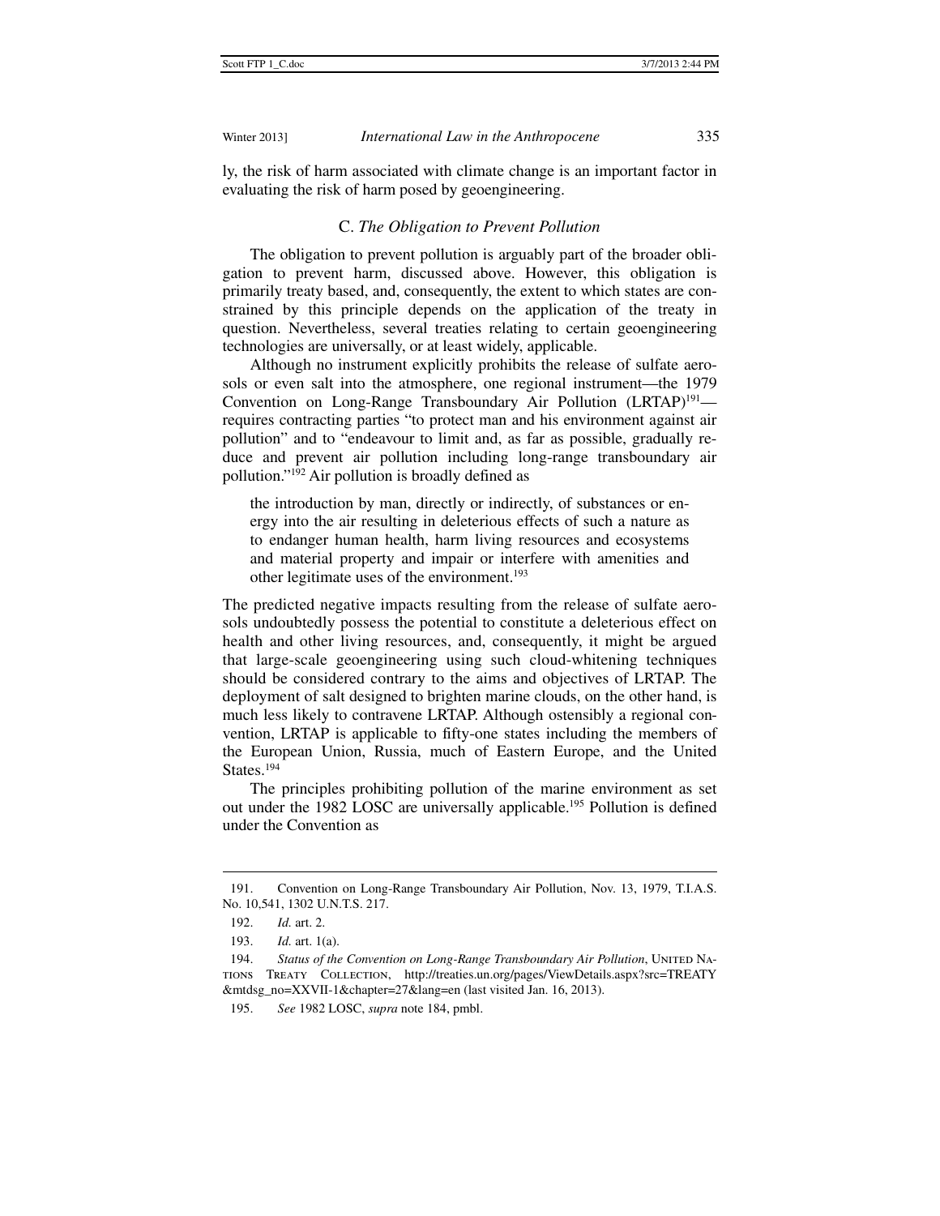ly, the risk of harm associated with climate change is an important factor in evaluating the risk of harm posed by geoengineering.

### C. *The Obligation to Prevent Pollution*

The obligation to prevent pollution is arguably part of the broader obligation to prevent harm, discussed above. However, this obligation is primarily treaty based, and, consequently, the extent to which states are constrained by this principle depends on the application of the treaty in question. Nevertheless, several treaties relating to certain geoengineering technologies are universally, or at least widely, applicable.

Although no instrument explicitly prohibits the release of sulfate aerosols or even salt into the atmosphere, one regional instrument—the 1979 Convention on Long-Range Transboundary Air Pollution (LRTAP)[191]—requires contracting parties "to protect man and his environment against air pollution" and to "endeavour to limit and, as far as possible, gradually reduce and prevent air pollution including long-range transboundary air pollution."[192] Air pollution is broadly defined as

> the introduction by man, directly or indirectly, of substances or energy into the air resulting in deleterious effects of such a nature as to endanger human health, harm living resources and ecosystems and material property and impair or interfere with amenities and other legitimate uses of the environment.[193]

The predicted negative impacts resulting from the release of sulfate aerosols undoubtedly possess the potential to constitute a deleterious effect on health and other living resources, and, consequently, it might be argued that large-scale geoengineering using such cloud-whitening techniques should be considered contrary to the aims and objectives of LRTAP. The deployment of salt designed to brighten marine clouds, on the other hand, is much less likely to contravene LRTAP. Although ostensibly a regional convention, LRTAP is applicable to fifty-one states including the members of the European Union, Russia, much of Eastern Europe, and the United States.[194]

The principles prohibiting pollution of the marine environment as set out under the 1982 LOSC are universally applicable.[195] Pollution is defined under the Convention as

---

191. Convention on Long-Range Transboundary Air Pollution, Nov. 13, 1979, T.I.A.S. No. 10,541, 1302 U.N.T.S. 217.

192. *Id.* art. 2.

193. *Id.* art. 1(a).

194. *Status of the Convention on Long-Range Transboundary Air Pollution*, United Nations Treaty Collection, http://treaties.un.org/pages/ViewDetails.aspx?src=TREATY&mtdsg_no=XXVII-1&chapter=27&lang=en (last visited Jan. 16, 2013).

195. *See* 1982 LOSC, *supra* note 184, pmbl.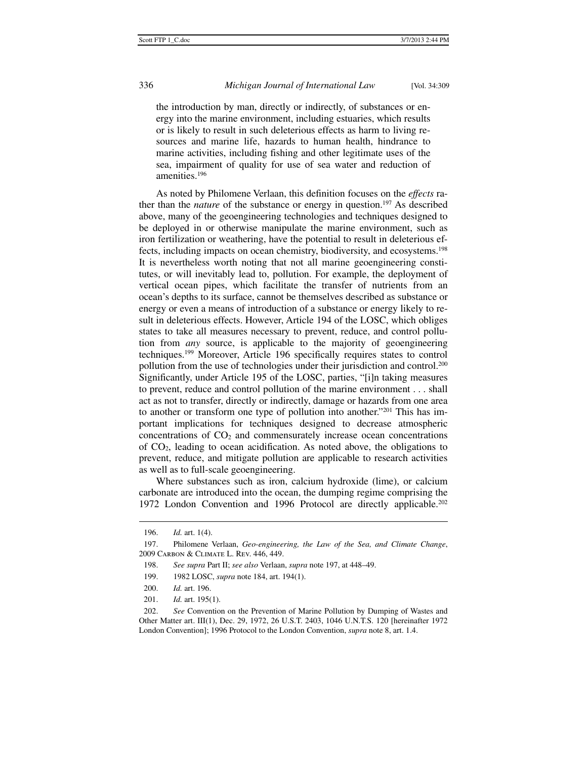> the introduction by man, directly or indirectly, of substances or energy into the marine environment, including estuaries, which results or is likely to result in such deleterious effects as harm to living resources and marine life, hazards to human health, hindrance to marine activities, including fishing and other legitimate uses of the sea, impairment of quality for use of sea water and reduction of amenities.[196]

As noted by Philomene Verlaan, this definition focuses on the *effects* rather than the *nature* of the substance or energy in question.[197] As described above, many of the geoengineering technologies and techniques designed to be deployed in or otherwise manipulate the marine environment, such as iron fertilization or weathering, have the potential to result in deleterious effects, including impacts on ocean chemistry, biodiversity, and ecosystems.[198] It is nevertheless worth noting that not all marine geoengineering constitutes, or will inevitably lead to, pollution. For example, the deployment of vertical ocean pipes, which facilitate the transfer of nutrients from an ocean's depths to its surface, cannot be themselves described as substance or energy or even a means of introduction of a substance or energy likely to result in deleterious effects. However, Article 194 of the LOSC, which obliges states to take all measures necessary to prevent, reduce, and control pollution from *any* source, is applicable to the majority of geoengineering techniques.[199] Moreover, Article 196 specifically requires states to control pollution from the use of technologies under their jurisdiction and control.[200] Significantly, under Article 195 of the LOSC, parties, "[i]n taking measures to prevent, reduce and control pollution of the marine environment . . . shall act as not to transfer, directly or indirectly, damage or hazards from one area to another or transform one type of pollution into another."[201] This has important implications for techniques designed to decrease atmospheric concentrations of $CO_2$ and commensurately increase ocean concentrations of $CO_2$, leading to ocean acidification. As noted above, the obligations to prevent, reduce, and mitigate pollution are applicable to research activities as well as to full-scale geoengineering.

Where substances such as iron, calcium hydroxide (lime), or calcium carbonate are introduced into the ocean, the dumping regime comprising the 1972 London Convention and 1996 Protocol are directly applicable.[202]

---

196. *Id.* art. 1(4).

197. Philomene Verlaan, *Geo-engineering, the Law of the Sea, and Climate Change*, 2009 Carbon & Climate L. Rev. 446, 449.

198. *See supra* Part II; *see also* Verlaan, *supra* note 197, at 448–49.

199. 1982 LOSC, *supra* note 184, art. 194(1).

200. *Id.* art. 196.

201. *Id.* art. 195(1).

202. *See* Convention on the Prevention of Marine Pollution by Dumping of Wastes and Other Matter art. III(1), Dec. 29, 1972, 26 U.S.T. 2403, 1046 U.N.T.S. 120 [hereinafter 1972 London Convention]; 1996 Protocol to the London Convention, *supra* note 8, art. 1.4.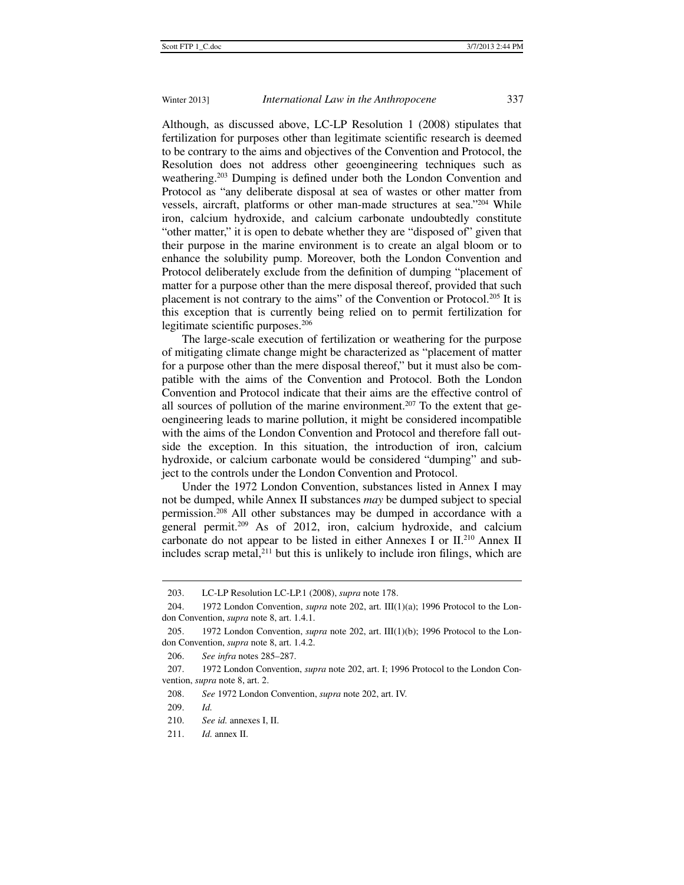Although, as discussed above, LC-LP Resolution 1 (2008) stipulates that fertilization for purposes other than legitimate scientific research is deemed to be contrary to the aims and objectives of the Convention and Protocol, the Resolution does not address other geoengineering techniques such as weathering.[203] Dumping is defined under both the London Convention and Protocol as "any deliberate disposal at sea of wastes or other matter from vessels, aircraft, platforms or other man-made structures at sea."[204] While iron, calcium hydroxide, and calcium carbonate undoubtedly constitute "other matter," it is open to debate whether they are "disposed of" given that their purpose in the marine environment is to create an algal bloom or to enhance the solubility pump. Moreover, both the London Convention and Protocol deliberately exclude from the definition of dumping "placement of matter for a purpose other than the mere disposal thereof, provided that such placement is not contrary to the aims" of the Convention or Protocol.[205] It is this exception that is currently being relied on to permit fertilization for legitimate scientific purposes.[206]

The large-scale execution of fertilization or weathering for the purpose of mitigating climate change might be characterized as "placement of matter for a purpose other than the mere disposal thereof," but it must also be compatible with the aims of the Convention and Protocol. Both the London Convention and Protocol indicate that their aims are the effective control of all sources of pollution of the marine environment.[207] To the extent that geoengineering leads to marine pollution, it might be considered incompatible with the aims of the London Convention and Protocol and therefore fall outside the exception. In this situation, the introduction of iron, calcium hydroxide, or calcium carbonate would be considered "dumping" and subject to the controls under the London Convention and Protocol.

Under the 1972 London Convention, substances listed in Annex I may not be dumped, while Annex II substances *may* be dumped subject to special permission.[208] All other substances may be dumped in accordance with a general permit.[209] As of 2012, iron, calcium hydroxide, and calcium carbonate do not appear to be listed in either Annexes I or II.[210] Annex II includes scrap metal,[211] but this is unlikely to include iron filings, which are

---

203. LC-LP Resolution LC-LP.1 (2008), *supra* note 178.

204. 1972 London Convention, *supra* note 202, art. III(1)(a); 1996 Protocol to the London Convention, *supra* note 8, art. 1.4.1.

205. 1972 London Convention, *supra* note 202, art. III(1)(b); 1996 Protocol to the London Convention, *supra* note 8, art. 1.4.2.

206. *See infra* notes 285–287.

207. 1972 London Convention, *supra* note 202, art. I; 1996 Protocol to the London Convention, *supra* note 8, art. 2.

208. *See* 1972 London Convention, *supra* note 202, art. IV.

209. *Id.*

210. *See id.* annexes I, II.

211. *Id.* annex II.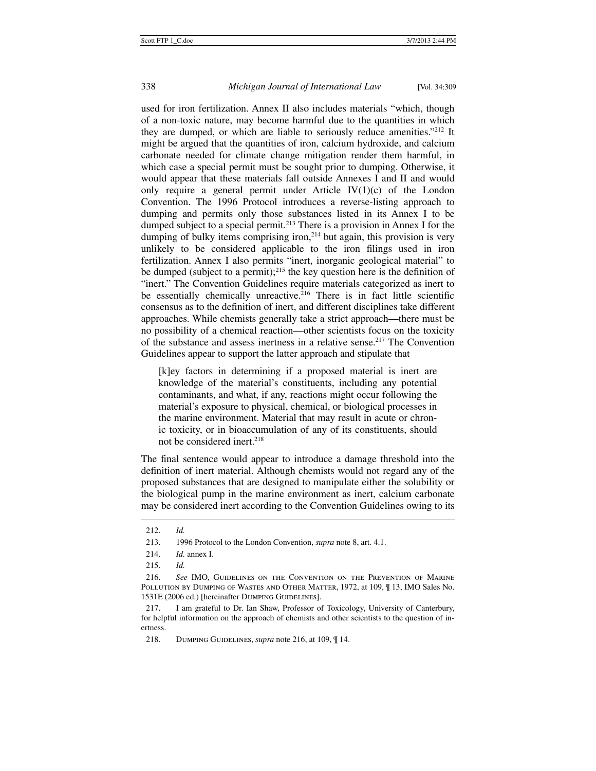used for iron fertilization. Annex II also includes materials "which, though of a non-toxic nature, may become harmful due to the quantities in which they are dumped, or which are liable to seriously reduce amenities."[212] It might be argued that the quantities of iron, calcium hydroxide, and calcium carbonate needed for climate change mitigation render them harmful, in which case a special permit must be sought prior to dumping. Otherwise, it would appear that these materials fall outside Annexes I and II and would only require a general permit under Article IV(1)(c) of the London Convention. The 1996 Protocol introduces a reverse-listing approach to dumping and permits only those substances listed in its Annex I to be dumped subject to a special permit.[213] There is a provision in Annex I for the dumping of bulky items comprising iron,[214] but again, this provision is very unlikely to be considered applicable to the iron filings used in iron fertilization. Annex I also permits "inert, inorganic geological material" to be dumped (subject to a permit);[215] the key question here is the definition of "inert." The Convention Guidelines require materials categorized as inert to be essentially chemically unreactive.[216] There is in fact little scientific consensus as to the definition of inert, and different disciplines take different approaches. While chemists generally take a strict approach—there must be no possibility of a chemical reaction—other scientists focus on the toxicity of the substance and assess inertness in a relative sense.[217] The Convention Guidelines appear to support the latter approach and stipulate that

> [k]ey factors in determining if a proposed material is inert are knowledge of the material's constituents, including any potential contaminants, and what, if any, reactions might occur following the material's exposure to physical, chemical, or biological processes in the marine environment. Material that may result in acute or chronic toxicity, or in bioaccumulation of any of its constituents, should not be considered inert.[218]

The final sentence would appear to introduce a damage threshold into the definition of inert material. Although chemists would not regard any of the proposed substances that are designed to manipulate either the solubility or the biological pump in the marine environment as inert, calcium carbonate may be considered inert according to the Convention Guidelines owing to its

---

212. *Id.*

213. 1996 Protocol to the London Convention, *supra* note 8, art. 4.1.

214. *Id.* annex I.

215. *Id.*

216. *See* IMO, Guidelines on the Convention on the Prevention of Marine Pollution by Dumping of Wastes and Other Matter, 1972, at 109, ¶ 13, IMO Sales No. 1531E (2006 ed.) [hereinafter Dumping Guidelines].

217. I am grateful to Dr. Ian Shaw, Professor of Toxicology, University of Canterbury, for helpful information on the approach of chemists and other scientists to the question of inertness.

218. Dumping Guidelines, *supra* note 216, at 109, ¶ 14.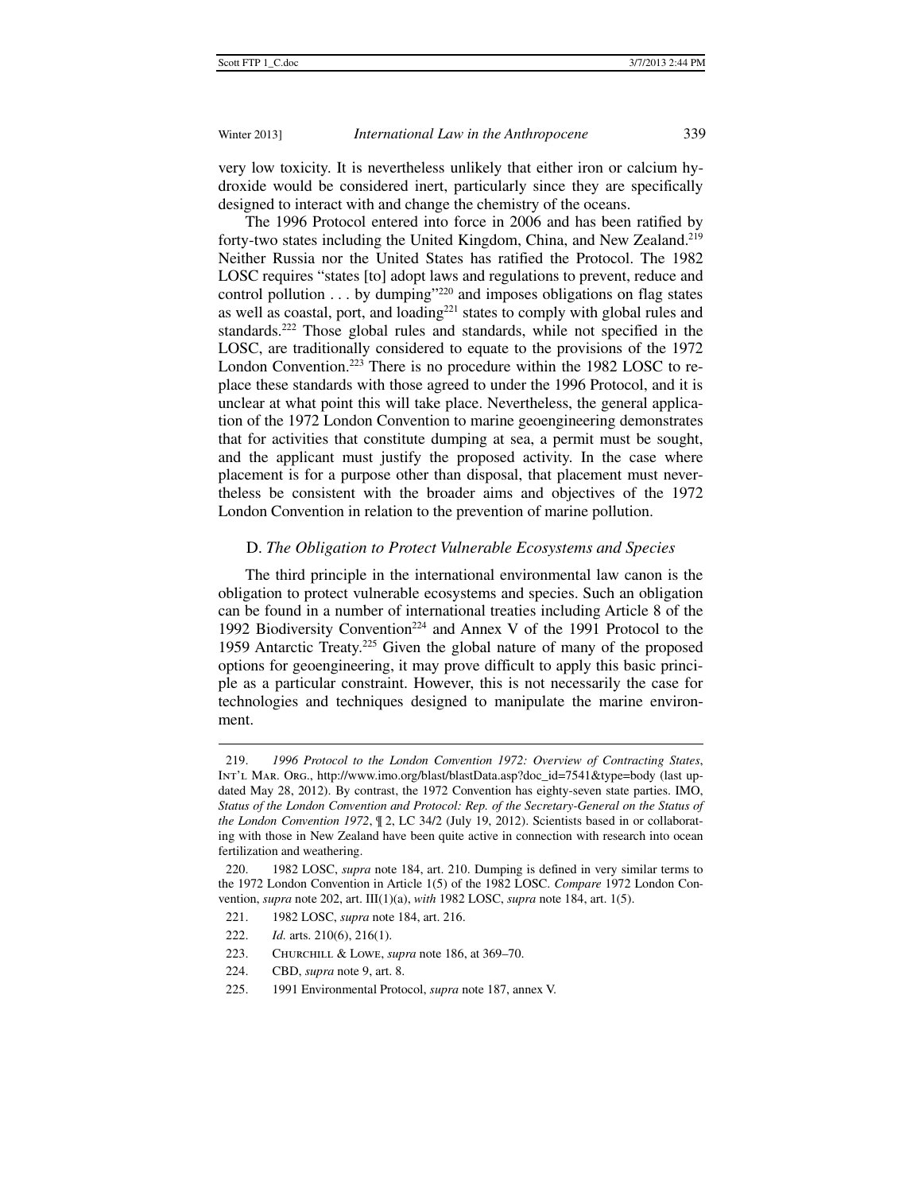very low toxicity. It is nevertheless unlikely that either iron or calcium hydroxide would be considered inert, particularly since they are specifically designed to interact with and change the chemistry of the oceans.

The 1996 Protocol entered into force in 2006 and has been ratified by forty-two states including the United Kingdom, China, and New Zealand.[219] Neither Russia nor the United States has ratified the Protocol. The 1982 LOSC requires "states [to] adopt laws and regulations to prevent, reduce and control pollution . . . by dumping"[220] and imposes obligations on flag states as well as coastal, port, and loading[221] states to comply with global rules and standards.[222] Those global rules and standards, while not specified in the LOSC, are traditionally considered to equate to the provisions of the 1972 London Convention.[223] There is no procedure within the 1982 LOSC to replace these standards with those agreed to under the 1996 Protocol, and it is unclear at what point this will take place. Nevertheless, the general application of the 1972 London Convention to marine geoengineering demonstrates that for activities that constitute dumping at sea, a permit must be sought, and the applicant must justify the proposed activity. In the case where placement is for a purpose other than disposal, that placement must nevertheless be consistent with the broader aims and objectives of the 1972 London Convention in relation to the prevention of marine pollution.

### D. *The Obligation to Protect Vulnerable Ecosystems and Species*

The third principle in the international environmental law canon is the obligation to protect vulnerable ecosystems and species. Such an obligation can be found in a number of international treaties including Article 8 of the 1992 Biodiversity Convention[224] and Annex V of the 1991 Protocol to the 1959 Antarctic Treaty.[225] Given the global nature of many of the proposed options for geoengineering, it may prove difficult to apply this basic principle as a particular constraint. However, this is not necessarily the case for technologies and techniques designed to manipulate the marine environment.

---

219. *1996 Protocol to the London Convention 1972: Overview of Contracting States*, INT'L MAR. ORG., http://www.imo.org/blast/blastData.asp?doc_id=7541&type=body (last updated May 28, 2012). By contrast, the 1972 Convention has eighty-seven state parties. IMO, *Status of the London Convention and Protocol: Rep. of the Secretary-General on the Status of the London Convention 1972*, ¶ 2, LC 34/2 (July 19, 2012). Scientists based in or collaborating with those in New Zealand have been quite active in connection with research into ocean fertilization and weathering.

220. 1982 LOSC, *supra* note 184, art. 210. Dumping is defined in very similar terms to the 1972 London Convention in Article 1(5) of the 1982 LOSC. *Compare* 1972 London Convention, *supra* note 202, art. III(1)(a), *with* 1982 LOSC, *supra* note 184, art. 1(5).

221. 1982 LOSC, *supra* note 184, art. 216.

222. *Id.* arts. 210(6), 216(1).

223. CHURCHILL & LOWE, *supra* note 186, at 369–70.

224. CBD, *supra* note 9, art. 8.

225. 1991 Environmental Protocol, *supra* note 187, annex V.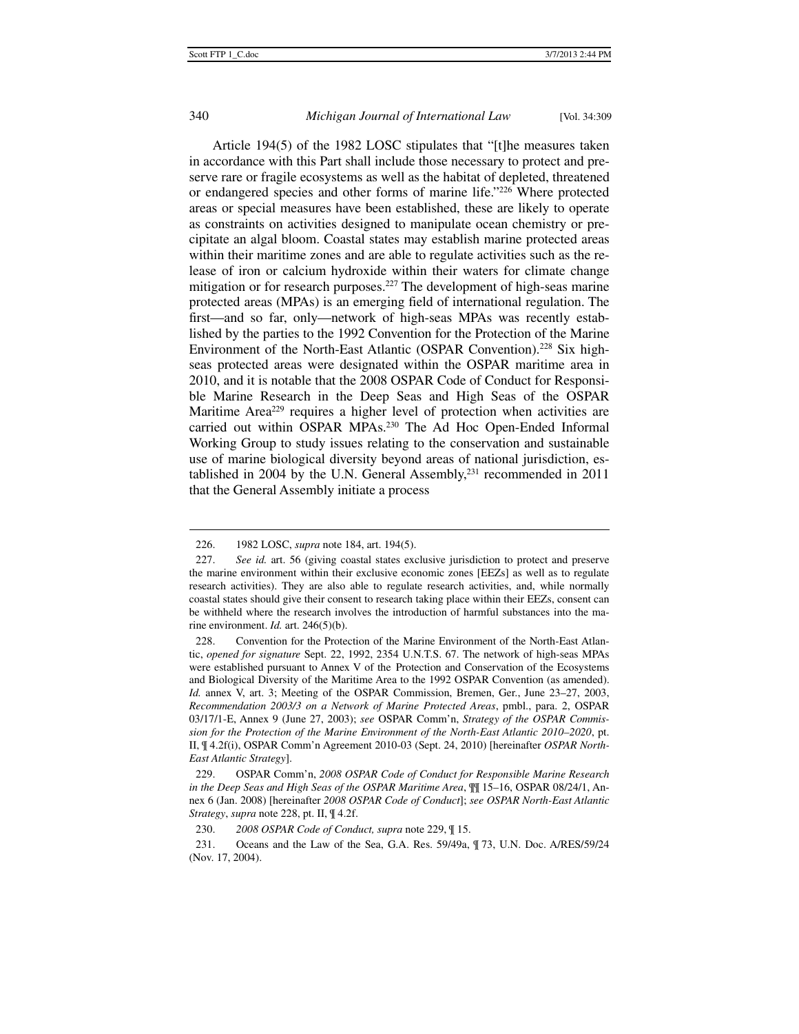Article 194(5) of the 1982 LOSC stipulates that "[t]he measures taken in accordance with this Part shall include those necessary to protect and preserve rare or fragile ecosystems as well as the habitat of depleted, threatened or endangered species and other forms of marine life."[226] Where protected areas or special measures have been established, these are likely to operate as constraints on activities designed to manipulate ocean chemistry or precipitate an algal bloom. Coastal states may establish marine protected areas within their maritime zones and are able to regulate activities such as the release of iron or calcium hydroxide within their waters for climate change mitigation or for research purposes.[227] The development of high-seas marine protected areas (MPAs) is an emerging field of international regulation. The first—and so far, only—network of high-seas MPAs was recently established by the parties to the 1992 Convention for the Protection of the Marine Environment of the North-East Atlantic (OSPAR Convention).[228] Six high-seas protected areas were designated within the OSPAR maritime area in 2010, and it is notable that the 2008 OSPAR Code of Conduct for Responsible Marine Research in the Deep Seas and High Seas of the OSPAR Maritime Area[229] requires a higher level of protection when activities are carried out within OSPAR MPAs.[230] The Ad Hoc Open-Ended Informal Working Group to study issues relating to the conservation and sustainable use of marine biological diversity beyond areas of national jurisdiction, established in 2004 by the U.N. General Assembly,[231] recommended in 2011 that the General Assembly initiate a process

---

226. 1982 LOSC, *supra* note 184, art. 194(5).

227. *See id.* art. 56 (giving coastal states exclusive jurisdiction to protect and preserve the marine environment within their exclusive economic zones [EEZs] as well as to regulate research activities). They are also able to regulate research activities, and, while normally coastal states should give their consent to research taking place within their EEZs, consent can be withheld where the research involves the introduction of harmful substances into the marine environment. *Id.* art. 246(5)(b).

228. Convention for the Protection of the Marine Environment of the North-East Atlantic, *opened for signature* Sept. 22, 1992, 2354 U.N.T.S. 67. The network of high-seas MPAs were established pursuant to Annex V of the Protection and Conservation of the Ecosystems and Biological Diversity of the Maritime Area to the 1992 OSPAR Convention (as amended). *Id.* annex V, art. 3; Meeting of the OSPAR Commission, Bremen, Ger., June 23–27, 2003, *Recommendation 2003/3 on a Network of Marine Protected Areas*, pmbl., para. 2, OSPAR 03/17/1-E, Annex 9 (June 27, 2003); *see* OSPAR Comm'n, *Strategy of the OSPAR Commission for the Protection of the Marine Environment of the North-East Atlantic 2010–2020*, pt. II, ¶ 4.2f(i), OSPAR Comm'n Agreement 2010-03 (Sept. 24, 2010) [hereinafter *OSPAR North-East Atlantic Strategy*].

229. OSPAR Comm'n, *2008 OSPAR Code of Conduct for Responsible Marine Research in the Deep Seas and High Seas of the OSPAR Maritime Area*, ¶¶ 15–16, OSPAR 08/24/1, Annex 6 (Jan. 2008) [hereinafter *2008 OSPAR Code of Conduct*]; *see OSPAR North-East Atlantic Strategy*, *supra* note 228, pt. II, ¶ 4.2f.

230. *2008 OSPAR Code of Conduct, supra* note 229, ¶ 15.

231. Oceans and the Law of the Sea, G.A. Res. 59/49a, ¶ 73, U.N. Doc. A/RES/59/24 (Nov. 17, 2004).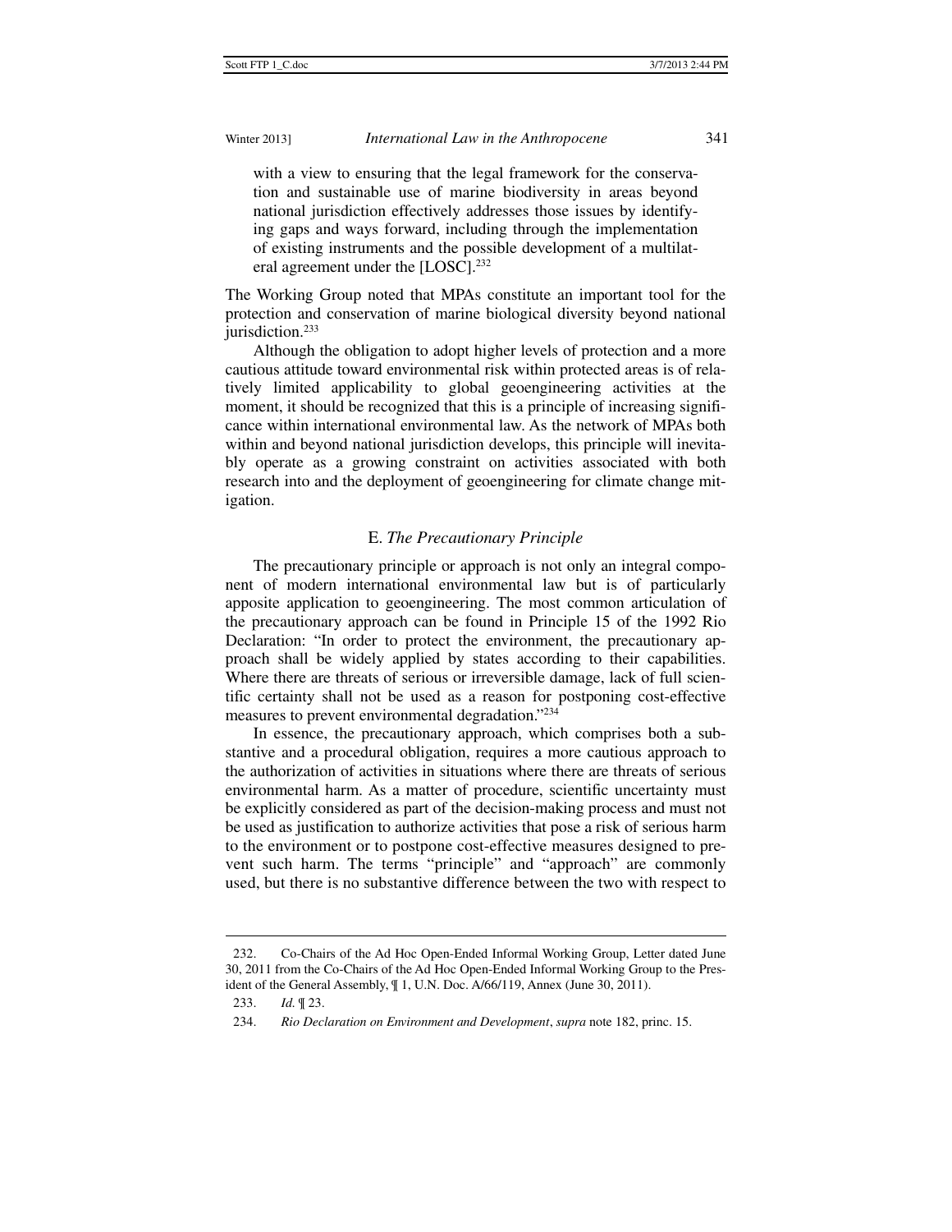> with a view to ensuring that the legal framework for the conservation and sustainable use of marine biodiversity in areas beyond national jurisdiction effectively addresses those issues by identifying gaps and ways forward, including through the implementation of existing instruments and the possible development of a multilateral agreement under the [LOSC].[232]

The Working Group noted that MPAs constitute an important tool for the protection and conservation of marine biological diversity beyond national jurisdiction.[233]

Although the obligation to adopt higher levels of protection and a more cautious attitude toward environmental risk within protected areas is of relatively limited applicability to global geoengineering activities at the moment, it should be recognized that this is a principle of increasing significance within international environmental law. As the network of MPAs both within and beyond national jurisdiction develops, this principle will inevitably operate as a growing constraint on activities associated with both research into and the deployment of geoengineering for climate change mitigation.

### E. *The Precautionary Principle*

The precautionary principle or approach is not only an integral component of modern international environmental law but is of particularly apposite application to geoengineering. The most common articulation of the precautionary approach can be found in Principle 15 of the 1992 Rio Declaration: "In order to protect the environment, the precautionary approach shall be widely applied by states according to their capabilities. Where there are threats of serious or irreversible damage, lack of full scientific certainty shall not be used as a reason for postponing cost-effective measures to prevent environmental degradation."[234]

In essence, the precautionary approach, which comprises both a substantive and a procedural obligation, requires a more cautious approach to the authorization of activities in situations where there are threats of serious environmental harm. As a matter of procedure, scientific uncertainty must be explicitly considered as part of the decision-making process and must not be used as justification to authorize activities that pose a risk of serious harm to the environment or to postpone cost-effective measures designed to prevent such harm. The terms "principle" and "approach" are commonly used, but there is no substantive difference between the two with respect to

---

232. Co-Chairs of the Ad Hoc Open-Ended Informal Working Group, Letter dated June 30, 2011 from the Co-Chairs of the Ad Hoc Open-Ended Informal Working Group to the President of the General Assembly, ¶ 1, U.N. Doc. A/66/119, Annex (June 30, 2011).

233. *Id.* ¶ 23.

234. *Rio Declaration on Environment and Development*, *supra* note 182, princ. 15.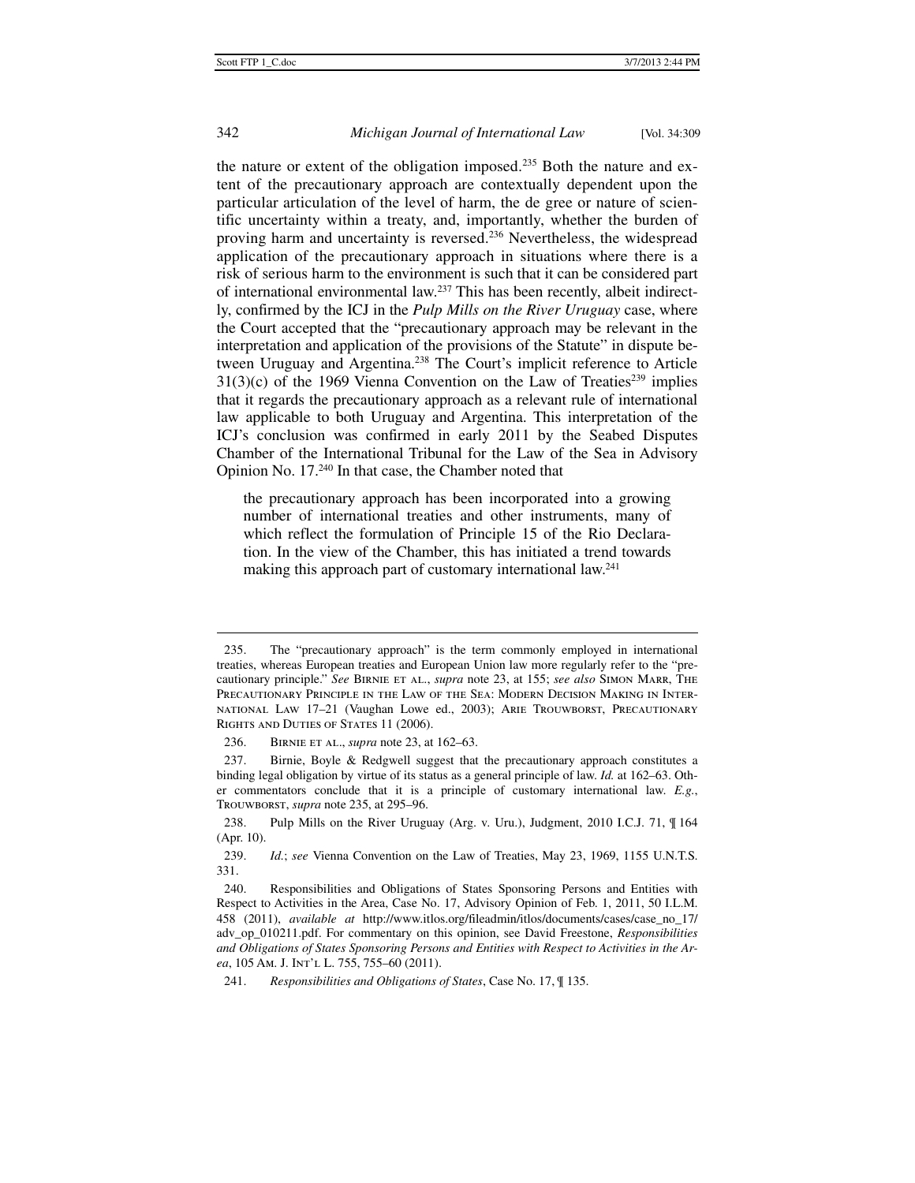the nature or extent of the obligation imposed.[235] Both the nature and extent of the precautionary approach are contextually dependent upon the particular articulation of the level of harm, the de gree or nature of scientific uncertainty within a treaty, and, importantly, whether the burden of proving harm and uncertainty is reversed.[236] Nevertheless, the widespread application of the precautionary approach in situations where there is a risk of serious harm to the environment is such that it can be considered part of international environmental law.[237] This has been recently, albeit indirectly, confirmed by the ICJ in the *Pulp Mills on the River Uruguay* case, where the Court accepted that the "precautionary approach may be relevant in the interpretation and application of the provisions of the Statute" in dispute between Uruguay and Argentina.[238] The Court's implicit reference to Article 31(3)(c) of the 1969 Vienna Convention on the Law of Treaties[239] implies that it regards the precautionary approach as a relevant rule of international law applicable to both Uruguay and Argentina. This interpretation of the ICJ's conclusion was confirmed in early 2011 by the Seabed Disputes Chamber of the International Tribunal for the Law of the Sea in Advisory Opinion No. 17.[240] In that case, the Chamber noted that

> the precautionary approach has been incorporated into a growing number of international treaties and other instruments, many of which reflect the formulation of Principle 15 of the Rio Declaration. In the view of the Chamber, this has initiated a trend towards making this approach part of customary international law.[241]

---

235. The "precautionary approach" is the term commonly employed in international treaties, whereas European treaties and European Union law more regularly refer to the "precautionary principle." *See* Birnie et al., *supra* note 23, at 155; *see also* Simon Marr, The Precautionary Principle in the Law of the Sea: Modern Decision Making in International Law 17–21 (Vaughan Lowe ed., 2003); Arie Trouwborst, Precautionary Rights and Duties of States 11 (2006).

236. Birnie et al., *supra* note 23, at 162–63.

237. Birnie, Boyle & Redgwell suggest that the precautionary approach constitutes a binding legal obligation by virtue of its status as a general principle of law. *Id.* at 162–63. Other commentators conclude that it is a principle of customary international law. *E.g.*, Trouwborst, *supra* note 235, at 295–96.

238. Pulp Mills on the River Uruguay (Arg. v. Uru.), Judgment, 2010 I.C.J. 71, ¶ 164 (Apr. 10).

239. *Id.*; *see* Vienna Convention on the Law of Treaties, May 23, 1969, 1155 U.N.T.S. 331.

240. Responsibilities and Obligations of States Sponsoring Persons and Entities with Respect to Activities in the Area, Case No. 17, Advisory Opinion of Feb. 1, 2011, 50 I.L.M. 458 (2011), *available at* http://www.itlos.org/fileadmin/itlos/documents/cases/case_no_17/adv_op_010211.pdf. For commentary on this opinion, see David Freestone, *Responsibilities and Obligations of States Sponsoring Persons and Entities with Respect to Activities in the Area*, 105 Am. J. Int'l L. 755, 755–60 (2011).

241. *Responsibilities and Obligations of States*, Case No. 17, ¶ 135.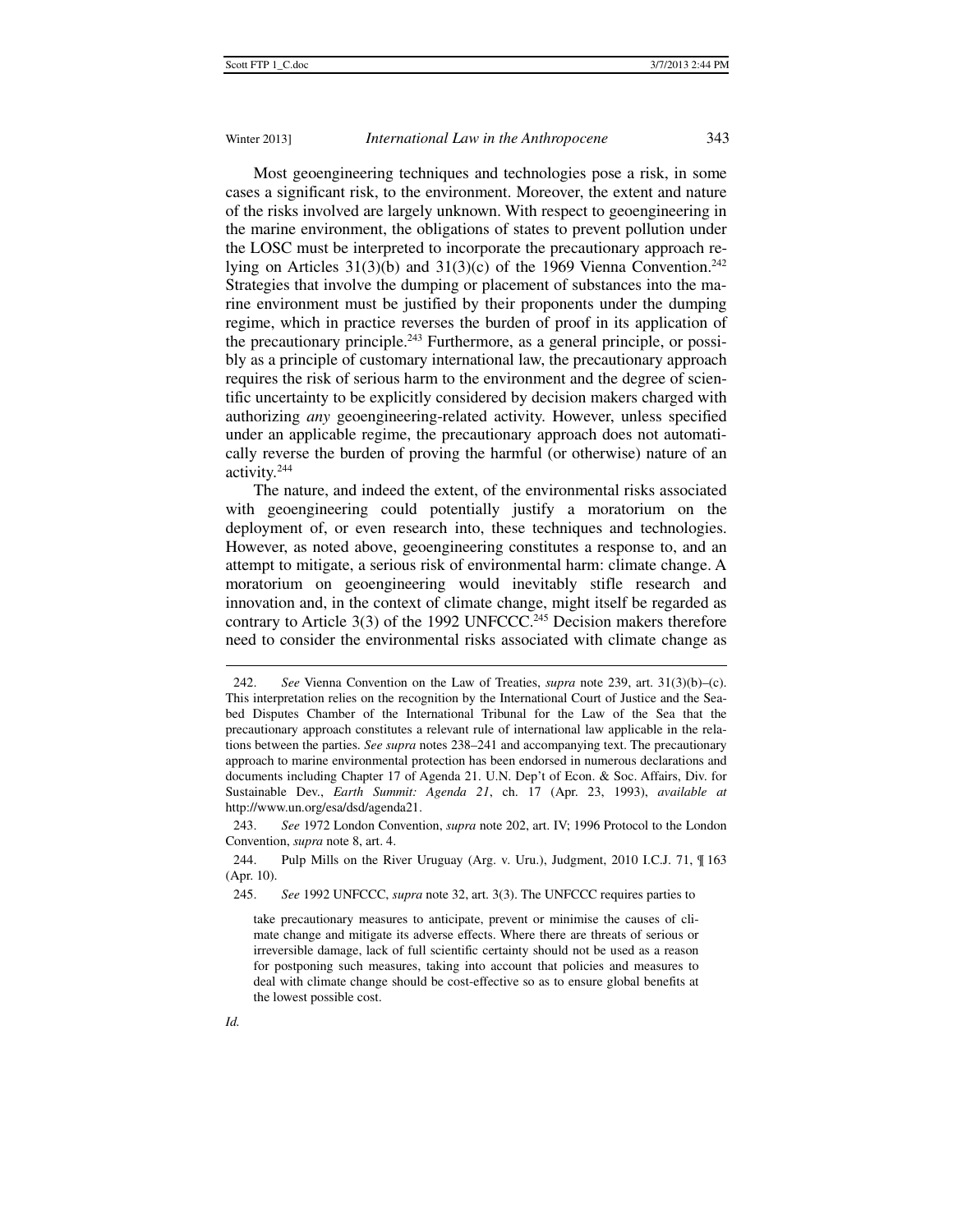Most geoengineering techniques and technologies pose a risk, in some cases a significant risk, to the environment. Moreover, the extent and nature of the risks involved are largely unknown. With respect to geoengineering in the marine environment, the obligations of states to prevent pollution under the LOSC must be interpreted to incorporate the precautionary approach relying on Articles 31(3)(b) and 31(3)(c) of the 1969 Vienna Convention.[242] Strategies that involve the dumping or placement of substances into the marine environment must be justified by their proponents under the dumping regime, which in practice reverses the burden of proof in its application of the precautionary principle.[243] Furthermore, as a general principle, or possibly as a principle of customary international law, the precautionary approach requires the risk of serious harm to the environment and the degree of scientific uncertainty to be explicitly considered by decision makers charged with authorizing *any* geoengineering-related activity. However, unless specified under an applicable regime, the precautionary approach does not automatically reverse the burden of proving the harmful (or otherwise) nature of an activity.[244]

The nature, and indeed the extent, of the environmental risks associated with geoengineering could potentially justify a moratorium on the deployment of, or even research into, these techniques and technologies. However, as noted above, geoengineering constitutes a response to, and an attempt to mitigate, a serious risk of environmental harm: climate change. A moratorium on geoengineering would inevitably stifle research and innovation and, in the context of climate change, might itself be regarded as contrary to Article 3(3) of the 1992 UNFCCC.[245] Decision makers therefore need to consider the environmental risks associated with climate change as

---

242. *See* Vienna Convention on the Law of Treaties, *supra* note 239, art. 31(3)(b)–(c). This interpretation relies on the recognition by the International Court of Justice and the Seabed Disputes Chamber of the International Tribunal for the Law of the Sea that the precautionary approach constitutes a relevant rule of international law applicable in the relations between the parties. *See supra* notes 238–241 and accompanying text. The precautionary approach to marine environmental protection has been endorsed in numerous declarations and documents including Chapter 17 of Agenda 21. U.N. Dep't of Econ. & Soc. Affairs, Div. for Sustainable Dev., *Earth Summit: Agenda 21*, ch. 17 (Apr. 23, 1993), *available at* http://www.un.org/esa/dsd/agenda21.

243. *See* 1972 London Convention, *supra* note 202, art. IV; 1996 Protocol to the London Convention, *supra* note 8, art. 4.

244. Pulp Mills on the River Uruguay (Arg. v. Uru.), Judgment, 2010 I.C.J. 71, ¶ 163 (Apr. 10).

245. *See* 1992 UNFCCC, *supra* note 32, art. 3(3). The UNFCCC requires parties to

> take precautionary measures to anticipate, prevent or minimise the causes of climate change and mitigate its adverse effects. Where there are threats of serious or irreversible damage, lack of full scientific certainty should not be used as a reason for postponing such measures, taking into account that policies and measures to deal with climate change should be cost-effective so as to ensure global benefits at the lowest possible cost.

*Id.*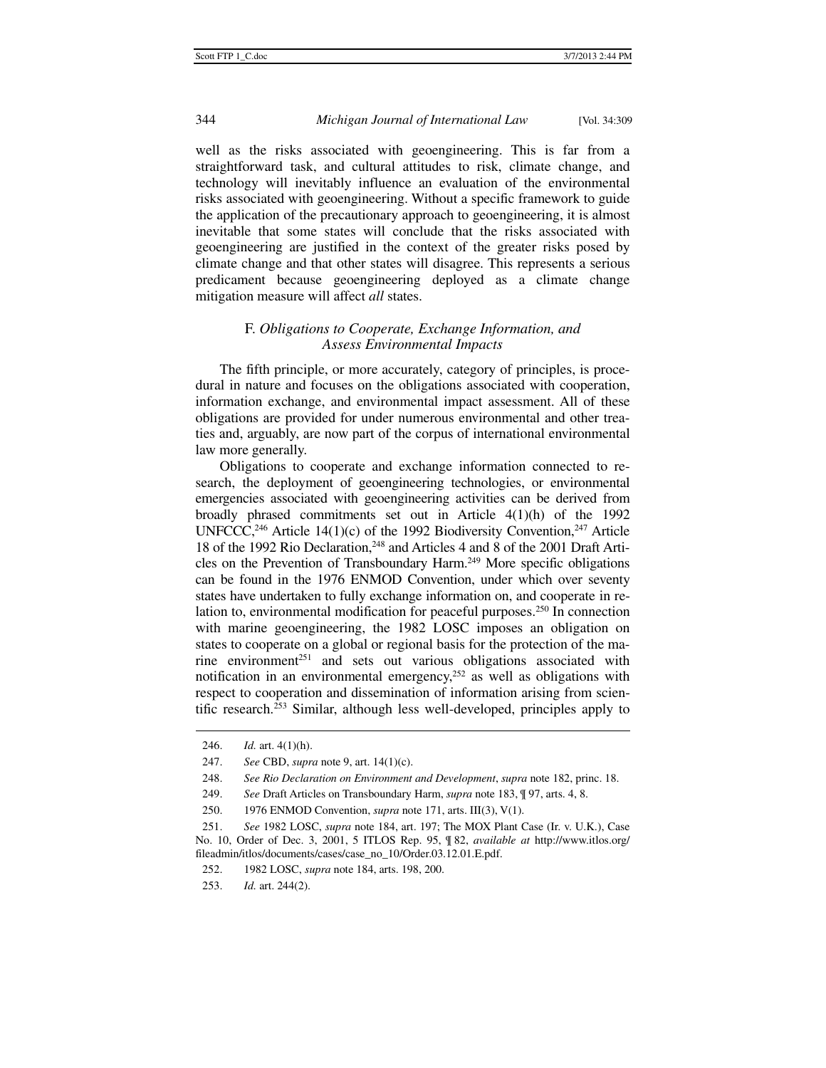well as the risks associated with geoengineering. This is far from a straightforward task, and cultural attitudes to risk, climate change, and technology will inevitably influence an evaluation of the environmental risks associated with geoengineering. Without a specific framework to guide the application of the precautionary approach to geoengineering, it is almost inevitable that some states will conclude that the risks associated with geoengineering are justified in the context of the greater risks posed by climate change and that other states will disagree. This represents a serious predicament because geoengineering deployed as a climate change mitigation measure will affect *all* states.

### F. *Obligations to Cooperate, Exchange Information, and Assess Environmental Impacts*

The fifth principle, or more accurately, category of principles, is procedural in nature and focuses on the obligations associated with cooperation, information exchange, and environmental impact assessment. All of these obligations are provided for under numerous environmental and other treaties and, arguably, are now part of the corpus of international environmental law more generally.

Obligations to cooperate and exchange information connected to research, the deployment of geoengineering technologies, or environmental emergencies associated with geoengineering activities can be derived from broadly phrased commitments set out in Article 4(1)(h) of the 1992 UNFCCC,[246] Article 14(1)(c) of the 1992 Biodiversity Convention,[247] Article 18 of the 1992 Rio Declaration,[248] and Articles 4 and 8 of the 2001 Draft Articles on the Prevention of Transboundary Harm.[249] More specific obligations can be found in the 1976 ENMOD Convention, under which over seventy states have undertaken to fully exchange information on, and cooperate in relation to, environmental modification for peaceful purposes.[250] In connection with marine geoengineering, the 1982 LOSC imposes an obligation on states to cooperate on a global or regional basis for the protection of the marine environment[251] and sets out various obligations associated with notification in an environmental emergency,[252] as well as obligations with respect to cooperation and dissemination of information arising from scientific research.[253] Similar, although less well-developed, principles apply to

---

246. *Id.* art. 4(1)(h).

247. *See* CBD, *supra* note 9, art. 14(1)(c).

248. *See Rio Declaration on Environment and Development*, *supra* note 182, princ. 18.

249. *See* Draft Articles on Transboundary Harm, *supra* note 183, ¶ 97, arts. 4, 8.

250. 1976 ENMOD Convention, *supra* note 171, arts. III(3), V(1).

251. *See* 1982 LOSC, *supra* note 184, art. 197; The MOX Plant Case (Ir. v. U.K.), Case No. 10, Order of Dec. 3, 2001, 5 ITLOS Rep. 95, ¶ 82, *available at* http://www.itlos.org/fileadmin/itlos/documents/cases/case_no_10/Order.03.12.01.E.pdf.

252. 1982 LOSC, *supra* note 184, arts. 198, 200.

253. *Id.* art. 244(2).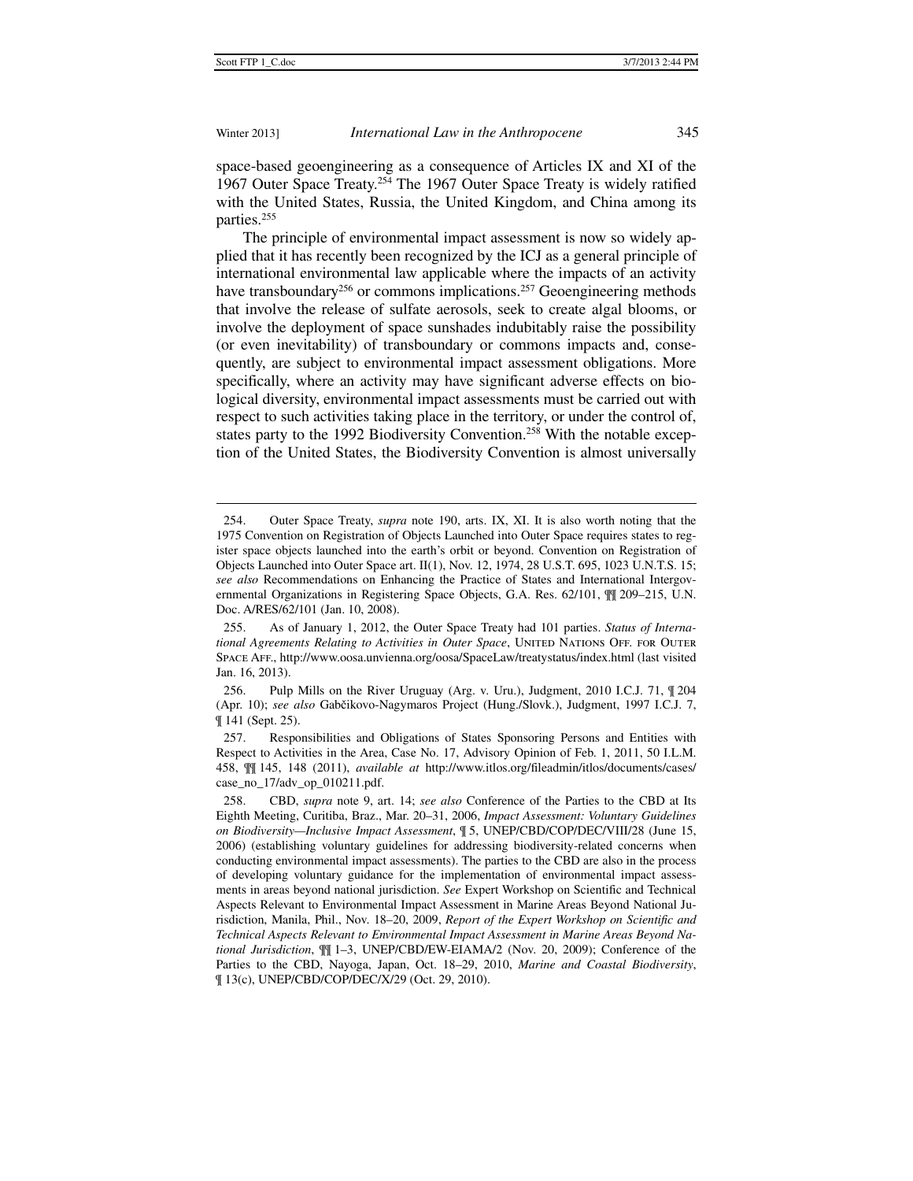space-based geoengineering as a consequence of Articles IX and XI of the 1967 Outer Space Treaty.[254] The 1967 Outer Space Treaty is widely ratified with the United States, Russia, the United Kingdom, and China among its parties.[255]

The principle of environmental impact assessment is now so widely applied that it has recently been recognized by the ICJ as a general principle of international environmental law applicable where the impacts of an activity have transboundary[256] or commons implications.[257] Geoengineering methods that involve the release of sulfate aerosols, seek to create algal blooms, or involve the deployment of space sunshades indubitably raise the possibility (or even inevitability) of transboundary or commons impacts and, consequently, are subject to environmental impact assessment obligations. More specifically, where an activity may have significant adverse effects on biological diversity, environmental impact assessments must be carried out with respect to such activities taking place in the territory, or under the control of, states party to the 1992 Biodiversity Convention.[258] With the notable exception of the United States, the Biodiversity Convention is almost universally

---

254. Outer Space Treaty, *supra* note 190, arts. IX, XI. It is also worth noting that the 1975 Convention on Registration of Objects Launched into Outer Space requires states to register space objects launched into the earth's orbit or beyond. Convention on Registration of Objects Launched into Outer Space art. II(1), Nov. 12, 1974, 28 U.S.T. 695, 1023 U.N.T.S. 15; *see also* Recommendations on Enhancing the Practice of States and International Intergovernmental Organizations in Registering Space Objects, G.A. Res. 62/101, ¶¶ 209–215, U.N. Doc. A/RES/62/101 (Jan. 10, 2008).

255. As of January 1, 2012, the Outer Space Treaty had 101 parties. *Status of International Agreements Relating to Activities in Outer Space*, United Nations Off. for Outer Space Aff., http://www.oosa.unvienna.org/oosa/SpaceLaw/treatystatus/index.html (last visited Jan. 16, 2013).

256. Pulp Mills on the River Uruguay (Arg. v. Uru.), Judgment, 2010 I.C.J. 71, ¶ 204 (Apr. 10); *see also* Gabčikovo-Nagymaros Project (Hung./Slovk.), Judgment, 1997 I.C.J. 7, ¶ 141 (Sept. 25).

257. Responsibilities and Obligations of States Sponsoring Persons and Entities with Respect to Activities in the Area, Case No. 17, Advisory Opinion of Feb. 1, 2011, 50 I.L.M. 458, ¶¶ 145, 148 (2011), *available at* http://www.itlos.org/fileadmin/itlos/documents/cases/case_no_17/adv_op_010211.pdf.

258. CBD, *supra* note 9, art. 14; *see also* Conference of the Parties to the CBD at Its Eighth Meeting, Curitiba, Braz., Mar. 20–31, 2006, *Impact Assessment: Voluntary Guidelines on Biodiversity—Inclusive Impact Assessment*, ¶ 5, UNEP/CBD/COP/DEC/VIII/28 (June 15, 2006) (establishing voluntary guidelines for addressing biodiversity-related concerns when conducting environmental impact assessments). The parties to the CBD are also in the process of developing voluntary guidance for the implementation of environmental impact assessments in areas beyond national jurisdiction. *See* Expert Workshop on Scientific and Technical Aspects Relevant to Environmental Impact Assessment in Marine Areas Beyond National Jurisdiction, Manila, Phil., Nov. 18–20, 2009, *Report of the Expert Workshop on Scientific and Technical Aspects Relevant to Environmental Impact Assessment in Marine Areas Beyond National Jurisdiction*, ¶¶ 1–3, UNEP/CBD/EW-EIAMA/2 (Nov. 20, 2009); Conference of the Parties to the CBD, Nayoga, Japan, Oct. 18–29, 2010, *Marine and Coastal Biodiversity*, ¶ 13(c), UNEP/CBD/COP/DEC/X/29 (Oct. 29, 2010).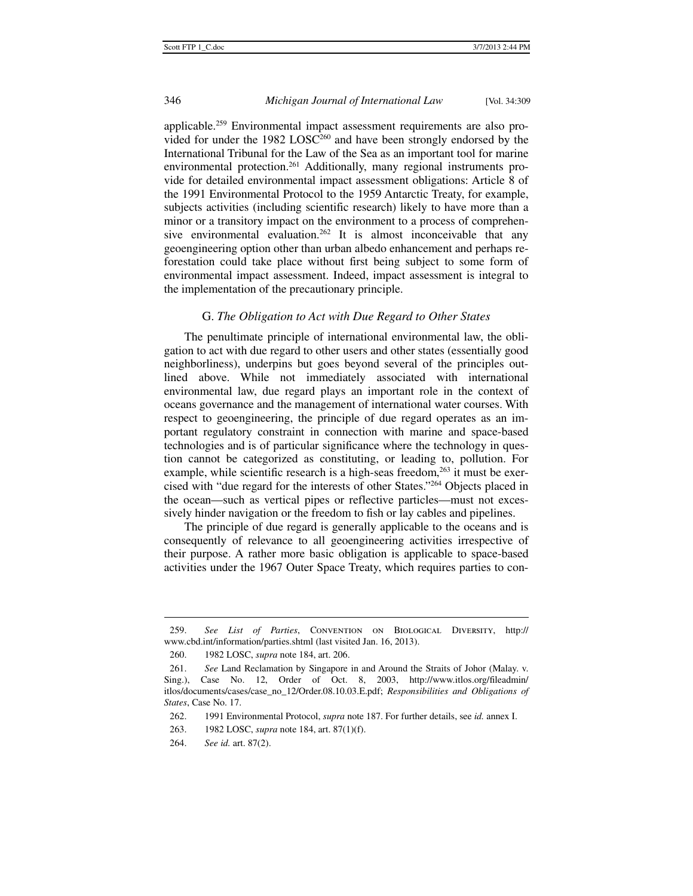applicable.[259] Environmental impact assessment requirements are also provided for under the 1982 LOSC[260] and have been strongly endorsed by the International Tribunal for the Law of the Sea as an important tool for marine environmental protection.[261] Additionally, many regional instruments provide for detailed environmental impact assessment obligations: Article 8 of the 1991 Environmental Protocol to the 1959 Antarctic Treaty, for example, subjects activities (including scientific research) likely to have more than a minor or a transitory impact on the environment to a process of comprehensive environmental evaluation.[262] It is almost inconceivable that any geoengineering option other than urban albedo enhancement and perhaps reforestation could take place without first being subject to some form of environmental impact assessment. Indeed, impact assessment is integral to the implementation of the precautionary principle.

### G. *The Obligation to Act with Due Regard to Other States*

The penultimate principle of international environmental law, the obligation to act with due regard to other users and other states (essentially good neighborliness), underpins but goes beyond several of the principles outlined above. While not immediately associated with international environmental law, due regard plays an important role in the context of oceans governance and the management of international water courses. With respect to geoengineering, the principle of due regard operates as an important regulatory constraint in connection with marine and space-based technologies and is of particular significance where the technology in question cannot be categorized as constituting, or leading to, pollution. For example, while scientific research is a high-seas freedom,[263] it must be exercised with "due regard for the interests of other States."[264] Objects placed in the ocean—such as vertical pipes or reflective particles—must not excessively hinder navigation or the freedom to fish or lay cables and pipelines.

The principle of due regard is generally applicable to the oceans and is consequently of relevance to all geoengineering activities irrespective of their purpose. A rather more basic obligation is applicable to space-based activities under the 1967 Outer Space Treaty, which requires parties to con-

---

259. *See List of Parties*, CONVENTION ON BIOLOGICAL DIVERSITY, http://www.cbd.int/information/parties.shtml (last visited Jan. 16, 2013).

260. 1982 LOSC, *supra* note 184, art. 206.

261. *See* Land Reclamation by Singapore in and Around the Straits of Johor (Malay. v. Sing.), Case No. 12, Order of Oct. 8, 2003, http://www.itlos.org/fileadmin/itlos/documents/cases/case_no_12/Order.08.10.03.E.pdf; *Responsibilities and Obligations of States*, Case No. 17.

262. 1991 Environmental Protocol, *supra* note 187. For further details, see *id.* annex I.

263. 1982 LOSC, *supra* note 184, art. 87(1)(f).

264. *See id.* art. 87(2).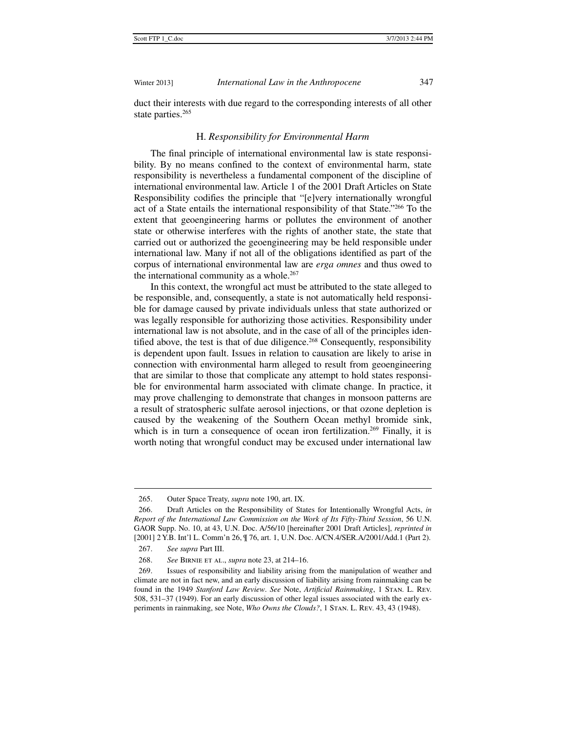duct their interests with due regard to the corresponding interests of all other state parties.[265]

### H. *Responsibility for Environmental Harm*

The final principle of international environmental law is state responsibility. By no means confined to the context of environmental harm, state responsibility is nevertheless a fundamental component of the discipline of international environmental law. Article 1 of the 2001 Draft Articles on State Responsibility codifies the principle that "[e]very internationally wrongful act of a State entails the international responsibility of that State."[266] To the extent that geoengineering harms or pollutes the environment of another state or otherwise interferes with the rights of another state, the state that carried out or authorized the geoengineering may be held responsible under international law. Many if not all of the obligations identified as part of the corpus of international environmental law are *erga omnes* and thus owed to the international community as a whole.[267]

In this context, the wrongful act must be attributed to the state alleged to be responsible, and, consequently, a state is not automatically held responsible for damage caused by private individuals unless that state authorized or was legally responsible for authorizing those activities. Responsibility under international law is not absolute, and in the case of all of the principles identified above, the test is that of due diligence.[268] Consequently, responsibility is dependent upon fault. Issues in relation to causation are likely to arise in connection with environmental harm alleged to result from geoengineering that are similar to those that complicate any attempt to hold states responsible for environmental harm associated with climate change. In practice, it may prove challenging to demonstrate that changes in monsoon patterns are a result of stratospheric sulfate aerosol injections, or that ozone depletion is caused by the weakening of the Southern Ocean methyl bromide sink, which is in turn a consequence of ocean iron fertilization.[269] Finally, it is worth noting that wrongful conduct may be excused under international law

---

265. Outer Space Treaty, *supra* note 190, art. IX.

266. Draft Articles on the Responsibility of States for Intentionally Wrongful Acts, *in Report of the International Law Commission on the Work of Its Fifty-Third Session*, 56 U.N. GAOR Supp. No. 10, at 43, U.N. Doc. A/56/10 [hereinafter 2001 Draft Articles], *reprinted in* [2001] 2 Y.B. Int'l L. Comm'n 26, ¶ 76, art. 1, U.N. Doc. A/CN.4/SER.A/2001/Add.1 (Part 2).

267. *See supra* Part III.

268. *See* Birnie et al., *supra* note 23, at 214–16.

269. Issues of responsibility and liability arising from the manipulation of weather and climate are not in fact new, and an early discussion of liability arising from rainmaking can be found in the 1949 *Stanford Law Review*. *See* Note, *Artificial Rainmaking*, 1 Stan. L. Rev. 508, 531–37 (1949). For an early discussion of other legal issues associated with the early experiments in rainmaking, see Note, *Who Owns the Clouds?*, 1 Stan. L. Rev. 43, 43 (1948).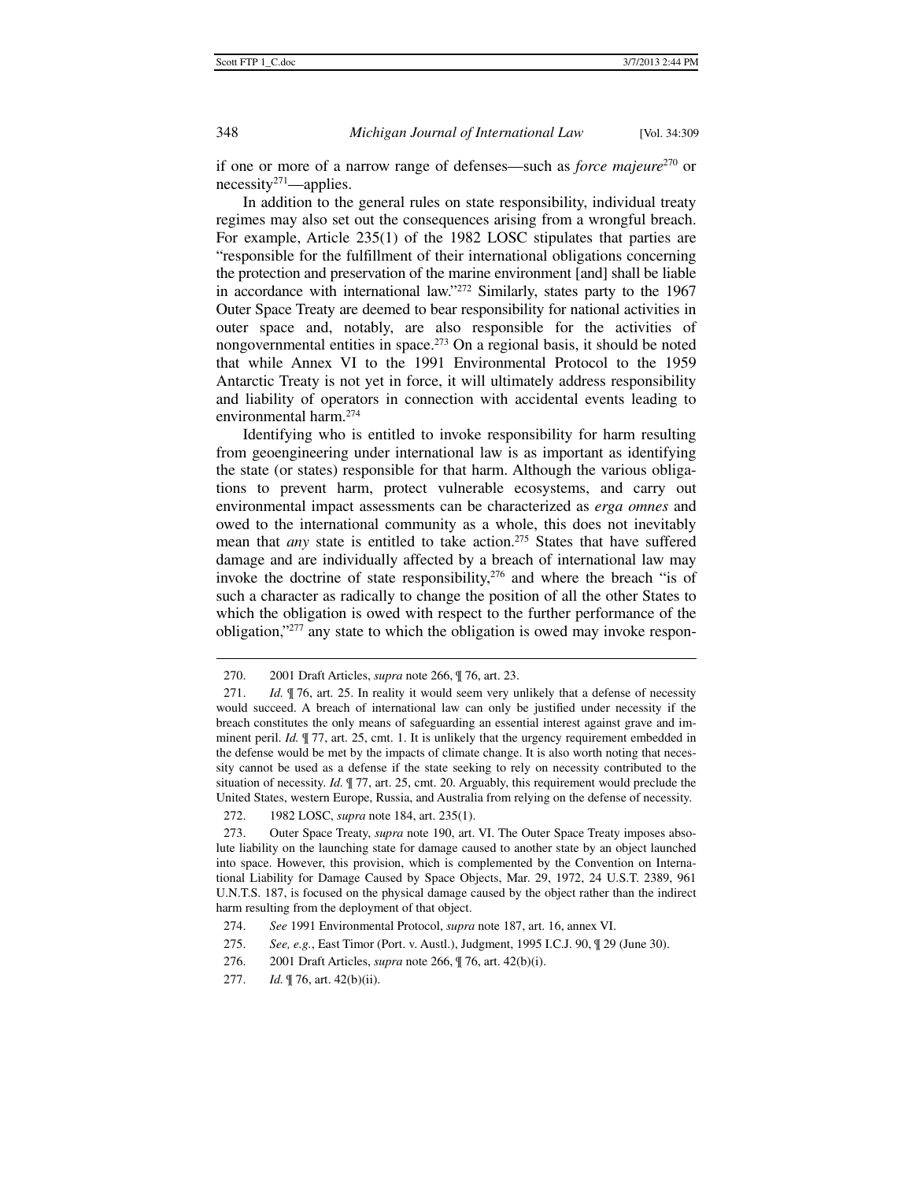if one or more of a narrow range of defenses—such as *force majeure*[270] or necessity[271]—applies.

In addition to the general rules on state responsibility, individual treaty regimes may also set out the consequences arising from a wrongful breach. For example, Article 235(1) of the 1982 LOSC stipulates that parties are "responsible for the fulfillment of their international obligations concerning the protection and preservation of the marine environment [and] shall be liable in accordance with international law."[272] Similarly, states party to the 1967 Outer Space Treaty are deemed to bear responsibility for national activities in outer space and, notably, are also responsible for the activities of nongovernmental entities in space.[273] On a regional basis, it should be noted that while Annex VI to the 1991 Environmental Protocol to the 1959 Antarctic Treaty is not yet in force, it will ultimately address responsibility and liability of operators in connection with accidental events leading to environmental harm.[274]

Identifying who is entitled to invoke responsibility for harm resulting from geoengineering under international law is as important as identifying the state (or states) responsible for that harm. Although the various obligations to prevent harm, protect vulnerable ecosystems, and carry out environmental impact assessments can be characterized as *erga omnes* and owed to the international community as a whole, this does not inevitably mean that *any* state is entitled to take action.[275] States that have suffered damage and are individually affected by a breach of international law may invoke the doctrine of state responsibility,[276] and where the breach "is of such a character as radically to change the position of all the other States to which the obligation is owed with respect to the further performance of the obligation,"[277] any state to which the obligation is owed may invoke respon-

---

270. 2001 Draft Articles, *supra* note 266, ¶ 76, art. 23.

271. *Id.* ¶ 76, art. 25. In reality it would seem very unlikely that a defense of necessity would succeed. A breach of international law can only be justified under necessity if the breach constitutes the only means of safeguarding an essential interest against grave and imminent peril. *Id.* ¶ 77, art. 25, cmt. 1. It is unlikely that the urgency requirement embedded in the defense would be met by the impacts of climate change. It is also worth noting that necessity cannot be used as a defense if the state seeking to rely on necessity contributed to the situation of necessity. *Id.* ¶ 77, art. 25, cmt. 20. Arguably, this requirement would preclude the United States, western Europe, Russia, and Australia from relying on the defense of necessity.

272. 1982 LOSC, *supra* note 184, art. 235(1).

273. Outer Space Treaty, *supra* note 190, art. VI. The Outer Space Treaty imposes absolute liability on the launching state for damage caused to another state by an object launched into space. However, this provision, which is complemented by the Convention on International Liability for Damage Caused by Space Objects, Mar. 29, 1972, 24 U.S.T. 2389, 961 U.N.T.S. 187, is focused on the physical damage caused by the object rather than the indirect harm resulting from the deployment of that object.

274. *See* 1991 Environmental Protocol, *supra* note 187, art. 16, annex VI.

275. *See, e.g.*, East Timor (Port. v. Austl.), Judgment, 1995 I.C.J. 90, ¶ 29 (June 30).

276. 2001 Draft Articles, *supra* note 266, ¶ 76, art. 42(b)(i).

277. *Id.* ¶ 76, art. 42(b)(ii).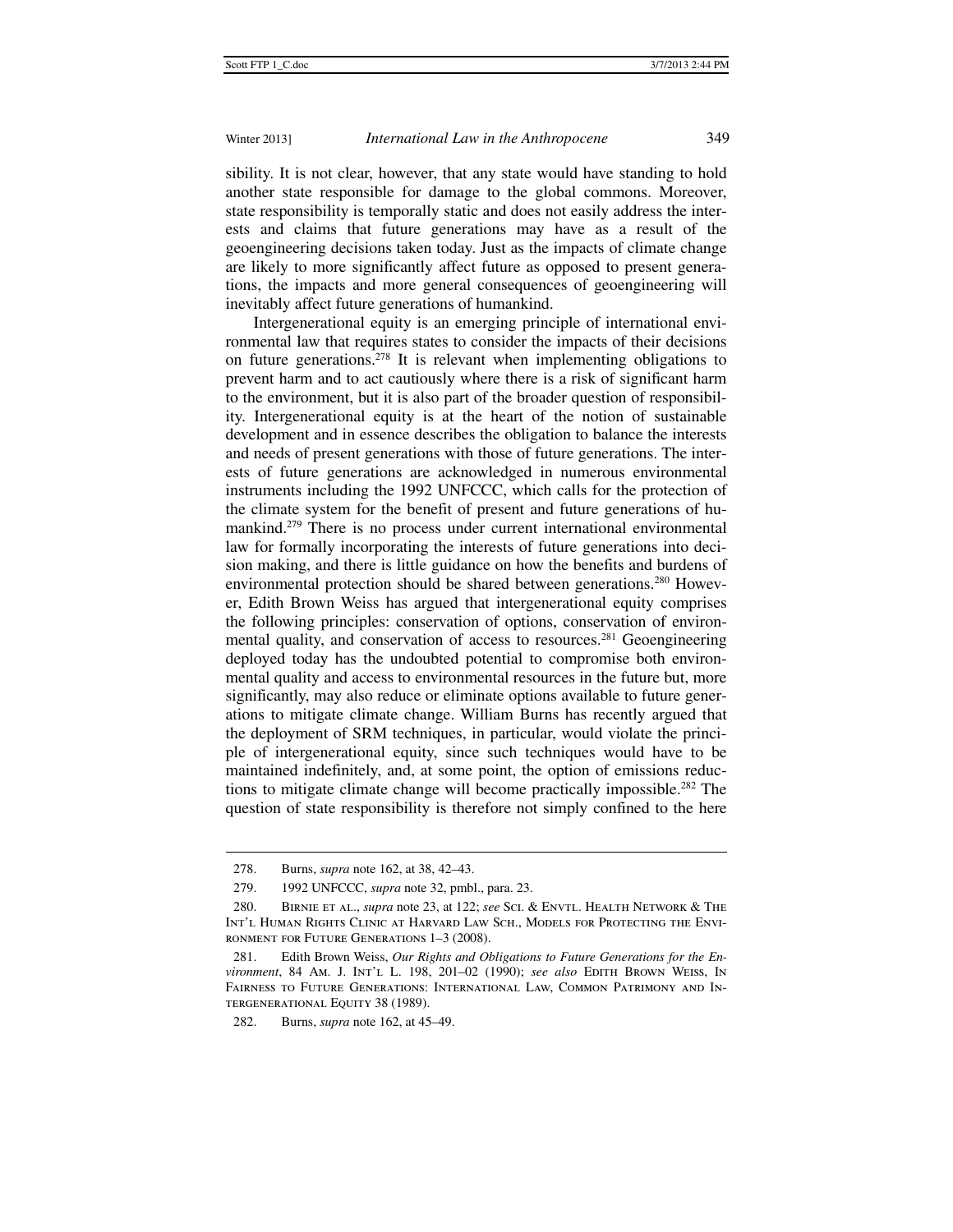sibility. It is not clear, however, that any state would have standing to hold another state responsible for damage to the global commons. Moreover, state responsibility is temporally static and does not easily address the interests and claims that future generations may have as a result of the geoengineering decisions taken today. Just as the impacts of climate change are likely to more significantly affect future as opposed to present generations, the impacts and more general consequences of geoengineering will inevitably affect future generations of humankind.

Intergenerational equity is an emerging principle of international environmental law that requires states to consider the impacts of their decisions on future generations.[278] It is relevant when implementing obligations to prevent harm and to act cautiously where there is a risk of significant harm to the environment, but it is also part of the broader question of responsibility. Intergenerational equity is at the heart of the notion of sustainable development and in essence describes the obligation to balance the interests and needs of present generations with those of future generations. The interests of future generations are acknowledged in numerous environmental instruments including the 1992 UNFCCC, which calls for the protection of the climate system for the benefit of present and future generations of humankind.[279] There is no process under current international environmental law for formally incorporating the interests of future generations into decision making, and there is little guidance on how the benefits and burdens of environmental protection should be shared between generations.[280] However, Edith Brown Weiss has argued that intergenerational equity comprises the following principles: conservation of options, conservation of environmental quality, and conservation of access to resources.[281] Geoengineering deployed today has the undoubted potential to compromise both environmental quality and access to environmental resources in the future but, more significantly, may also reduce or eliminate options available to future generations to mitigate climate change. William Burns has recently argued that the deployment of SRM techniques, in particular, would violate the principle of intergenerational equity, since such techniques would have to be maintained indefinitely, and, at some point, the option of emissions reductions to mitigate climate change will become practically impossible.[282] The question of state responsibility is therefore not simply confined to the here

---

278. Burns, *supra* note 162, at 38, 42–43.

279. 1992 UNFCCC, *supra* note 32, pmbl., para. 23.

280. Birnie et al., *supra* note 23, at 122; *see* Sci. & Envtl. Health Network & The Int'l Human Rights Clinic at Harvard Law Sch., Models for Protecting the Environment for Future Generations 1–3 (2008).

281. Edith Brown Weiss, *Our Rights and Obligations to Future Generations for the Environment*, 84 Am. J. Int'l L. 198, 201–02 (1990); *see also* Edith Brown Weiss, In Fairness to Future Generations: International Law, Common Patrimony and Intergenerational Equity 38 (1989).

282. Burns, *supra* note 162, at 45–49.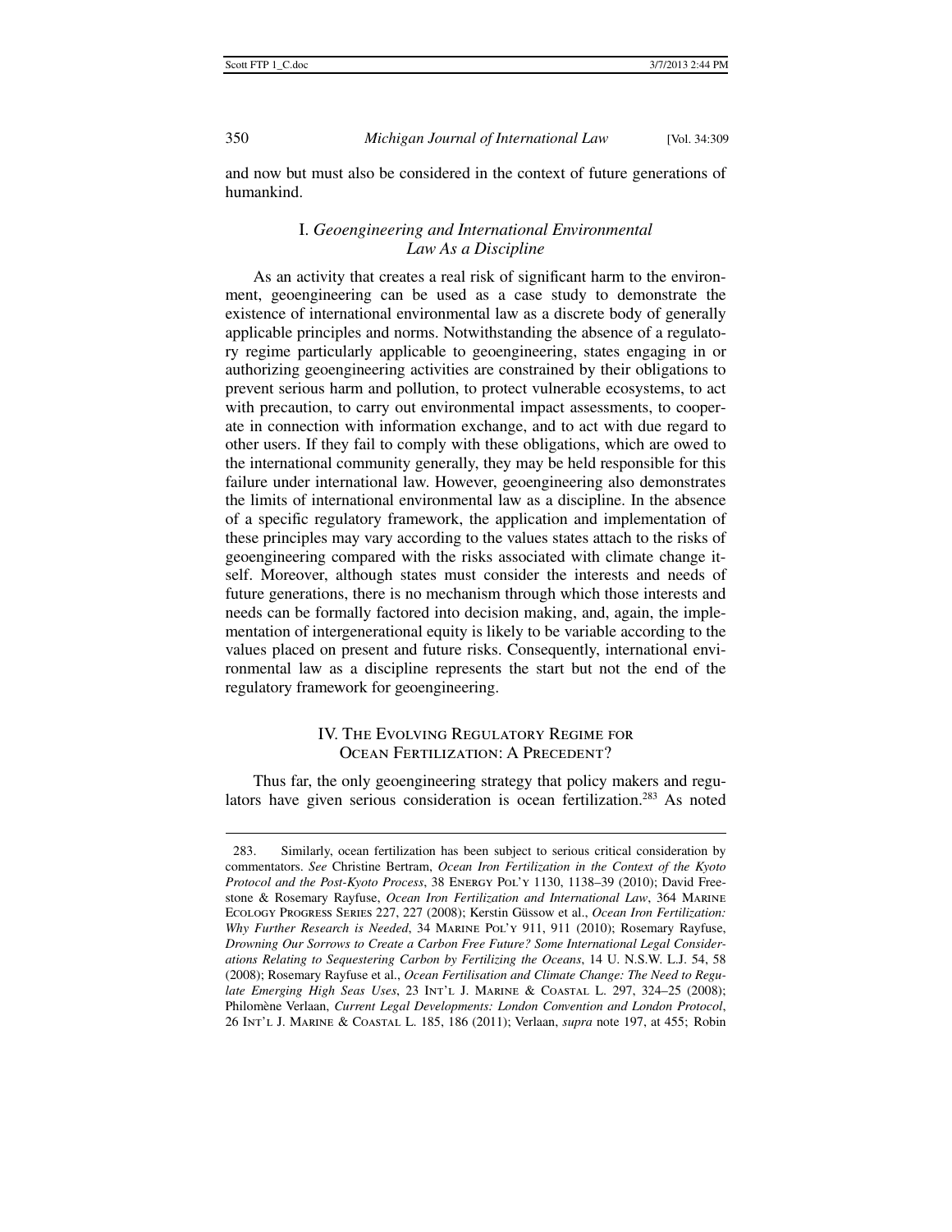and now but must also be considered in the context of future generations of humankind.

### I. *Geoengineering and International Environmental Law As a Discipline*

As an activity that creates a real risk of significant harm to the environment, geoengineering can be used as a case study to demonstrate the existence of international environmental law as a discrete body of generally applicable principles and norms. Notwithstanding the absence of a regulatory regime particularly applicable to geoengineering, states engaging in or authorizing geoengineering activities are constrained by their obligations to prevent serious harm and pollution, to protect vulnerable ecosystems, to act with precaution, to carry out environmental impact assessments, to cooperate in connection with information exchange, and to act with due regard to other users. If they fail to comply with these obligations, which are owed to the international community generally, they may be held responsible for this failure under international law. However, geoengineering also demonstrates the limits of international environmental law as a discipline. In the absence of a specific regulatory framework, the application and implementation of these principles may vary according to the values states attach to the risks of geoengineering compared with the risks associated with climate change itself. Moreover, although states must consider the interests and needs of future generations, there is no mechanism through which those interests and needs can be formally factored into decision making, and, again, the implementation of intergenerational equity is likely to be variable according to the values placed on present and future risks. Consequently, international environmental law as a discipline represents the start but not the end of the regulatory framework for geoengineering.

## IV. The Evolving Regulatory Regime for Ocean Fertilization: A Precedent?

Thus far, the only geoengineering strategy that policy makers and regulators have given serious consideration is ocean fertilization.[283] As noted

---

283. Similarly, ocean fertilization has been subject to serious critical consideration by commentators. *See* Christine Bertram, *Ocean Iron Fertilization in the Context of the Kyoto Protocol and the Post-Kyoto Process*, 38 Energy Pol'y 1130, 1138–39 (2010); David Freestone & Rosemary Rayfuse, *Ocean Iron Fertilization and International Law*, 364 Marine Ecology Progress Series 227, 227 (2008); Kerstin Güssow et al., *Ocean Iron Fertilization: Why Further Research is Needed*, 34 Marine Pol'y 911, 911 (2010); Rosemary Rayfuse, *Drowning Our Sorrows to Create a Carbon Free Future? Some International Legal Considerations Relating to Sequestering Carbon by Fertilizing the Oceans*, 14 U. N.S.W. L.J. 54, 58 (2008); Rosemary Rayfuse et al., *Ocean Fertilisation and Climate Change: The Need to Regulate Emerging High Seas Uses*, 23 Int'l J. Marine & Coastal L. 297, 324–25 (2008); Philomène Verlaan, *Current Legal Developments: London Convention and London Protocol*, 26 Int'l J. Marine & Coastal L. 185, 186 (2011); Verlaan, *supra* note 197, at 455; Robin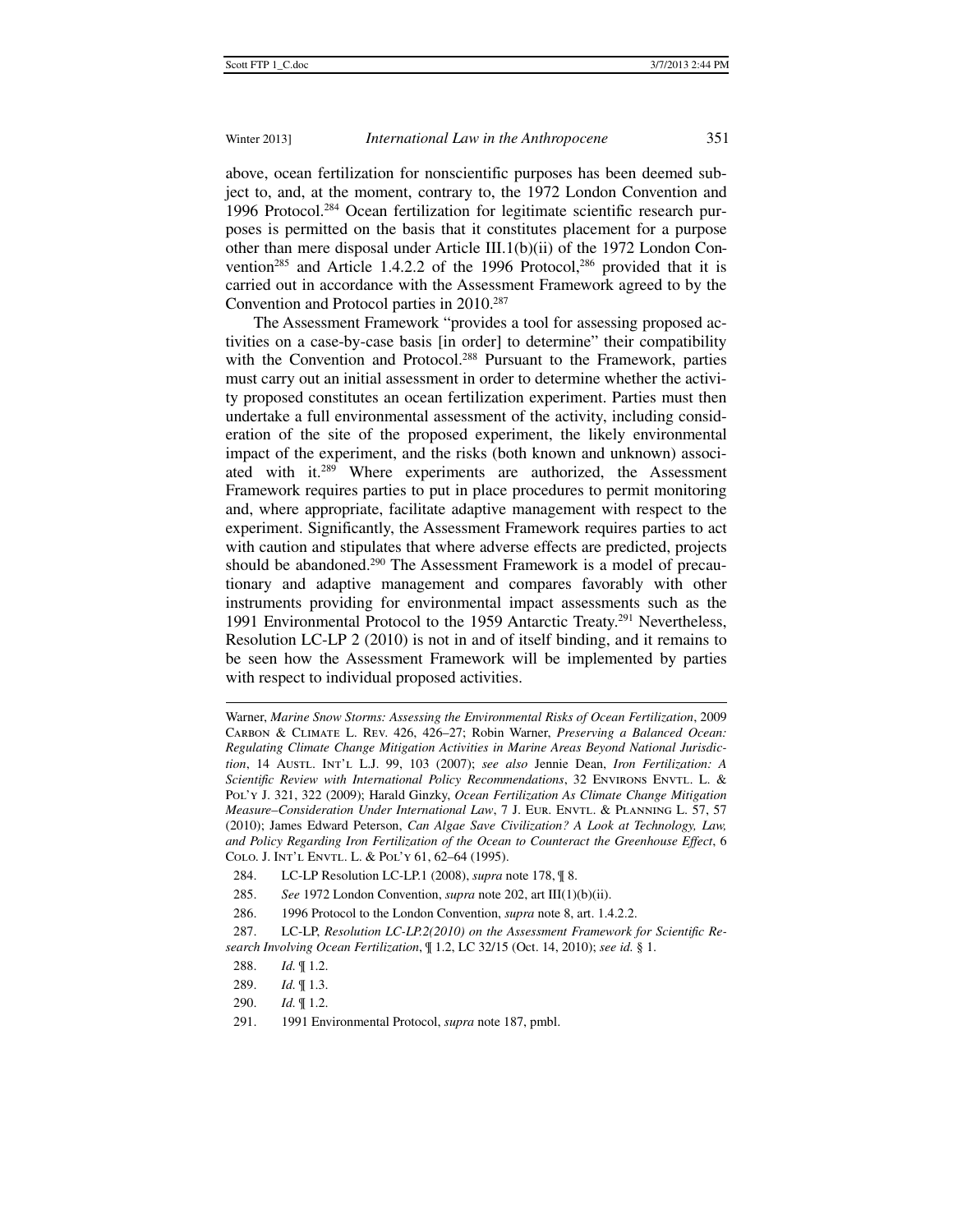above, ocean fertilization for nonscientific purposes has been deemed subject to, and, at the moment, contrary to, the 1972 London Convention and 1996 Protocol.[284] Ocean fertilization for legitimate scientific research purposes is permitted on the basis that it constitutes placement for a purpose other than mere disposal under Article III.1(b)(ii) of the 1972 London Convention[285] and Article 1.4.2.2 of the 1996 Protocol,[286] provided that it is carried out in accordance with the Assessment Framework agreed to by the Convention and Protocol parties in 2010.[287]

The Assessment Framework "provides a tool for assessing proposed activities on a case-by-case basis [in order] to determine" their compatibility with the Convention and Protocol.[288] Pursuant to the Framework, parties must carry out an initial assessment in order to determine whether the activity proposed constitutes an ocean fertilization experiment. Parties must then undertake a full environmental assessment of the activity, including consideration of the site of the proposed experiment, the likely environmental impact of the experiment, and the risks (both known and unknown) associated with it.[289] Where experiments are authorized, the Assessment Framework requires parties to put in place procedures to permit monitoring and, where appropriate, facilitate adaptive management with respect to the experiment. Significantly, the Assessment Framework requires parties to act with caution and stipulates that where adverse effects are predicted, projects should be abandoned.[290] The Assessment Framework is a model of precautionary and adaptive management and compares favorably with other instruments providing for environmental impact assessments such as the 1991 Environmental Protocol to the 1959 Antarctic Treaty.[291] Nevertheless, Resolution LC-LP 2 (2010) is not in and of itself binding, and it remains to be seen how the Assessment Framework will be implemented by parties with respect to individual proposed activities.

---

Warner, *Marine Snow Storms: Assessing the Environmental Risks of Ocean Fertilization*, 2009 Carbon & Climate L. Rev. 426, 426–27; Robin Warner, *Preserving a Balanced Ocean: Regulating Climate Change Mitigation Activities in Marine Areas Beyond National Jurisdiction*, 14 Austl. Int'l L.J. 99, 103 (2007); *see also* Jennie Dean, *Iron Fertilization: A Scientific Review with International Policy Recommendations*, 32 Environs Envtl. L. & Pol'y J. 321, 322 (2009); Harald Ginzky, *Ocean Fertilization As Climate Change Mitigation Measure–Consideration Under International Law*, 7 J. Eur. Envtl. & Planning L. 57, 57 (2010); James Edward Peterson, *Can Algae Save Civilization? A Look at Technology, Law, and Policy Regarding Iron Fertilization of the Ocean to Counteract the Greenhouse Effect*, 6 Colo. J. Int'l Envtl. L. & Pol'y 61, 62–64 (1995).

284. LC-LP Resolution LC-LP.1 (2008), *supra* note 178, ¶ 8.

285. *See* 1972 London Convention, *supra* note 202, art III(1)(b)(ii).

286. 1996 Protocol to the London Convention, *supra* note 8, art. 1.4.2.2.

287. LC-LP, *Resolution LC-LP.2(2010) on the Assessment Framework for Scientific Research Involving Ocean Fertilization*, ¶ 1.2, LC 32/15 (Oct. 14, 2010); *see id.* § 1.

288. *Id.* ¶ 1.2.

289. *Id.* ¶ 1.3.

290. *Id.* ¶ 1.2.

291. 1991 Environmental Protocol, *supra* note 187, pmbl.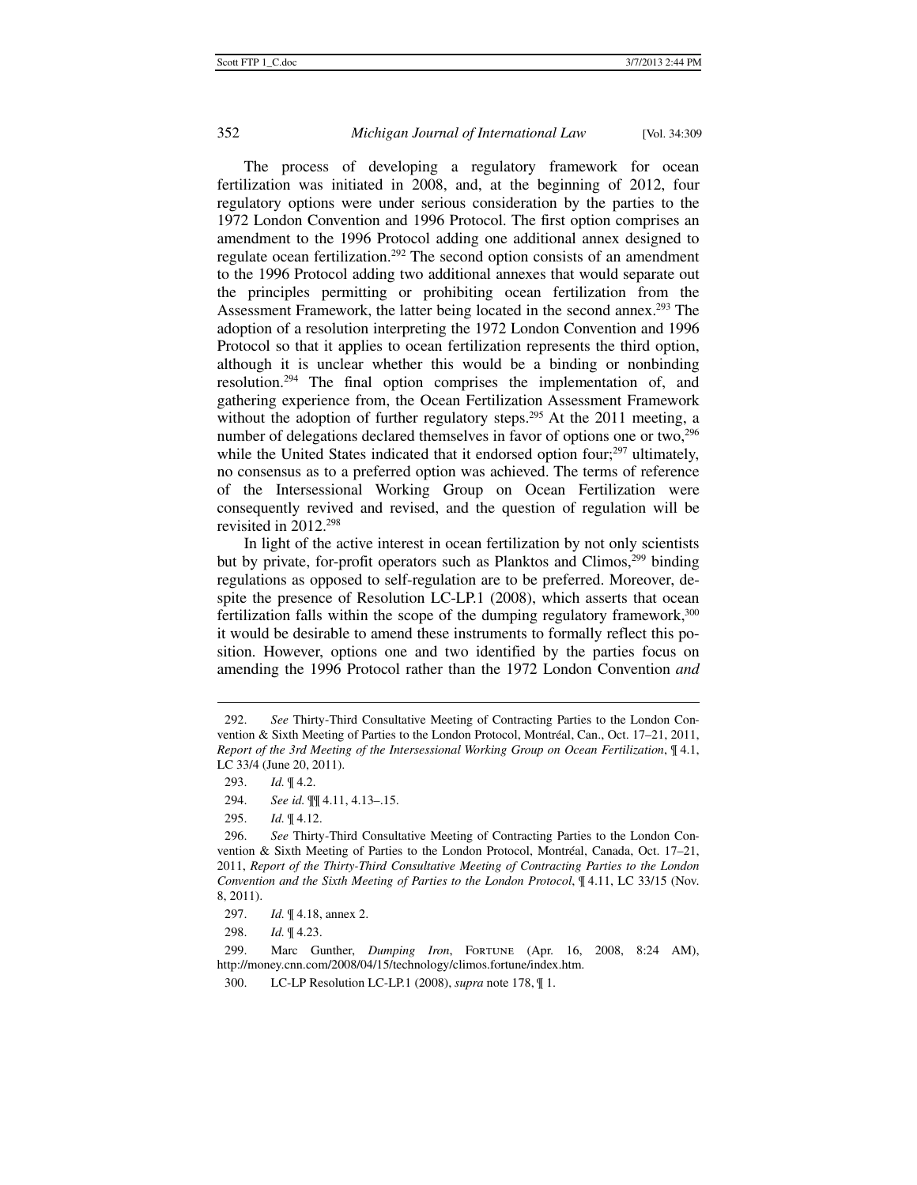The process of developing a regulatory framework for ocean fertilization was initiated in 2008, and, at the beginning of 2012, four regulatory options were under serious consideration by the parties to the 1972 London Convention and 1996 Protocol. The first option comprises an amendment to the 1996 Protocol adding one additional annex designed to regulate ocean fertilization.[292] The second option consists of an amendment to the 1996 Protocol adding two additional annexes that would separate out the principles permitting or prohibiting ocean fertilization from the Assessment Framework, the latter being located in the second annex.[293] The adoption of a resolution interpreting the 1972 London Convention and 1996 Protocol so that it applies to ocean fertilization represents the third option, although it is unclear whether this would be a binding or nonbinding resolution.[294] The final option comprises the implementation of, and gathering experience from, the Ocean Fertilization Assessment Framework without the adoption of further regulatory steps.[295] At the 2011 meeting, a number of delegations declared themselves in favor of options one or two,[296] while the United States indicated that it endorsed option four;[297] ultimately, no consensus as to a preferred option was achieved. The terms of reference of the Intersessional Working Group on Ocean Fertilization were consequently revived and revised, and the question of regulation will be revisited in 2012.[298]

In light of the active interest in ocean fertilization by not only scientists but by private, for-profit operators such as Planktos and Climos,[299] binding regulations as opposed to self-regulation are to be preferred. Moreover, despite the presence of Resolution LC-LP.1 (2008), which asserts that ocean fertilization falls within the scope of the dumping regulatory framework,[300] it would be desirable to amend these instruments to formally reflect this position. However, options one and two identified by the parties focus on amending the 1996 Protocol rather than the 1972 London Convention *and*

---

292. *See* Thirty-Third Consultative Meeting of Contracting Parties to the London Convention & Sixth Meeting of Parties to the London Protocol, Montréal, Can., Oct. 17–21, 2011, *Report of the 3rd Meeting of the Intersessional Working Group on Ocean Fertilization*, ¶ 4.1, LC 33/4 (June 20, 2011).

293. *Id.* ¶ 4.2.

294. *See id.* ¶¶ 4.11, 4.13–.15.

295. *Id.* ¶ 4.12.

296. *See* Thirty-Third Consultative Meeting of Contracting Parties to the London Convention & Sixth Meeting of Parties to the London Protocol, Montréal, Canada, Oct. 17–21, 2011, *Report of the Thirty-Third Consultative Meeting of Contracting Parties to the London Convention and the Sixth Meeting of Parties to the London Protocol*, ¶ 4.11, LC 33/15 (Nov. 8, 2011).

297. *Id.* ¶ 4.18, annex 2.

298. *Id.* ¶ 4.23.

299. Marc Gunther, *Dumping Iron*, FORTUNE (Apr. 16, 2008, 8:24 AM), http://money.cnn.com/2008/04/15/technology/climos.fortune/index.htm.

300. LC-LP Resolution LC-LP.1 (2008), *supra* note 178, ¶ 1.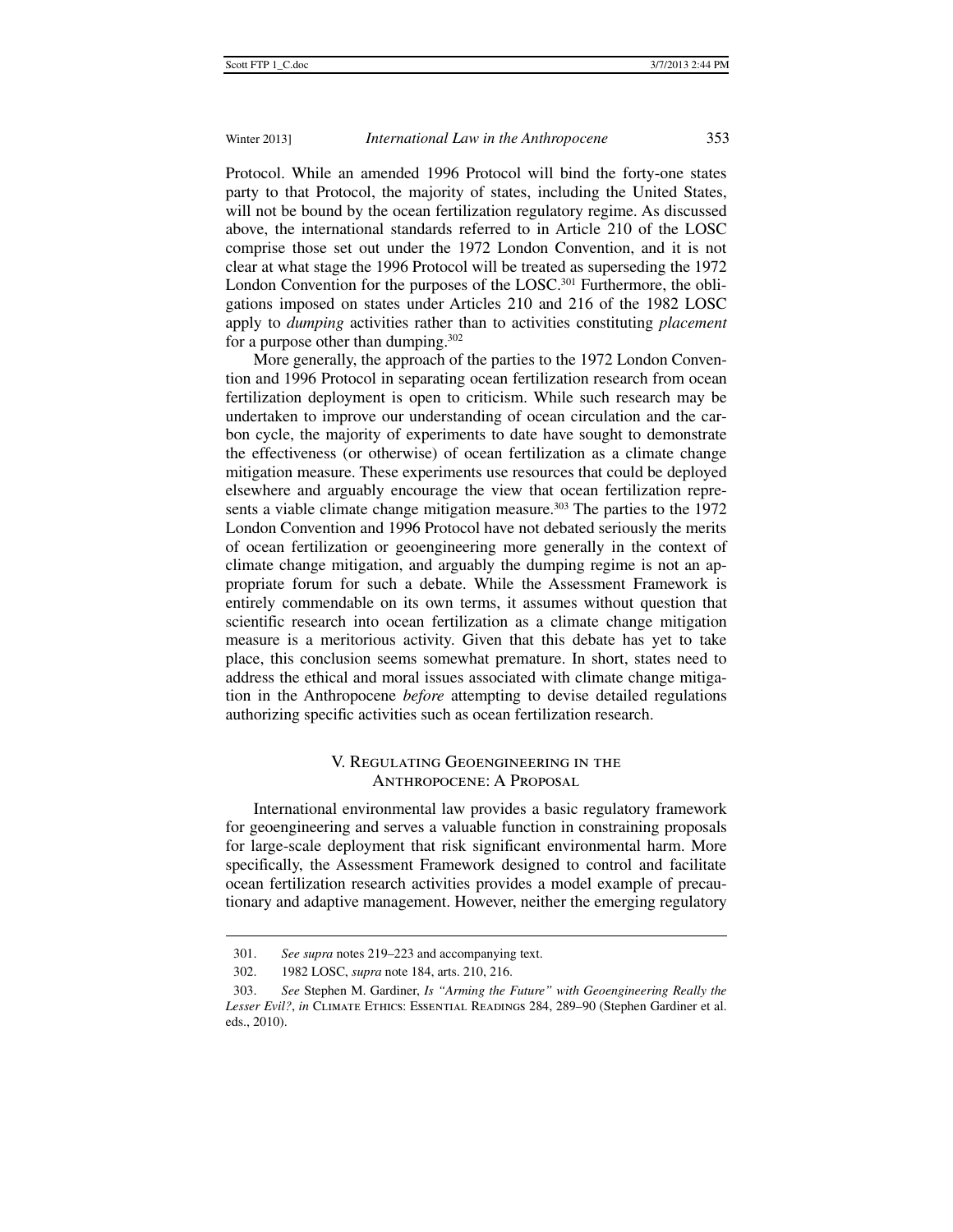Protocol. While an amended 1996 Protocol will bind the forty-one states party to that Protocol, the majority of states, including the United States, will not be bound by the ocean fertilization regulatory regime. As discussed above, the international standards referred to in Article 210 of the LOSC comprise those set out under the 1972 London Convention, and it is not clear at what stage the 1996 Protocol will be treated as superseding the 1972 London Convention for the purposes of the LOSC.[301] Furthermore, the obligations imposed on states under Articles 210 and 216 of the 1982 LOSC apply to *dumping* activities rather than to activities constituting *placement* for a purpose other than dumping.[302]

More generally, the approach of the parties to the 1972 London Convention and 1996 Protocol in separating ocean fertilization research from ocean fertilization deployment is open to criticism. While such research may be undertaken to improve our understanding of ocean circulation and the carbon cycle, the majority of experiments to date have sought to demonstrate the effectiveness (or otherwise) of ocean fertilization as a climate change mitigation measure. These experiments use resources that could be deployed elsewhere and arguably encourage the view that ocean fertilization represents a viable climate change mitigation measure.[303] The parties to the 1972 London Convention and 1996 Protocol have not debated seriously the merits of ocean fertilization or geoengineering more generally in the context of climate change mitigation, and arguably the dumping regime is not an appropriate forum for such a debate. While the Assessment Framework is entirely commendable on its own terms, it assumes without question that scientific research into ocean fertilization as a climate change mitigation measure is a meritorious activity. Given that this debate has yet to take place, this conclusion seems somewhat premature. In short, states need to address the ethical and moral issues associated with climate change mitigation in the Anthropocene *before* attempting to devise detailed regulations authorizing specific activities such as ocean fertilization research.

## V. Regulating Geoengineering in the Anthropocene: A Proposal

International environmental law provides a basic regulatory framework for geoengineering and serves a valuable function in constraining proposals for large-scale deployment that risk significant environmental harm. More specifically, the Assessment Framework designed to control and facilitate ocean fertilization research activities provides a model example of precautionary and adaptive management. However, neither the emerging regulatory

---

301. *See supra* notes 219–223 and accompanying text.

302. 1982 LOSC, *supra* note 184, arts. 210, 216.

303. *See* Stephen M. Gardiner, *Is "Arming the Future" with Geoengineering Really the Lesser Evil?*, *in* Climate Ethics: Essential Readings 284, 289–90 (Stephen Gardiner et al. eds., 2010).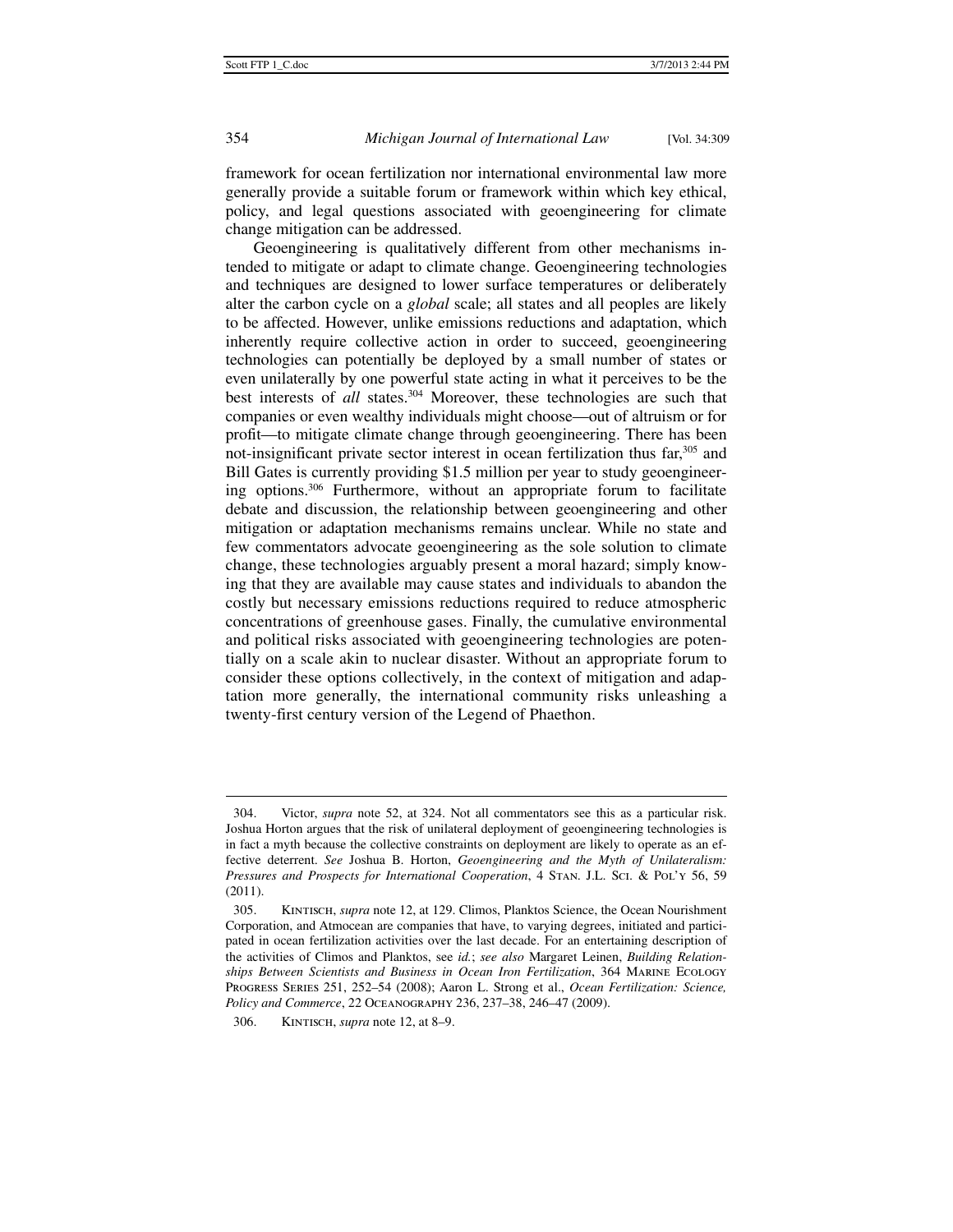framework for ocean fertilization nor international environmental law more generally provide a suitable forum or framework within which key ethical, policy, and legal questions associated with geoengineering for climate change mitigation can be addressed.

Geoengineering is qualitatively different from other mechanisms intended to mitigate or adapt to climate change. Geoengineering technologies and techniques are designed to lower surface temperatures or deliberately alter the carbon cycle on a *global* scale; all states and all peoples are likely to be affected. However, unlike emissions reductions and adaptation, which inherently require collective action in order to succeed, geoengineering technologies can potentially be deployed by a small number of states or even unilaterally by one powerful state acting in what it perceives to be the best interests of *all* states.[304] Moreover, these technologies are such that companies or even wealthy individuals might choose—out of altruism or for profit—to mitigate climate change through geoengineering. There has been not-insignificant private sector interest in ocean fertilization thus far,[305] and Bill Gates is currently providing $1.5 million per year to study geoengineering options.[306] Furthermore, without an appropriate forum to facilitate debate and discussion, the relationship between geoengineering and other mitigation or adaptation mechanisms remains unclear. While no state and few commentators advocate geoengineering as the sole solution to climate change, these technologies arguably present a moral hazard; simply knowing that they are available may cause states and individuals to abandon the costly but necessary emissions reductions required to reduce atmospheric concentrations of greenhouse gases. Finally, the cumulative environmental and political risks associated with geoengineering technologies are potentially on a scale akin to nuclear disaster. Without an appropriate forum to consider these options collectively, in the context of mitigation and adaptation more generally, the international community risks unleashing a twenty-first century version of the Legend of Phaethon.

---

304. Victor, *supra* note 52, at 324. Not all commentators see this as a particular risk. Joshua Horton argues that the risk of unilateral deployment of geoengineering technologies is in fact a myth because the collective constraints on deployment are likely to operate as an effective deterrent. *See* Joshua B. Horton, *Geoengineering and the Myth of Unilateralism: Pressures and Prospects for International Cooperation*, 4 STAN. J.L. SCI. & POL'Y 56, 59 (2011).

305. KINTISCH, *supra* note 12, at 129. Climos, Planktos Science, the Ocean Nourishment Corporation, and Atmocean are companies that have, to varying degrees, initiated and participated in ocean fertilization activities over the last decade. For an entertaining description of the activities of Climos and Planktos, see *id.*; *see also* Margaret Leinen, *Building Relationships Between Scientists and Business in Ocean Iron Fertilization*, 364 MARINE ECOLOGY PROGRESS SERIES 251, 252–54 (2008); Aaron L. Strong et al., *Ocean Fertilization: Science, Policy and Commerce*, 22 OCEANOGRAPHY 236, 237–38, 246–47 (2009).

306. KINTISCH, *supra* note 12, at 8–9.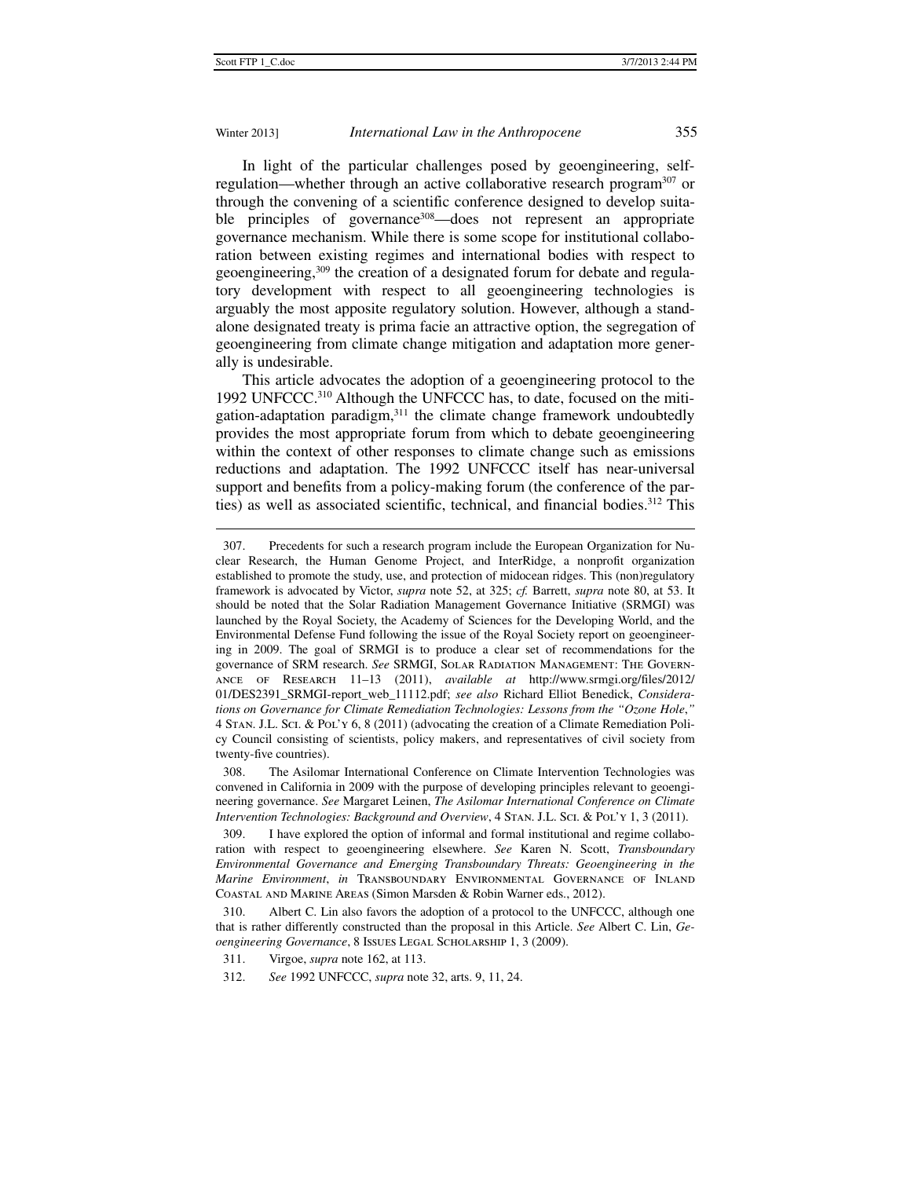In light of the particular challenges posed by geoengineering, self-regulation—whether through an active collaborative research program[307] or through the convening of a scientific conference designed to develop suitable principles of governance[308]—does not represent an appropriate governance mechanism. While there is some scope for institutional collaboration between existing regimes and international bodies with respect to geoengineering,[309] the creation of a designated forum for debate and regulatory development with respect to all geoengineering technologies is arguably the most apposite regulatory solution. However, although a stand-alone designated treaty is prima facie an attractive option, the segregation of geoengineering from climate change mitigation and adaptation more generally is undesirable.

This article advocates the adoption of a geoengineering protocol to the 1992 UNFCCC.[310] Although the UNFCCC has, to date, focused on the mitigation-adaptation paradigm,[311] the climate change framework undoubtedly provides the most appropriate forum from which to debate geoengineering within the context of other responses to climate change such as emissions reductions and adaptation. The 1992 UNFCCC itself has near-universal support and benefits from a policy-making forum (the conference of the parties) as well as associated scientific, technical, and financial bodies.[312] This

---

307. Precedents for such a research program include the European Organization for Nuclear Research, the Human Genome Project, and InterRidge, a nonprofit organization established to promote the study, use, and protection of midocean ridges. This (non)regulatory framework is advocated by Victor, *supra* note 52, at 325; *cf.* Barrett, *supra* note 80, at 53. It should be noted that the Solar Radiation Management Governance Initiative (SRMGI) was launched by the Royal Society, the Academy of Sciences for the Developing World, and the Environmental Defense Fund following the issue of the Royal Society report on geoengineering in 2009. The goal of SRMGI is to produce a clear set of recommendations for the governance of SRM research. *See* SRMGI, Solar Radiation Management: The Governance of Research 11–13 (2011), *available at* http://www.srmgi.org/files/2012/01/DES2391_SRMGI-report_web_11112.pdf; *see also* Richard Elliot Benedick, *Considerations on Governance for Climate Remediation Technologies: Lessons from the "Ozone Hole*,*"* 4 Stan. J.L. Sci. & Pol'y 6, 8 (2011) (advocating the creation of a Climate Remediation Policy Council consisting of scientists, policy makers, and representatives of civil society from twenty-five countries).

308. The Asilomar International Conference on Climate Intervention Technologies was convened in California in 2009 with the purpose of developing principles relevant to geoengineering governance. *See* Margaret Leinen, *The Asilomar International Conference on Climate Intervention Technologies: Background and Overview*, 4 Stan. J.L. Sci. & Pol'y 1, 3 (2011).

309. I have explored the option of informal and formal institutional and regime collaboration with respect to geoengineering elsewhere. *See* Karen N. Scott, *Transboundary Environmental Governance and Emerging Transboundary Threats: Geoengineering in the Marine Environment*, *in* Transboundary Environmental Governance of Inland Coastal and Marine Areas (Simon Marsden & Robin Warner eds., 2012).

310. Albert C. Lin also favors the adoption of a protocol to the UNFCCC, although one that is rather differently constructed than the proposal in this Article. *See* Albert C. Lin, *Geoengineering Governance*, 8 Issues Legal Scholarship 1, 3 (2009).

311. Virgoe, *supra* note 162, at 113.

312. *See* 1992 UNFCCC, *supra* note 32, arts. 9, 11, 24.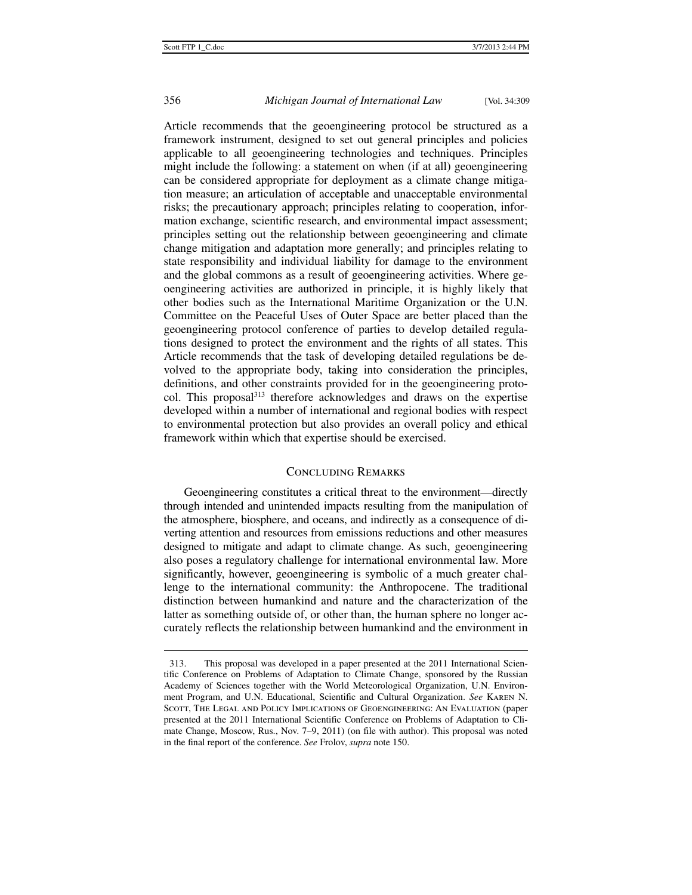Article recommends that the geoengineering protocol be structured as a framework instrument, designed to set out general principles and policies applicable to all geoengineering technologies and techniques. Principles might include the following: a statement on when (if at all) geoengineering can be considered appropriate for deployment as a climate change mitigation measure; an articulation of acceptable and unacceptable environmental risks; the precautionary approach; principles relating to cooperation, information exchange, scientific research, and environmental impact assessment; principles setting out the relationship between geoengineering and climate change mitigation and adaptation more generally; and principles relating to state responsibility and individual liability for damage to the environment and the global commons as a result of geoengineering activities. Where geoengineering activities are authorized in principle, it is highly likely that other bodies such as the International Maritime Organization or the U.N. Committee on the Peaceful Uses of Outer Space are better placed than the geoengineering protocol conference of parties to develop detailed regulations designed to protect the environment and the rights of all states. This Article recommends that the task of developing detailed regulations be devolved to the appropriate body, taking into consideration the principles, definitions, and other constraints provided for in the geoengineering protocol. This proposal[313] therefore acknowledges and draws on the expertise developed within a number of international and regional bodies with respect to environmental protection but also provides an overall policy and ethical framework within which that expertise should be exercised.

## Concluding Remarks

Geoengineering constitutes a critical threat to the environment—directly through intended and unintended impacts resulting from the manipulation of the atmosphere, biosphere, and oceans, and indirectly as a consequence of diverting attention and resources from emissions reductions and other measures designed to mitigate and adapt to climate change. As such, geoengineering also poses a regulatory challenge for international environmental law. More significantly, however, geoengineering is symbolic of a much greater challenge to the international community: the Anthropocene. The traditional distinction between humankind and nature and the characterization of the latter as something outside of, or other than, the human sphere no longer accurately reflects the relationship between humankind and the environment in

---

313. This proposal was developed in a paper presented at the 2011 International Scientific Conference on Problems of Adaptation to Climate Change, sponsored by the Russian Academy of Sciences together with the World Meteorological Organization, U.N. Environment Program, and U.N. Educational, Scientific and Cultural Organization. *See* Karen N. Scott, The Legal and Policy Implications of Geoengineering: An Evaluation (paper presented at the 2011 International Scientific Conference on Problems of Adaptation to Climate Change, Moscow, Rus., Nov. 7–9, 2011) (on file with author). This proposal was noted in the final report of the conference. *See* Frolov, *supra* note 150.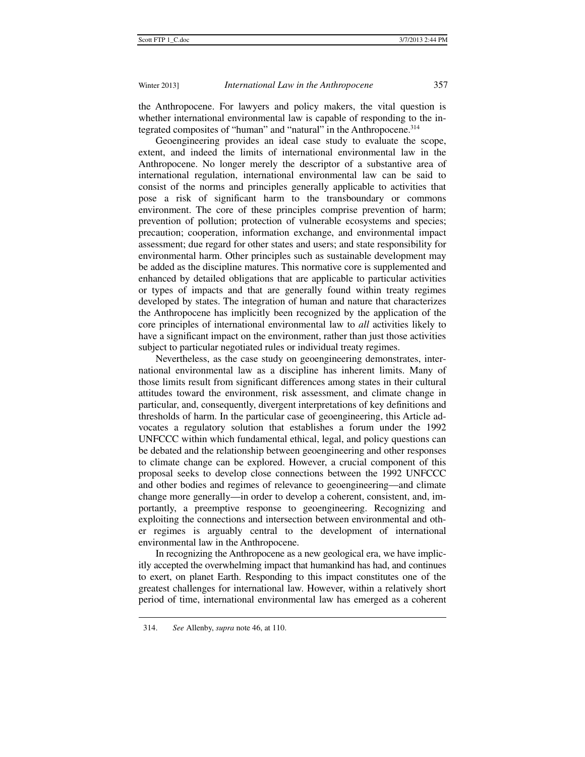the Anthropocene. For lawyers and policy makers, the vital question is whether international environmental law is capable of responding to the integrated composites of "human" and "natural" in the Anthropocene.[314]

Geoengineering provides an ideal case study to evaluate the scope, extent, and indeed the limits of international environmental law in the Anthropocene. No longer merely the descriptor of a substantive area of international regulation, international environmental law can be said to consist of the norms and principles generally applicable to activities that pose a risk of significant harm to the transboundary or commons environment. The core of these principles comprise prevention of harm; prevention of pollution; protection of vulnerable ecosystems and species; precaution; cooperation, information exchange, and environmental impact assessment; due regard for other states and users; and state responsibility for environmental harm. Other principles such as sustainable development may be added as the discipline matures. This normative core is supplemented and enhanced by detailed obligations that are applicable to particular activities or types of impacts and that are generally found within treaty regimes developed by states. The integration of human and nature that characterizes the Anthropocene has implicitly been recognized by the application of the core principles of international environmental law to *all* activities likely to have a significant impact on the environment, rather than just those activities subject to particular negotiated rules or individual treaty regimes.

Nevertheless, as the case study on geoengineering demonstrates, international environmental law as a discipline has inherent limits. Many of those limits result from significant differences among states in their cultural attitudes toward the environment, risk assessment, and climate change in particular, and, consequently, divergent interpretations of key definitions and thresholds of harm. In the particular case of geoengineering, this Article advocates a regulatory solution that establishes a forum under the 1992 UNFCCC within which fundamental ethical, legal, and policy questions can be debated and the relationship between geoengineering and other responses to climate change can be explored. However, a crucial component of this proposal seeks to develop close connections between the 1992 UNFCCC and other bodies and regimes of relevance to geoengineering—and climate change more generally—in order to develop a coherent, consistent, and, importantly, a preemptive response to geoengineering. Recognizing and exploiting the connections and intersection between environmental and other regimes is arguably central to the development of international environmental law in the Anthropocene.

In recognizing the Anthropocene as a new geological era, we have implicitly accepted the overwhelming impact that humankind has had, and continues to exert, on planet Earth. Responding to this impact constitutes one of the greatest challenges for international law. However, within a relatively short period of time, international environmental law has emerged as a coherent

---

314. *See* Allenby, *supra* note 46, at 110.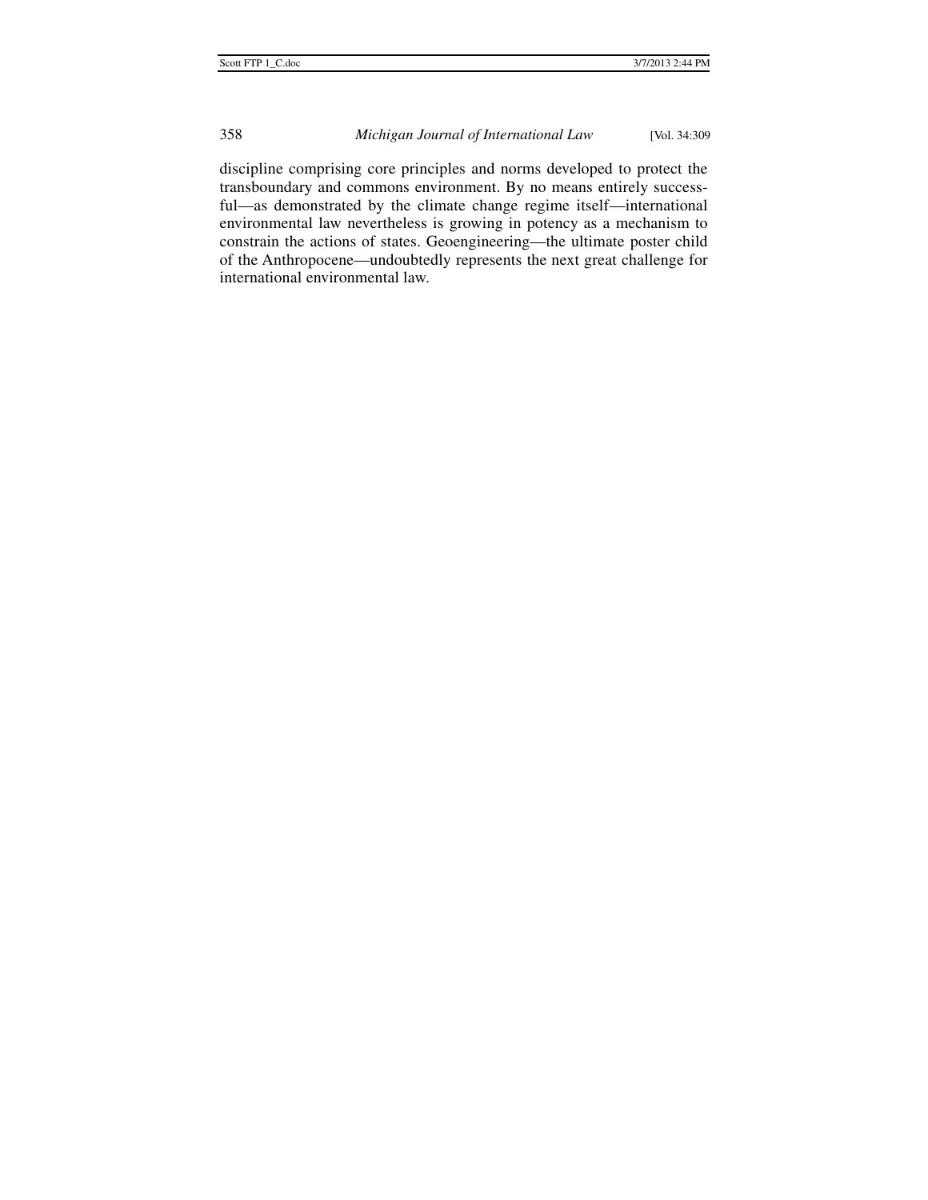discipline comprising core principles and norms developed to protect the transboundary and commons environment. By no means entirely successful—as demonstrated by the climate change regime itself—international environmental law nevertheless is growing in potency as a mechanism to constrain the actions of states. Geoengineering—the ultimate poster child of the Anthropocene—undoubtedly represents the next great challenge for international environmental law.